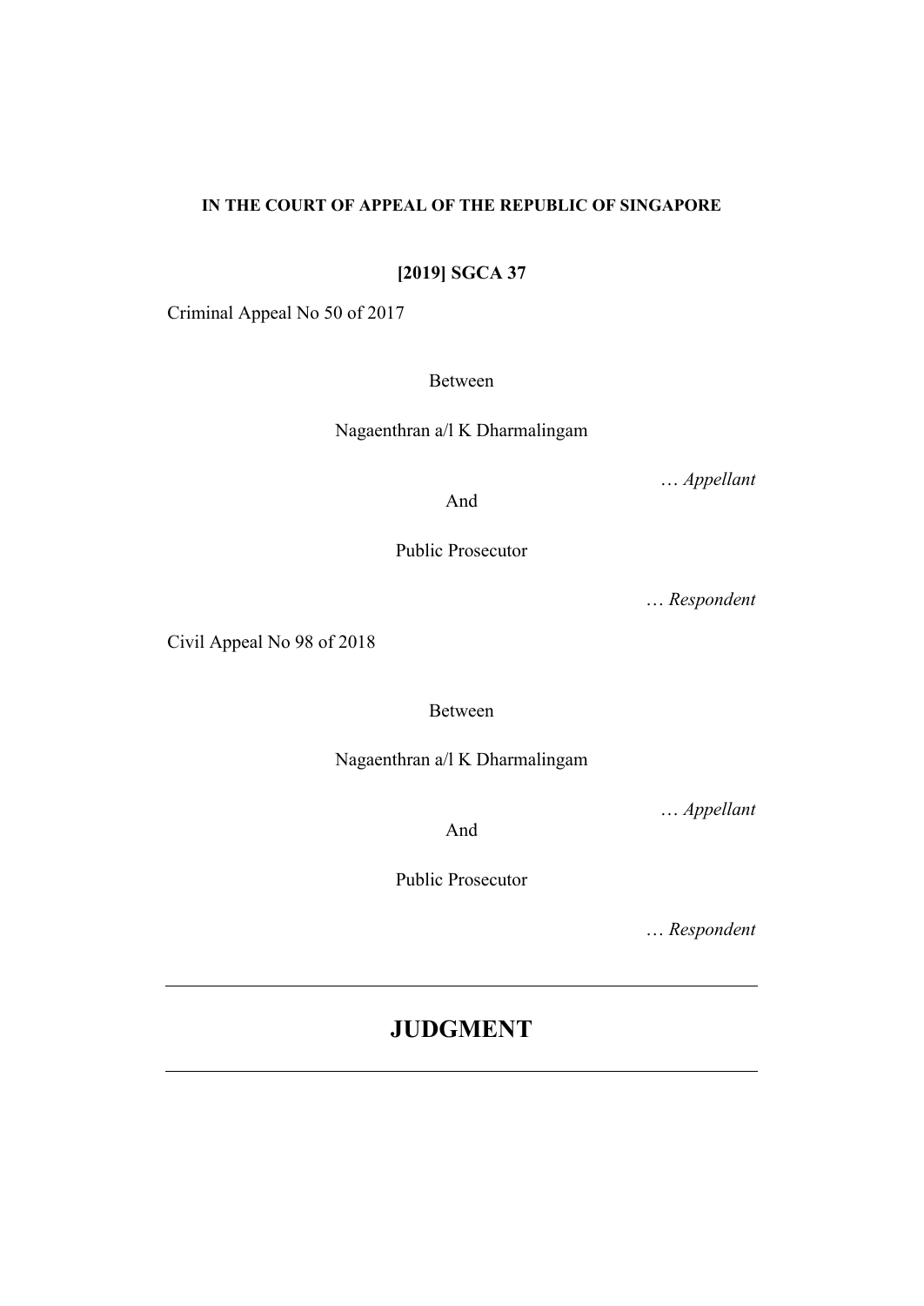**IN THE COURT OF APPEAL OF THE REPUBLIC OF SINGAPORE**

**[2019] SGCA 37**

Criminal Appeal No 50 of 2017

Between

Nagaenthran a/l K Dharmalingam

… *Appellant*

And

Public Prosecutor

… *Respondent*

Civil Appeal No 98 of 2018

Between

Nagaenthran a/l K Dharmalingam

… *Appellant*

And

Public Prosecutor

… *Respondent*

---

# JUDGMENT

---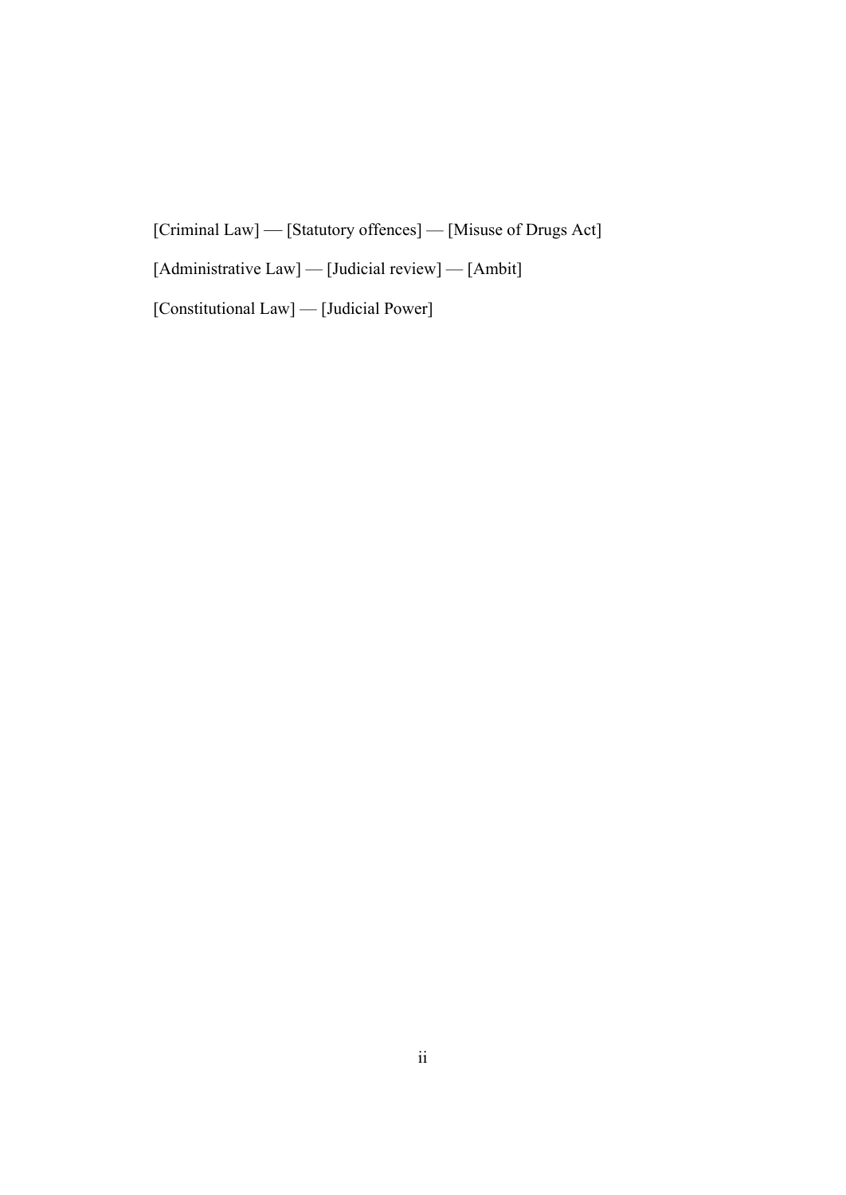[Criminal Law] — [Statutory offences] — [Misuse of Drugs Act]

[Administrative Law] — [Judicial review] — [Ambit]

[Constitutional Law] — [Judicial Power]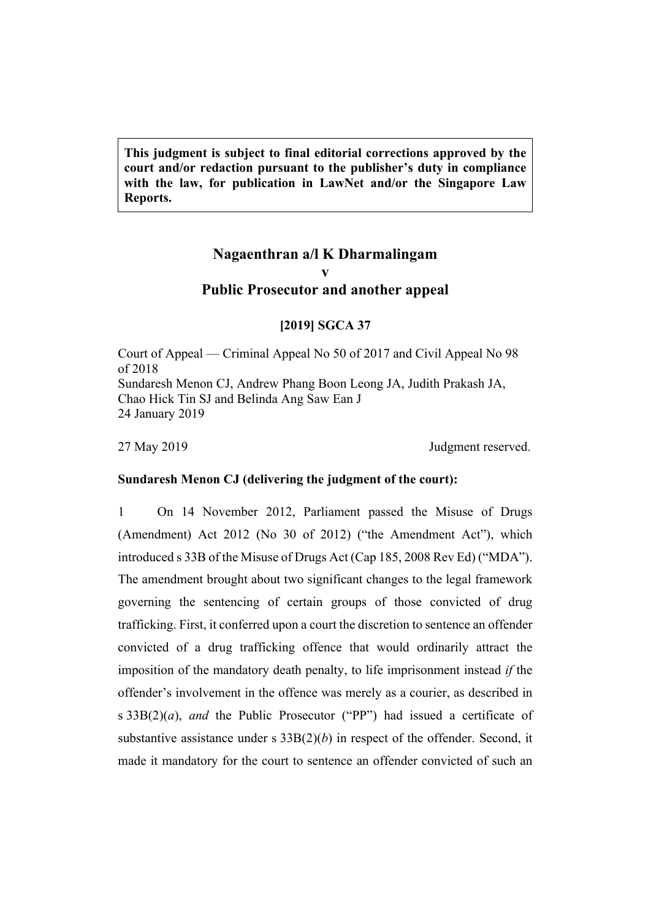**This judgment is subject to final editorial corrections approved by the court and/or redaction pursuant to the publisher's duty in compliance with the law, for publication in LawNet and/or the Singapore Law Reports.**

# Nagaenthran a/l K Dharmalingam v Public Prosecutor and another appeal

**[2019] SGCA 37**

Court of Appeal — Criminal Appeal No 50 of 2017 and Civil Appeal No 98 of 2018
Sundaresh Menon CJ, Andrew Phang Boon Leong JA, Judith Prakash JA, Chao Hick Tin SJ and Belinda Ang Saw Ean J
24 January 2019

27 May 2019 Judgment reserved.

**Sundaresh Menon CJ (delivering the judgment of the court):**

1 On 14 November 2012, Parliament passed the Misuse of Drugs (Amendment) Act 2012 (No 30 of 2012) ("the Amendment Act"), which introduced s 33B of the Misuse of Drugs Act (Cap 185, 2008 Rev Ed) ("MDA"). The amendment brought about two significant changes to the legal framework governing the sentencing of certain groups of those convicted of drug trafficking. First, it conferred upon a court the discretion to sentence an offender convicted of a drug trafficking offence that would ordinarily attract the imposition of the mandatory death penalty, to life imprisonment instead *if* the offender's involvement in the offence was merely as a courier, as described in s 33B(2)(*a*), *and* the Public Prosecutor ("PP") had issued a certificate of substantive assistance under s 33B(2)(*b*) in respect of the offender. Second, it made it mandatory for the court to sentence an offender convicted of such an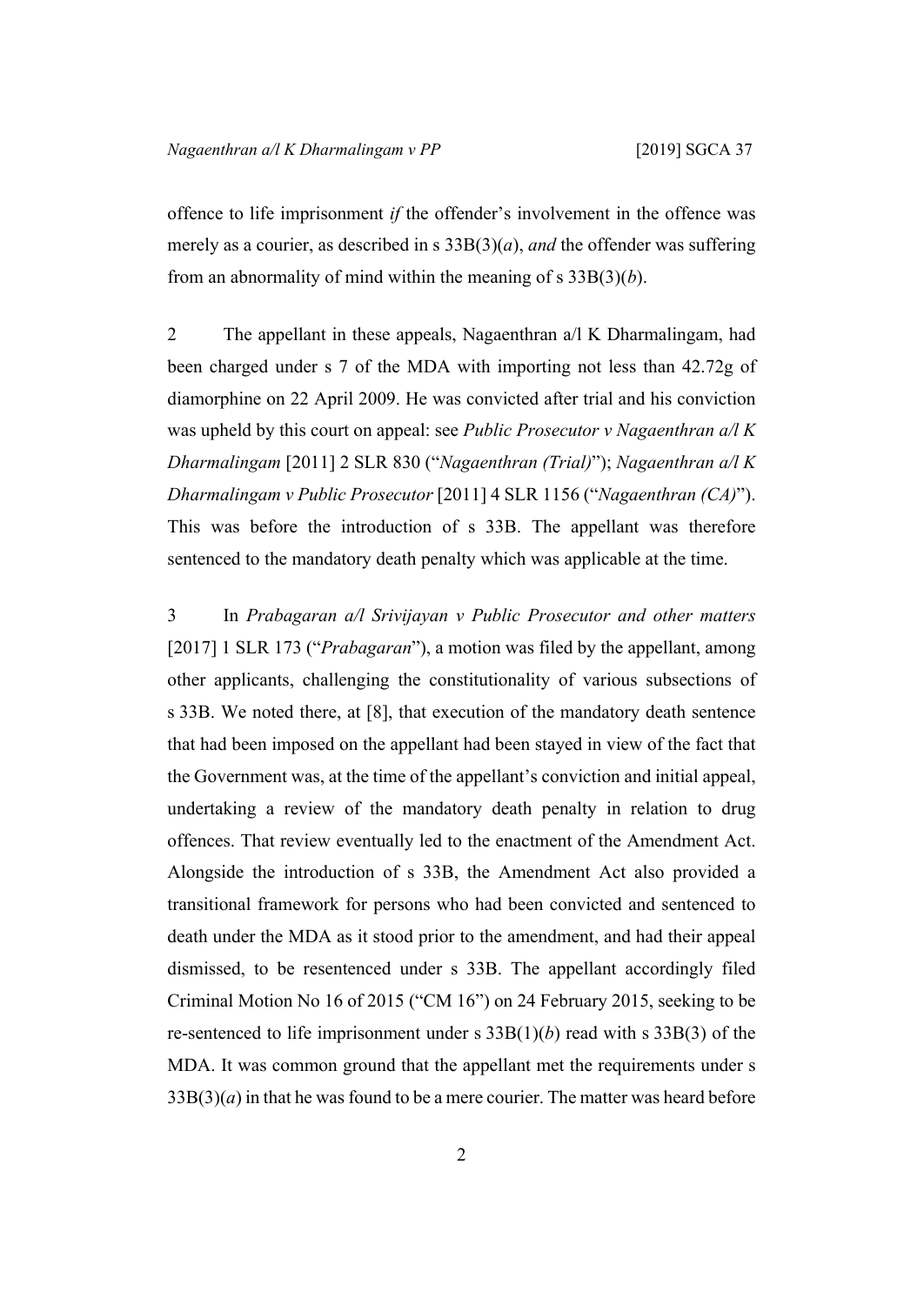offence to life imprisonment *if* the offender's involvement in the offence was merely as a courier, as described in s 33B(3)(*a*), *and* the offender was suffering from an abnormality of mind within the meaning of s 33B(3)(*b*).

2 The appellant in these appeals, Nagaenthran a/l K Dharmalingam, had been charged under s 7 of the MDA with importing not less than 42.72g of diamorphine on 22 April 2009. He was convicted after trial and his conviction was upheld by this court on appeal: see *Public Prosecutor v Nagaenthran a/l K Dharmalingam* [2011] 2 SLR 830 ("*Nagaenthran (Trial)*"); *Nagaenthran a/l K Dharmalingam v Public Prosecutor* [2011] 4 SLR 1156 ("*Nagaenthran (CA)*"). This was before the introduction of s 33B. The appellant was therefore sentenced to the mandatory death penalty which was applicable at the time.

3 In *Prabagaran a/l Srivijayan v Public Prosecutor and other matters* [2017] 1 SLR 173 ("*Prabagaran*"), a motion was filed by the appellant, among other applicants, challenging the constitutionality of various subsections of s 33B. We noted there, at [8], that execution of the mandatory death sentence that had been imposed on the appellant had been stayed in view of the fact that the Government was, at the time of the appellant's conviction and initial appeal, undertaking a review of the mandatory death penalty in relation to drug offences. That review eventually led to the enactment of the Amendment Act. Alongside the introduction of s 33B, the Amendment Act also provided a transitional framework for persons who had been convicted and sentenced to death under the MDA as it stood prior to the amendment, and had their appeal dismissed, to be resentenced under s 33B. The appellant accordingly filed Criminal Motion No 16 of 2015 ("CM 16") on 24 February 2015, seeking to be re-sentenced to life imprisonment under s 33B(1)(*b*) read with s 33B(3) of the MDA. It was common ground that the appellant met the requirements under s 33B(3)(*a*) in that he was found to be a mere courier. The matter was heard before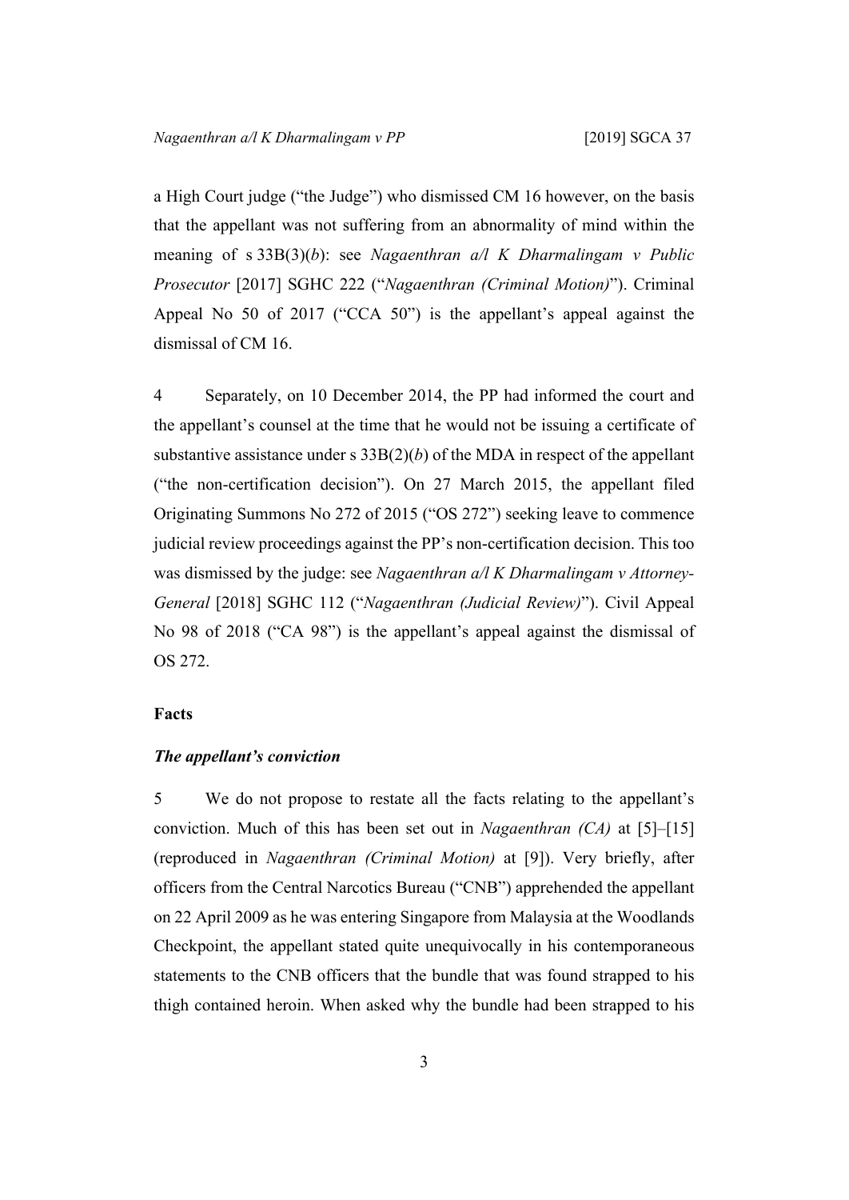a High Court judge ("the Judge") who dismissed CM 16 however, on the basis that the appellant was not suffering from an abnormality of mind within the meaning of s 33B(3)(*b*): see *Nagaenthran a/l K Dharmalingam v Public Prosecutor* [2017] SGHC 222 ("*Nagaenthran (Criminal Motion)*"). Criminal Appeal No 50 of 2017 ("CCA 50") is the appellant's appeal against the dismissal of CM 16.

4 Separately, on 10 December 2014, the PP had informed the court and the appellant's counsel at the time that he would not be issuing a certificate of substantive assistance under s 33B(2)(*b*) of the MDA in respect of the appellant ("the non-certification decision"). On 27 March 2015, the appellant filed Originating Summons No 272 of 2015 ("OS 272") seeking leave to commence judicial review proceedings against the PP's non-certification decision. This too was dismissed by the judge: see *Nagaenthran a/l K Dharmalingam v Attorney-General* [2018] SGHC 112 ("*Nagaenthran (Judicial Review)*"). Civil Appeal No 98 of 2018 ("CA 98") is the appellant's appeal against the dismissal of OS 272.

## Facts

### *The appellant's conviction*

5 We do not propose to restate all the facts relating to the appellant's conviction. Much of this has been set out in *Nagaenthran (CA)* at [5]–[15] (reproduced in *Nagaenthran (Criminal Motion)* at [9]). Very briefly, after officers from the Central Narcotics Bureau ("CNB") apprehended the appellant on 22 April 2009 as he was entering Singapore from Malaysia at the Woodlands Checkpoint, the appellant stated quite unequivocally in his contemporaneous statements to the CNB officers that the bundle that was found strapped to his thigh contained heroin. When asked why the bundle had been strapped to his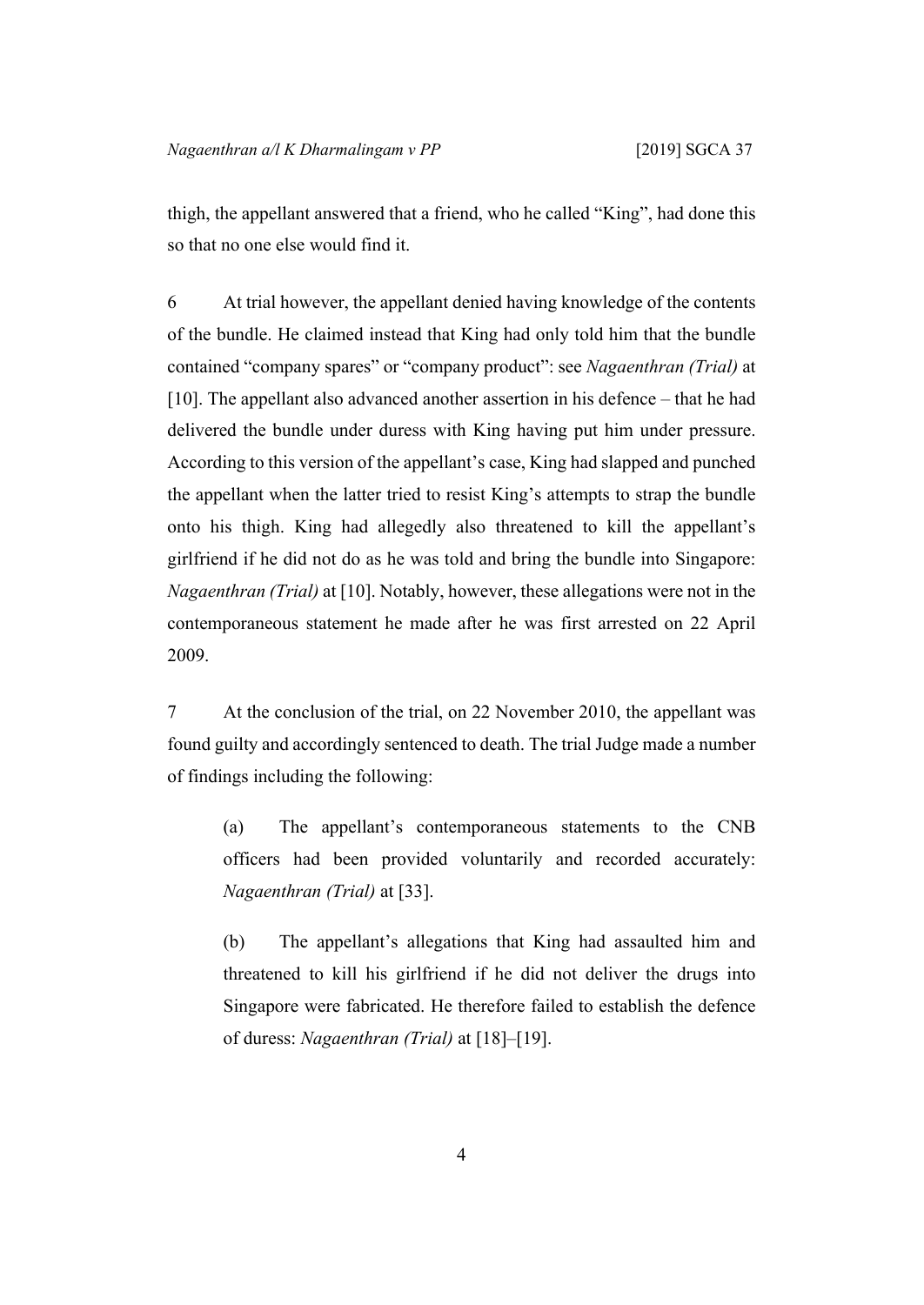thigh, the appellant answered that a friend, who he called "King", had done this so that no one else would find it.

6 At trial however, the appellant denied having knowledge of the contents of the bundle. He claimed instead that King had only told him that the bundle contained "company spares" or "company product": see *Nagaenthran (Trial)* at [10]. The appellant also advanced another assertion in his defence – that he had delivered the bundle under duress with King having put him under pressure. According to this version of the appellant's case, King had slapped and punched the appellant when the latter tried to resist King's attempts to strap the bundle onto his thigh. King had allegedly also threatened to kill the appellant's girlfriend if he did not do as he was told and bring the bundle into Singapore: *Nagaenthran (Trial)* at [10]. Notably, however, these allegations were not in the contemporaneous statement he made after he was first arrested on 22 April 2009.

7 At the conclusion of the trial, on 22 November 2010, the appellant was found guilty and accordingly sentenced to death. The trial Judge made a number of findings including the following:

> (a) The appellant's contemporaneous statements to the CNB officers had been provided voluntarily and recorded accurately: *Nagaenthran (Trial)* at [33].
>
> (b) The appellant's allegations that King had assaulted him and threatened to kill his girlfriend if he did not deliver the drugs into Singapore were fabricated. He therefore failed to establish the defence of duress: *Nagaenthran (Trial)* at [18]–[19].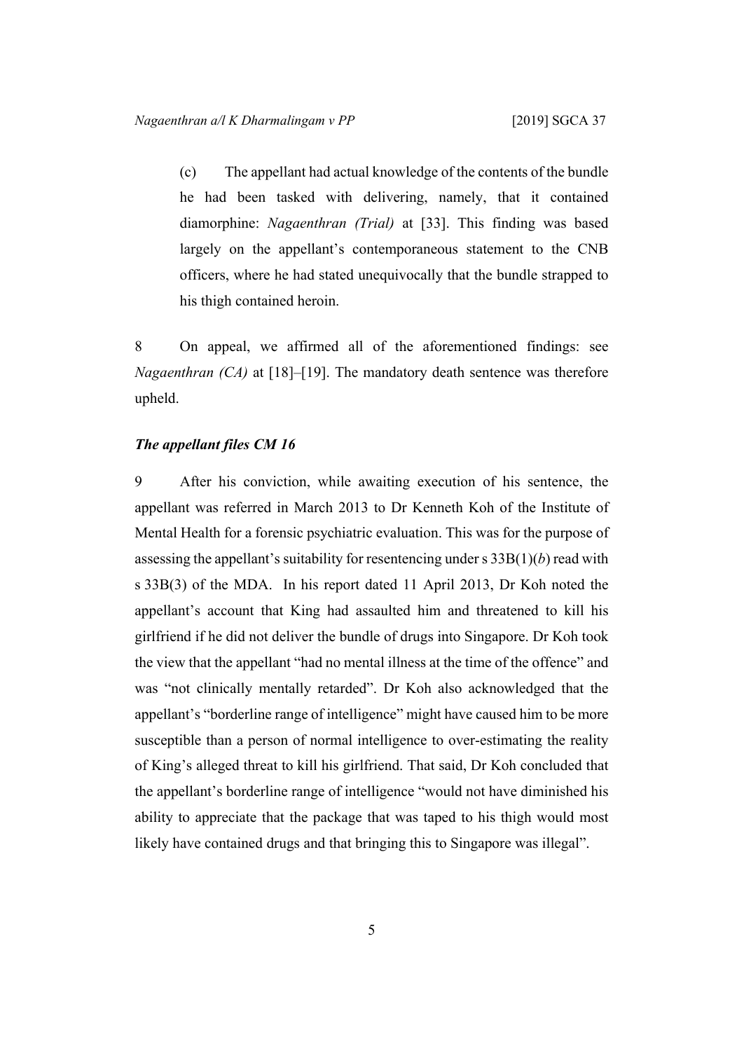(c) The appellant had actual knowledge of the contents of the bundle he had been tasked with delivering, namely, that it contained diamorphine: *Nagaenthran (Trial)* at [33]. This finding was based largely on the appellant's contemporaneous statement to the CNB officers, where he had stated unequivocally that the bundle strapped to his thigh contained heroin.

8 On appeal, we affirmed all of the aforementioned findings: see *Nagaenthran (CA)* at [18]–[19]. The mandatory death sentence was therefore upheld.

### *The appellant files CM 16*

9 After his conviction, while awaiting execution of his sentence, the appellant was referred in March 2013 to Dr Kenneth Koh of the Institute of Mental Health for a forensic psychiatric evaluation. This was for the purpose of assessing the appellant's suitability for resentencing under s 33B(1)(*b*) read with s 33B(3) of the MDA. In his report dated 11 April 2013, Dr Koh noted the appellant's account that King had assaulted him and threatened to kill his girlfriend if he did not deliver the bundle of drugs into Singapore. Dr Koh took the view that the appellant "had no mental illness at the time of the offence" and was "not clinically mentally retarded". Dr Koh also acknowledged that the appellant's "borderline range of intelligence" might have caused him to be more susceptible than a person of normal intelligence to over-estimating the reality of King's alleged threat to kill his girlfriend. That said, Dr Koh concluded that the appellant's borderline range of intelligence "would not have diminished his ability to appreciate that the package that was taped to his thigh would most likely have contained drugs and that bringing this to Singapore was illegal".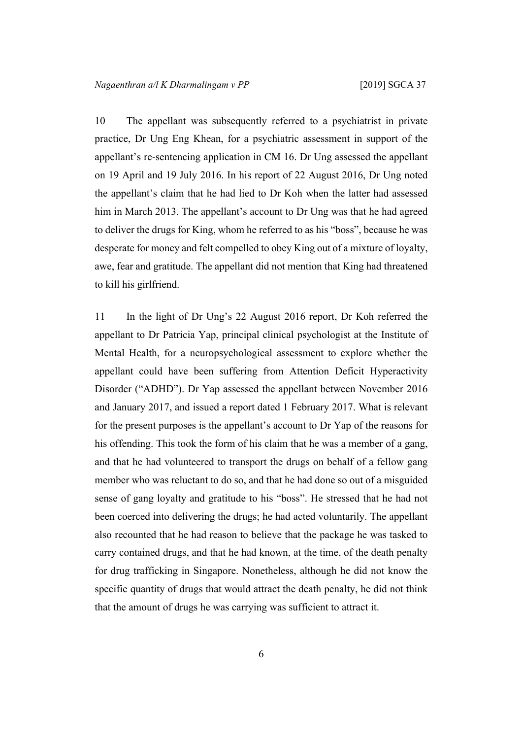10 The appellant was subsequently referred to a psychiatrist in private practice, Dr Ung Eng Khean, for a psychiatric assessment in support of the appellant's re-sentencing application in CM 16. Dr Ung assessed the appellant on 19 April and 19 July 2016. In his report of 22 August 2016, Dr Ung noted the appellant's claim that he had lied to Dr Koh when the latter had assessed him in March 2013. The appellant's account to Dr Ung was that he had agreed to deliver the drugs for King, whom he referred to as his "boss", because he was desperate for money and felt compelled to obey King out of a mixture of loyalty, awe, fear and gratitude. The appellant did not mention that King had threatened to kill his girlfriend.

11 In the light of Dr Ung's 22 August 2016 report, Dr Koh referred the appellant to Dr Patricia Yap, principal clinical psychologist at the Institute of Mental Health, for a neuropsychological assessment to explore whether the appellant could have been suffering from Attention Deficit Hyperactivity Disorder ("ADHD"). Dr Yap assessed the appellant between November 2016 and January 2017, and issued a report dated 1 February 2017. What is relevant for the present purposes is the appellant's account to Dr Yap of the reasons for his offending. This took the form of his claim that he was a member of a gang, and that he had volunteered to transport the drugs on behalf of a fellow gang member who was reluctant to do so, and that he had done so out of a misguided sense of gang loyalty and gratitude to his "boss". He stressed that he had not been coerced into delivering the drugs; he had acted voluntarily. The appellant also recounted that he had reason to believe that the package he was tasked to carry contained drugs, and that he had known, at the time, of the death penalty for drug trafficking in Singapore. Nonetheless, although he did not know the specific quantity of drugs that would attract the death penalty, he did not think that the amount of drugs he was carrying was sufficient to attract it.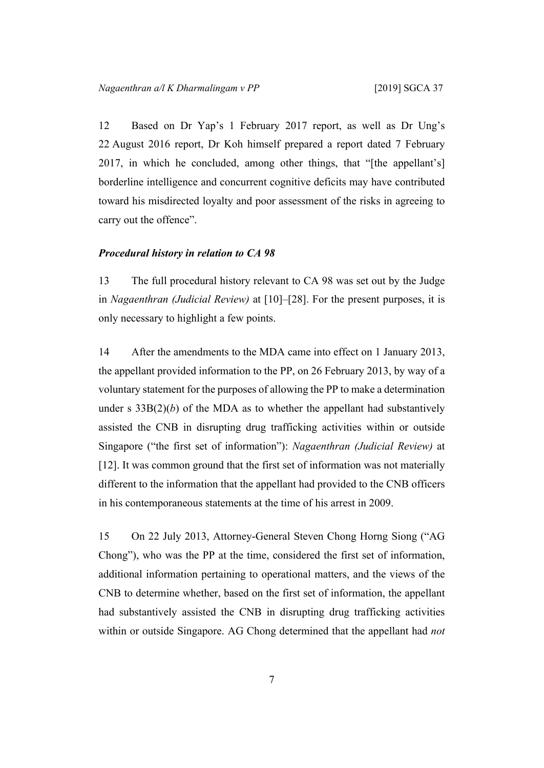12 Based on Dr Yap's 1 February 2017 report, as well as Dr Ung's 22 August 2016 report, Dr Koh himself prepared a report dated 7 February 2017, in which he concluded, among other things, that "[the appellant's] borderline intelligence and concurrent cognitive deficits may have contributed toward his misdirected loyalty and poor assessment of the risks in agreeing to carry out the offence".

### *Procedural history in relation to CA 98*

13 The full procedural history relevant to CA 98 was set out by the Judge in *Nagaenthran (Judicial Review)* at [10]–[28]. For the present purposes, it is only necessary to highlight a few points.

14 After the amendments to the MDA came into effect on 1 January 2013, the appellant provided information to the PP, on 26 February 2013, by way of a voluntary statement for the purposes of allowing the PP to make a determination under s 33B(2)(*b*) of the MDA as to whether the appellant had substantively assisted the CNB in disrupting drug trafficking activities within or outside Singapore ("the first set of information"): *Nagaenthran (Judicial Review)* at [12]. It was common ground that the first set of information was not materially different to the information that the appellant had provided to the CNB officers in his contemporaneous statements at the time of his arrest in 2009.

15 On 22 July 2013, Attorney-General Steven Chong Horng Siong ("AG Chong"), who was the PP at the time, considered the first set of information, additional information pertaining to operational matters, and the views of the CNB to determine whether, based on the first set of information, the appellant had substantively assisted the CNB in disrupting drug trafficking activities within or outside Singapore. AG Chong determined that the appellant had *not*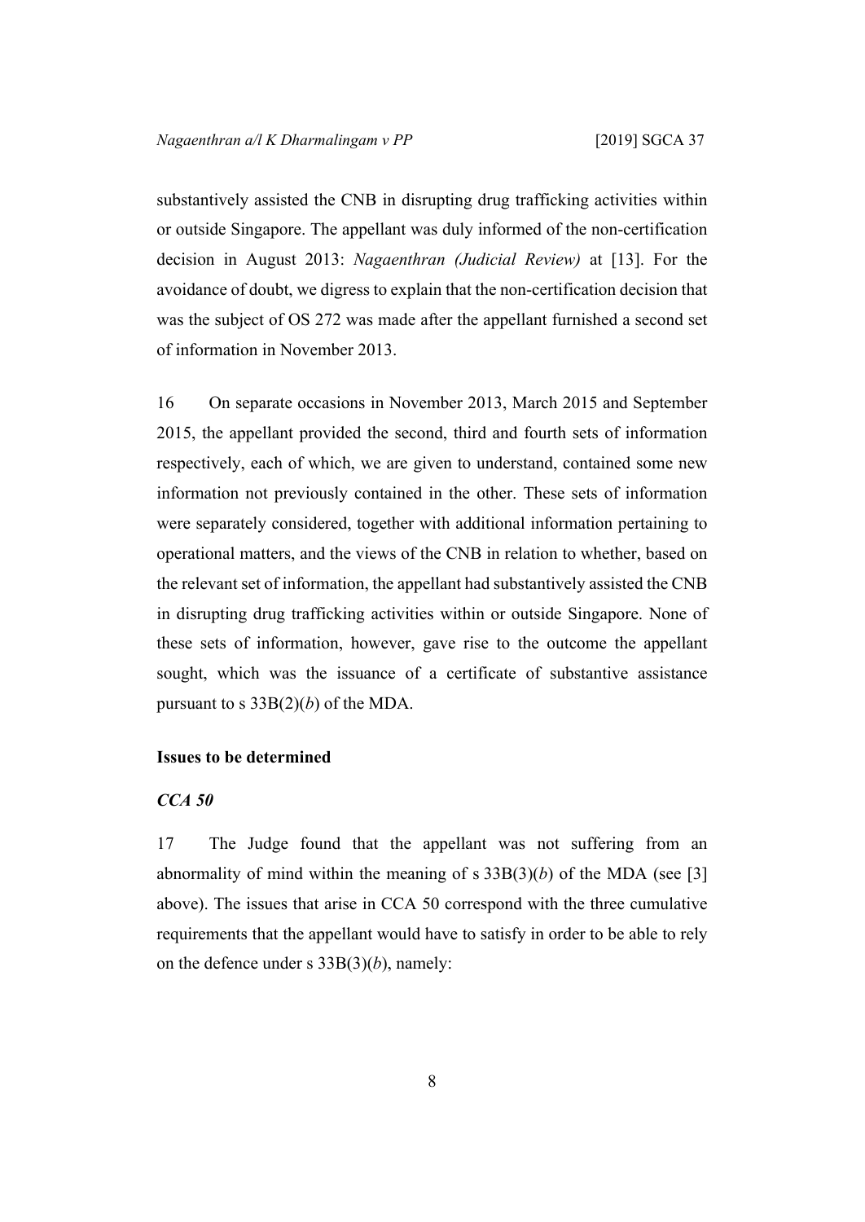substantively assisted the CNB in disrupting drug trafficking activities within or outside Singapore. The appellant was duly informed of the non-certification decision in August 2013: *Nagaenthran (Judicial Review)* at [13]. For the avoidance of doubt, we digress to explain that the non-certification decision that was the subject of OS 272 was made after the appellant furnished a second set of information in November 2013.

16 On separate occasions in November 2013, March 2015 and September 2015, the appellant provided the second, third and fourth sets of information respectively, each of which, we are given to understand, contained some new information not previously contained in the other. These sets of information were separately considered, together with additional information pertaining to operational matters, and the views of the CNB in relation to whether, based on the relevant set of information, the appellant had substantively assisted the CNB in disrupting drug trafficking activities within or outside Singapore. None of these sets of information, however, gave rise to the outcome the appellant sought, which was the issuance of a certificate of substantive assistance pursuant to s 33B(2)(*b*) of the MDA.

## Issues to be determined

### *CCA 50*

17 The Judge found that the appellant was not suffering from an abnormality of mind within the meaning of s 33B(3)(*b*) of the MDA (see [3] above). The issues that arise in CCA 50 correspond with the three cumulative requirements that the appellant would have to satisfy in order to be able to rely on the defence under s 33B(3)(*b*), namely: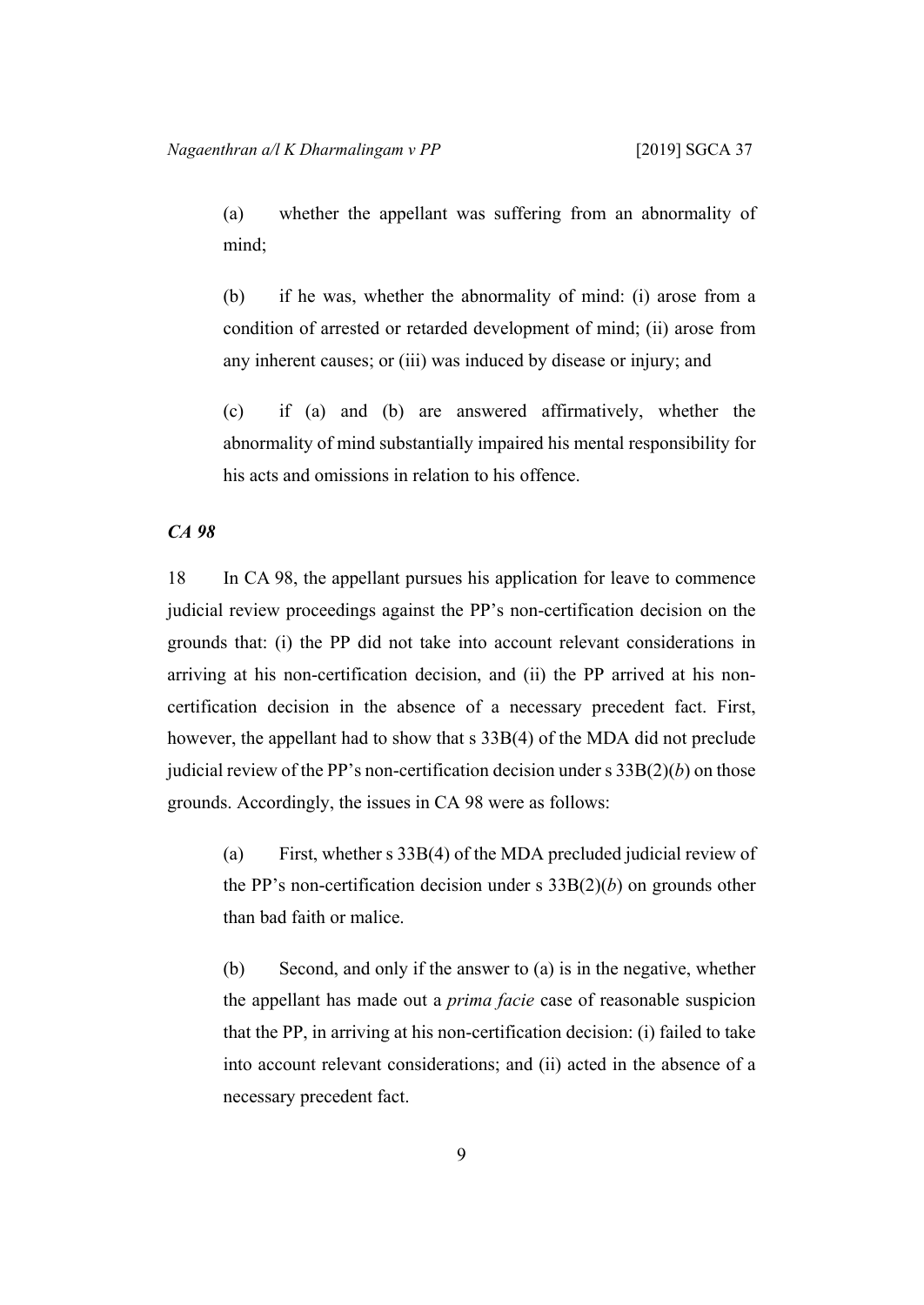(a) whether the appellant was suffering from an abnormality of mind;

(b) if he was, whether the abnormality of mind: (i) arose from a condition of arrested or retarded development of mind; (ii) arose from any inherent causes; or (iii) was induced by disease or injury; and

(c) if (a) and (b) are answered affirmatively, whether the abnormality of mind substantially impaired his mental responsibility for his acts and omissions in relation to his offence.

### *CA 98*

18 In CA 98, the appellant pursues his application for leave to commence judicial review proceedings against the PP's non-certification decision on the grounds that: (i) the PP did not take into account relevant considerations in arriving at his non-certification decision, and (ii) the PP arrived at his non-certification decision in the absence of a necessary precedent fact. First, however, the appellant had to show that s 33B(4) of the MDA did not preclude judicial review of the PP's non-certification decision under s 33B(2)(*b*) on those grounds. Accordingly, the issues in CA 98 were as follows:

(a) First, whether s 33B(4) of the MDA precluded judicial review of the PP's non-certification decision under s 33B(2)(*b*) on grounds other than bad faith or malice.

(b) Second, and only if the answer to (a) is in the negative, whether the appellant has made out a *prima facie* case of reasonable suspicion that the PP, in arriving at his non-certification decision: (i) failed to take into account relevant considerations; and (ii) acted in the absence of a necessary precedent fact.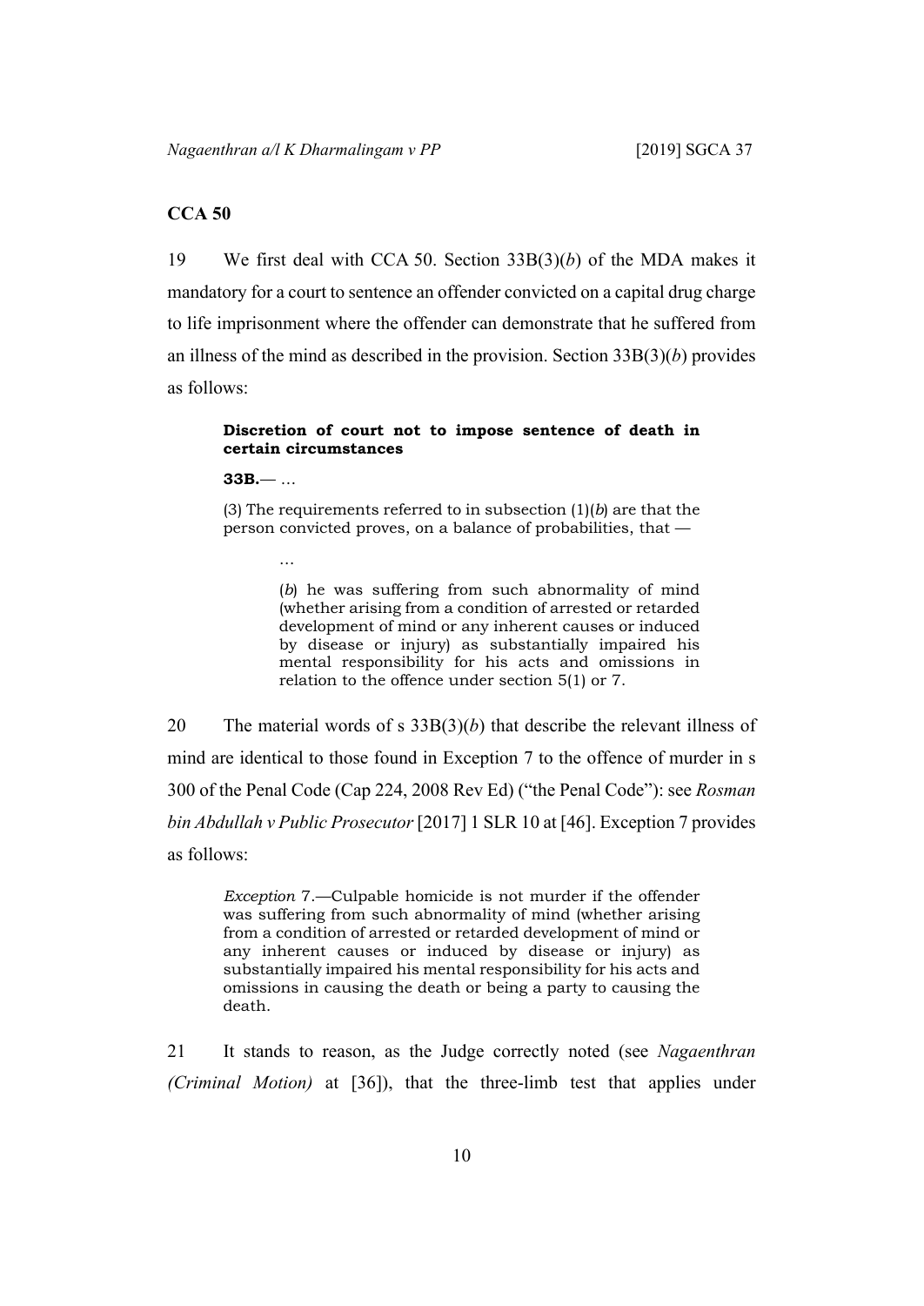**CCA 50**

19 We first deal with CCA 50. Section 33B(3)(*b*) of the MDA makes it mandatory for a court to sentence an offender convicted on a capital drug charge to life imprisonment where the offender can demonstrate that he suffered from an illness of the mind as described in the provision. Section 33B(3)(*b*) provides as follows:

> **Discretion of court not to impose sentence of death in certain circumstances**
>
> **33B.**— …
>
> (3) The requirements referred to in subsection (1)(*b*) are that the person convicted proves, on a balance of probabilities, that —
>
> > …
> >
> > (*b*) he was suffering from such abnormality of mind (whether arising from a condition of arrested or retarded development of mind or any inherent causes or induced by disease or injury) as substantially impaired his mental responsibility for his acts and omissions in relation to the offence under section 5(1) or 7.

20 The material words of s 33B(3)(*b*) that describe the relevant illness of mind are identical to those found in Exception 7 to the offence of murder in s 300 of the Penal Code (Cap 224, 2008 Rev Ed) ("the Penal Code"): see *Rosman bin Abdullah v Public Prosecutor* [2017] 1 SLR 10 at [46]. Exception 7 provides as follows:

> *Exception* 7.—Culpable homicide is not murder if the offender was suffering from such abnormality of mind (whether arising from a condition of arrested or retarded development of mind or any inherent causes or induced by disease or injury) as substantially impaired his mental responsibility for his acts and omissions in causing the death or being a party to causing the death.

21 It stands to reason, as the Judge correctly noted (see *Nagaenthran (Criminal Motion)* at [36]), that the three-limb test that applies under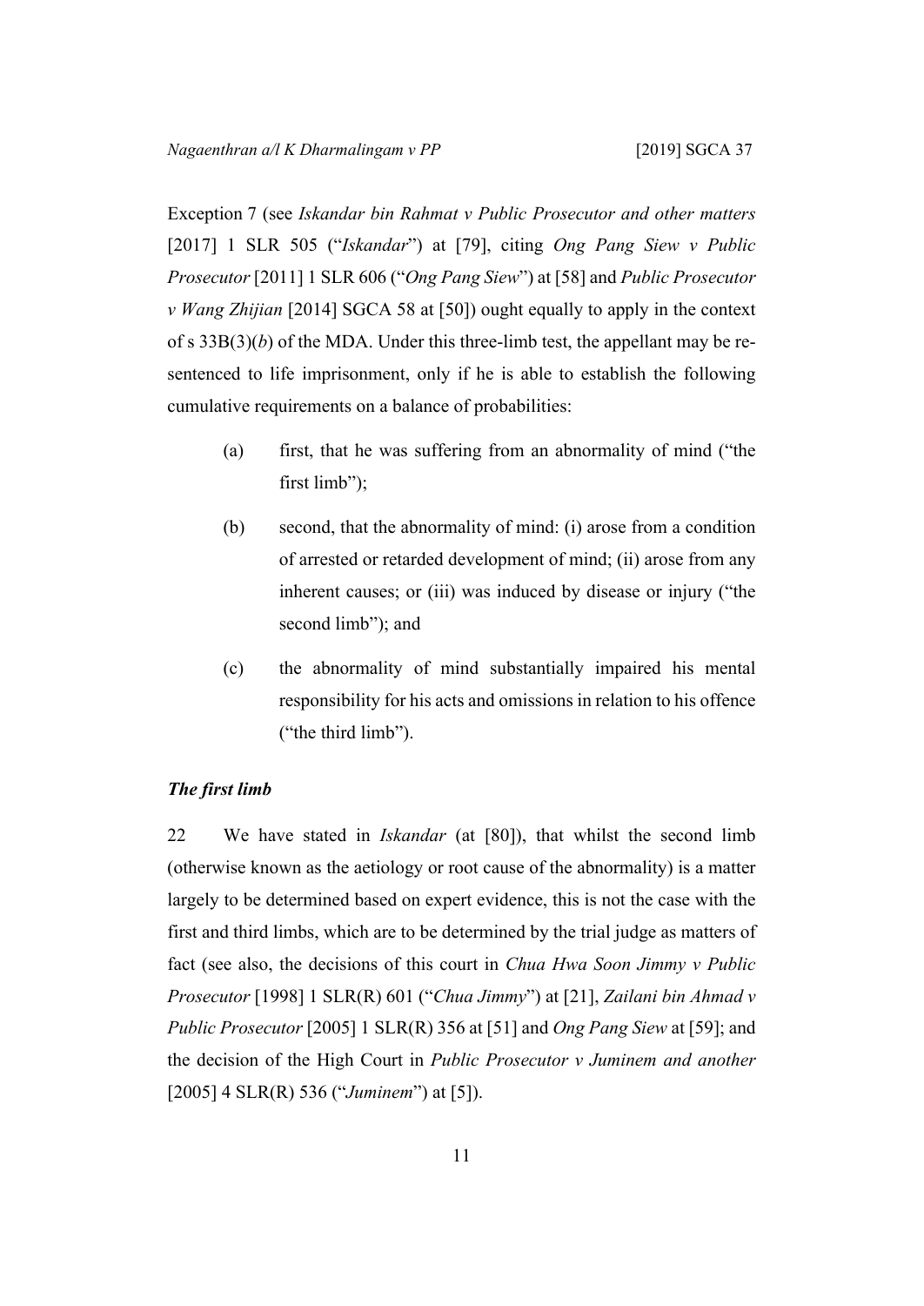Exception 7 (see *Iskandar bin Rahmat v Public Prosecutor and other matters* [2017] 1 SLR 505 ("*Iskandar*") at [79], citing *Ong Pang Siew v Public Prosecutor* [2011] 1 SLR 606 ("*Ong Pang Siew*") at [58] and *Public Prosecutor v Wang Zhijian* [2014] SGCA 58 at [50]) ought equally to apply in the context of s 33B(3)(*b*) of the MDA. Under this three-limb test, the appellant may be re-sentenced to life imprisonment, only if he is able to establish the following cumulative requirements on a balance of probabilities:

(a) first, that he was suffering from an abnormality of mind ("the first limb");

(b) second, that the abnormality of mind: (i) arose from a condition of arrested or retarded development of mind; (ii) arose from any inherent causes; or (iii) was induced by disease or injury ("the second limb"); and

(c) the abnormality of mind substantially impaired his mental responsibility for his acts and omissions in relation to his offence ("the third limb").

### *The first limb*

22 We have stated in *Iskandar* (at [80]), that whilst the second limb (otherwise known as the aetiology or root cause of the abnormality) is a matter largely to be determined based on expert evidence, this is not the case with the first and third limbs, which are to be determined by the trial judge as matters of fact (see also, the decisions of this court in *Chua Hwa Soon Jimmy v Public Prosecutor* [1998] 1 SLR(R) 601 ("*Chua Jimmy*") at [21], *Zailani bin Ahmad v Public Prosecutor* [2005] 1 SLR(R) 356 at [51] and *Ong Pang Siew* at [59]; and the decision of the High Court in *Public Prosecutor v Juminem and another* [2005] 4 SLR(R) 536 ("*Juminem*") at [5]).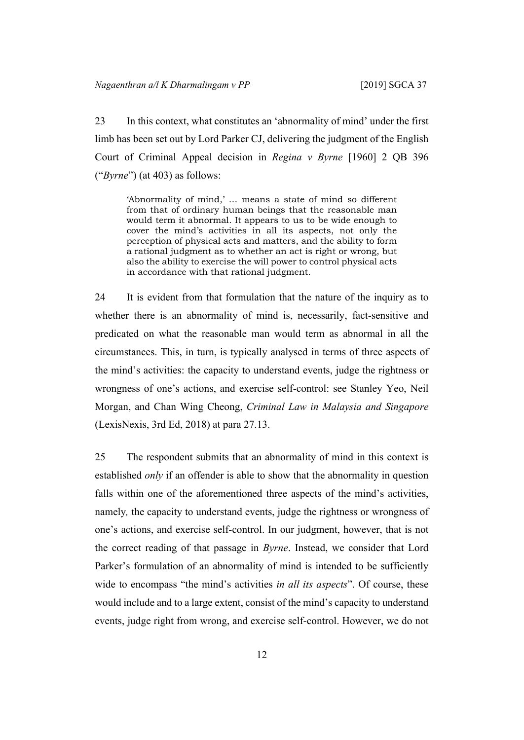23 In this context, what constitutes an 'abnormality of mind' under the first limb has been set out by Lord Parker CJ, delivering the judgment of the English Court of Criminal Appeal decision in *Regina v Byrne* [1960] 2 QB 396 ("*Byrne*") (at 403) as follows:

> 'Abnormality of mind,' … means a state of mind so different from that of ordinary human beings that the reasonable man would term it abnormal. It appears to us to be wide enough to cover the mind's activities in all its aspects, not only the perception of physical acts and matters, and the ability to form a rational judgment as to whether an act is right or wrong, but also the ability to exercise the will power to control physical acts in accordance with that rational judgment.

24 It is evident from that formulation that the nature of the inquiry as to whether there is an abnormality of mind is, necessarily, fact-sensitive and predicated on what the reasonable man would term as abnormal in all the circumstances. This, in turn, is typically analysed in terms of three aspects of the mind's activities: the capacity to understand events, judge the rightness or wrongness of one's actions, and exercise self-control: see Stanley Yeo, Neil Morgan, and Chan Wing Cheong, *Criminal Law in Malaysia and Singapore* (LexisNexis, 3rd Ed, 2018) at para 27.13.

25 The respondent submits that an abnormality of mind in this context is established *only* if an offender is able to show that the abnormality in question falls within one of the aforementioned three aspects of the mind's activities, namely*,* the capacity to understand events, judge the rightness or wrongness of one's actions, and exercise self-control. In our judgment, however, that is not the correct reading of that passage in *Byrne*. Instead, we consider that Lord Parker's formulation of an abnormality of mind is intended to be sufficiently wide to encompass "the mind's activities *in all its aspects*". Of course, these would include and to a large extent, consist of the mind's capacity to understand events, judge right from wrong, and exercise self-control. However, we do not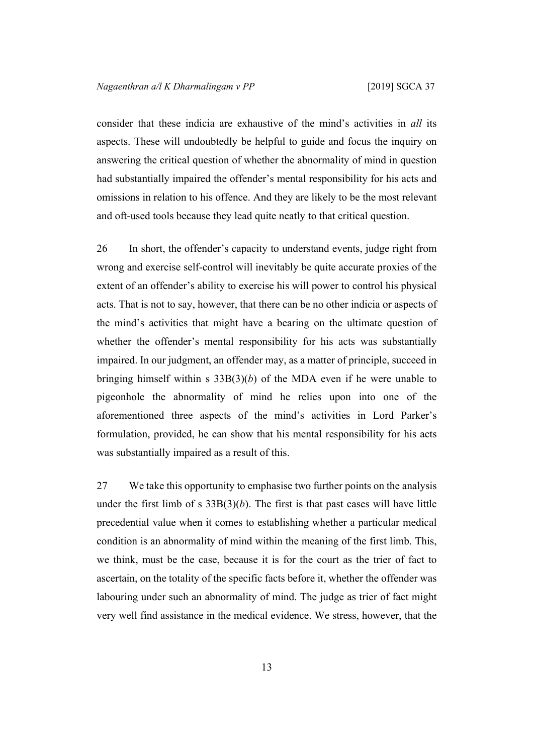consider that these indicia are exhaustive of the mind's activities in *all* its aspects. These will undoubtedly be helpful to guide and focus the inquiry on answering the critical question of whether the abnormality of mind in question had substantially impaired the offender's mental responsibility for his acts and omissions in relation to his offence. And they are likely to be the most relevant and oft-used tools because they lead quite neatly to that critical question.

26 In short, the offender's capacity to understand events, judge right from wrong and exercise self-control will inevitably be quite accurate proxies of the extent of an offender's ability to exercise his will power to control his physical acts. That is not to say, however, that there can be no other indicia or aspects of the mind's activities that might have a bearing on the ultimate question of whether the offender's mental responsibility for his acts was substantially impaired. In our judgment, an offender may, as a matter of principle, succeed in bringing himself within s 33B(3)(*b*) of the MDA even if he were unable to pigeonhole the abnormality of mind he relies upon into one of the aforementioned three aspects of the mind's activities in Lord Parker's formulation, provided, he can show that his mental responsibility for his acts was substantially impaired as a result of this.

27 We take this opportunity to emphasise two further points on the analysis under the first limb of s 33B(3)(*b*). The first is that past cases will have little precedential value when it comes to establishing whether a particular medical condition is an abnormality of mind within the meaning of the first limb. This, we think, must be the case, because it is for the court as the trier of fact to ascertain, on the totality of the specific facts before it, whether the offender was labouring under such an abnormality of mind. The judge as trier of fact might very well find assistance in the medical evidence. We stress, however, that the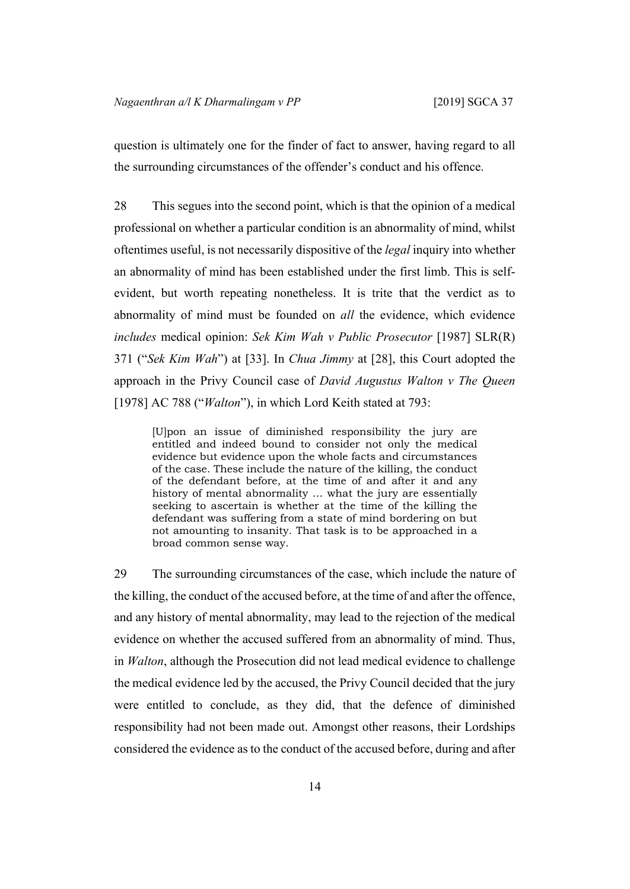question is ultimately one for the finder of fact to answer, having regard to all the surrounding circumstances of the offender's conduct and his offence.

28 This segues into the second point, which is that the opinion of a medical professional on whether a particular condition is an abnormality of mind, whilst oftentimes useful, is not necessarily dispositive of the *legal* inquiry into whether an abnormality of mind has been established under the first limb. This is self-evident, but worth repeating nonetheless. It is trite that the verdict as to abnormality of mind must be founded on *all* the evidence, which evidence *includes* medical opinion: *Sek Kim Wah v Public Prosecutor* [1987] SLR(R) 371 ("*Sek Kim Wah*") at [33]. In *Chua Jimmy* at [28], this Court adopted the approach in the Privy Council case of *David Augustus Walton v The Queen* [1978] AC 788 ("*Walton*"), in which Lord Keith stated at 793:

> [U]pon an issue of diminished responsibility the jury are entitled and indeed bound to consider not only the medical evidence but evidence upon the whole facts and circumstances of the case. These include the nature of the killing, the conduct of the defendant before, at the time of and after it and any history of mental abnormality … what the jury are essentially seeking to ascertain is whether at the time of the killing the defendant was suffering from a state of mind bordering on but not amounting to insanity. That task is to be approached in a broad common sense way.

29 The surrounding circumstances of the case, which include the nature of the killing, the conduct of the accused before, at the time of and after the offence, and any history of mental abnormality, may lead to the rejection of the medical evidence on whether the accused suffered from an abnormality of mind. Thus, in *Walton*, although the Prosecution did not lead medical evidence to challenge the medical evidence led by the accused, the Privy Council decided that the jury were entitled to conclude, as they did, that the defence of diminished responsibility had not been made out. Amongst other reasons, their Lordships considered the evidence as to the conduct of the accused before, during and after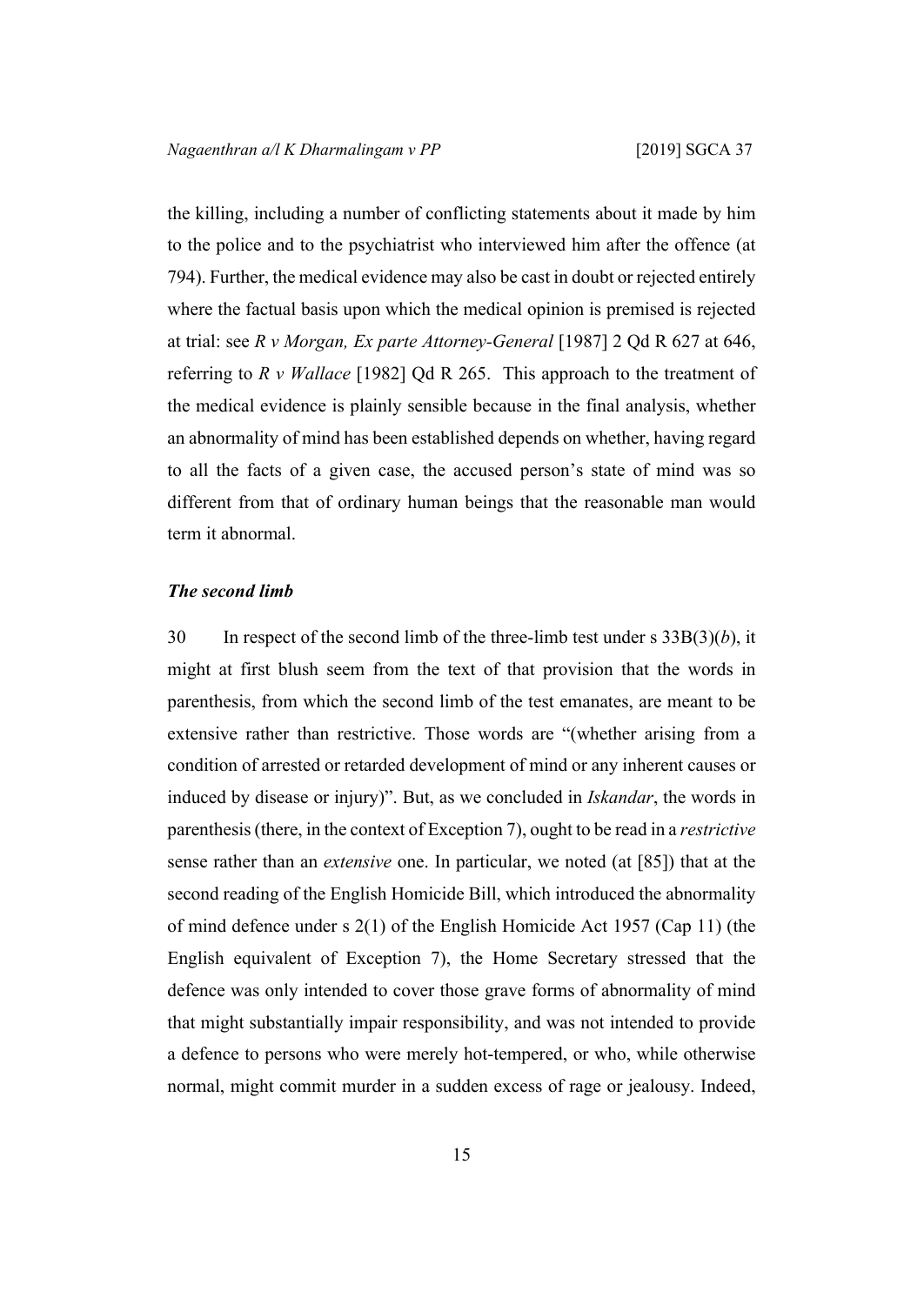the killing, including a number of conflicting statements about it made by him to the police and to the psychiatrist who interviewed him after the offence (at 794). Further, the medical evidence may also be cast in doubt or rejected entirely where the factual basis upon which the medical opinion is premised is rejected at trial: see *R v Morgan, Ex parte Attorney-General* [1987] 2 Qd R 627 at 646, referring to *R v Wallace* [1982] Qd R 265. This approach to the treatment of the medical evidence is plainly sensible because in the final analysis, whether an abnormality of mind has been established depends on whether, having regard to all the facts of a given case, the accused person's state of mind was so different from that of ordinary human beings that the reasonable man would term it abnormal.

### *The second limb*

30 In respect of the second limb of the three-limb test under s 33B(3)(*b*), it might at first blush seem from the text of that provision that the words in parenthesis, from which the second limb of the test emanates, are meant to be extensive rather than restrictive. Those words are "(whether arising from a condition of arrested or retarded development of mind or any inherent causes or induced by disease or injury)". But, as we concluded in *Iskandar*, the words in parenthesis (there, in the context of Exception 7), ought to be read in a *restrictive* sense rather than an *extensive* one. In particular, we noted (at [85]) that at the second reading of the English Homicide Bill, which introduced the abnormality of mind defence under s 2(1) of the English Homicide Act 1957 (Cap 11) (the English equivalent of Exception 7), the Home Secretary stressed that the defence was only intended to cover those grave forms of abnormality of mind that might substantially impair responsibility, and was not intended to provide a defence to persons who were merely hot-tempered, or who, while otherwise normal, might commit murder in a sudden excess of rage or jealousy. Indeed,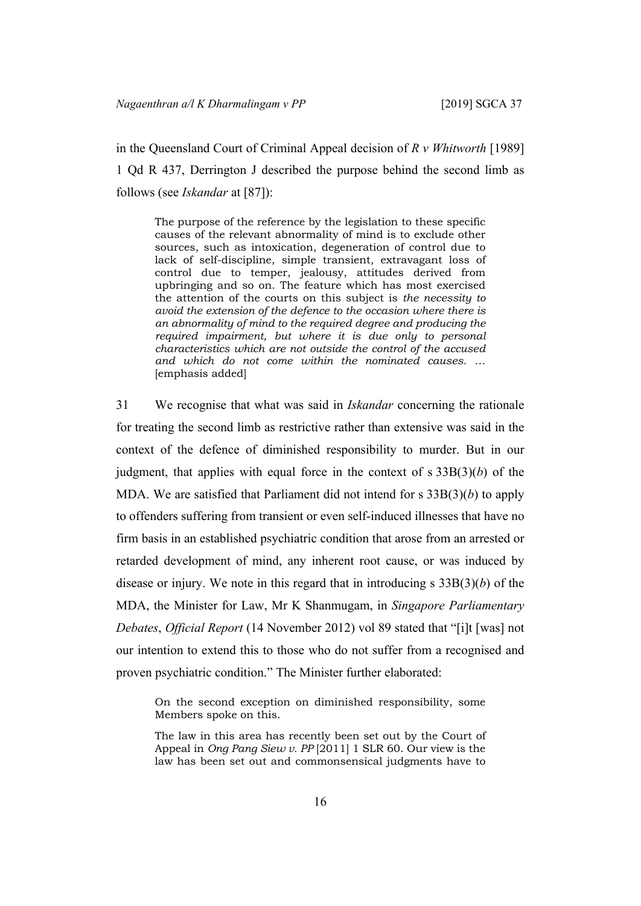in the Queensland Court of Criminal Appeal decision of *R v Whitworth* [1989] 1 Qd R 437, Derrington J described the purpose behind the second limb as follows (see *Iskandar* at [87]):

> The purpose of the reference by the legislation to these specific causes of the relevant abnormality of mind is to exclude other sources, such as intoxication, degeneration of control due to lack of self-discipline, simple transient, extravagant loss of control due to temper, jealousy, attitudes derived from upbringing and so on. The feature which has most exercised the attention of the courts on this subject is *the necessity to avoid the extension of the defence to the occasion where there is an abnormality of mind to the required degree and producing the required impairment, but where it is due only to personal characteristics which are not outside the control of the accused and which do not come within the nominated causes.* … [emphasis added]

31 We recognise that what was said in *Iskandar* concerning the rationale for treating the second limb as restrictive rather than extensive was said in the context of the defence of diminished responsibility to murder. But in our judgment, that applies with equal force in the context of s 33B(3)(*b*) of the MDA. We are satisfied that Parliament did not intend for s 33B(3)(*b*) to apply to offenders suffering from transient or even self-induced illnesses that have no firm basis in an established psychiatric condition that arose from an arrested or retarded development of mind, any inherent root cause, or was induced by disease or injury. We note in this regard that in introducing s 33B(3)(*b*) of the MDA, the Minister for Law, Mr K Shanmugam, in *Singapore Parliamentary Debates*, *Official Report* (14 November 2012) vol 89 stated that "[i]t [was] not our intention to extend this to those who do not suffer from a recognised and proven psychiatric condition." The Minister further elaborated:

> On the second exception on diminished responsibility, some Members spoke on this.
>
> The law in this area has recently been set out by the Court of Appeal in *Ong Pang Siew v. PP* [2011] 1 SLR 60. Our view is the law has been set out and commonsensical judgments have to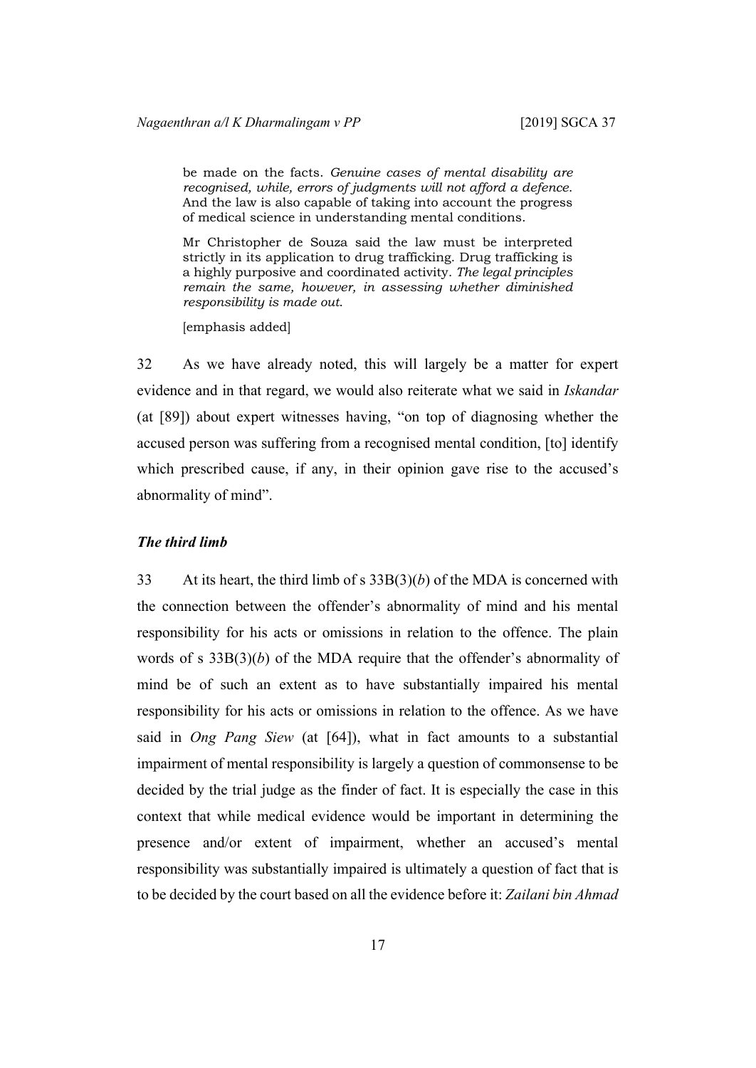> be made on the facts. *Genuine cases of mental disability are recognised, while, errors of judgments will not afford a defence.* And the law is also capable of taking into account the progress of medical science in understanding mental conditions.
>
> Mr Christopher de Souza said the law must be interpreted strictly in its application to drug trafficking. Drug trafficking is a highly purposive and coordinated activity. *The legal principles remain the same, however, in assessing whether diminished responsibility is made out.*
>
> [emphasis added]

32 As we have already noted, this will largely be a matter for expert evidence and in that regard, we would also reiterate what we said in *Iskandar* (at [89]) about expert witnesses having, "on top of diagnosing whether the accused person was suffering from a recognised mental condition, [to] identify which prescribed cause, if any, in their opinion gave rise to the accused's abnormality of mind".

***The third limb***

33 At its heart, the third limb of s 33B(3)(*b*) of the MDA is concerned with the connection between the offender's abnormality of mind and his mental responsibility for his acts or omissions in relation to the offence. The plain words of s 33B(3)(*b*) of the MDA require that the offender's abnormality of mind be of such an extent as to have substantially impaired his mental responsibility for his acts or omissions in relation to the offence. As we have said in *Ong Pang Siew* (at [64]), what in fact amounts to a substantial impairment of mental responsibility is largely a question of commonsense to be decided by the trial judge as the finder of fact. It is especially the case in this context that while medical evidence would be important in determining the presence and/or extent of impairment, whether an accused's mental responsibility was substantially impaired is ultimately a question of fact that is to be decided by the court based on all the evidence before it: *Zailani bin Ahmad*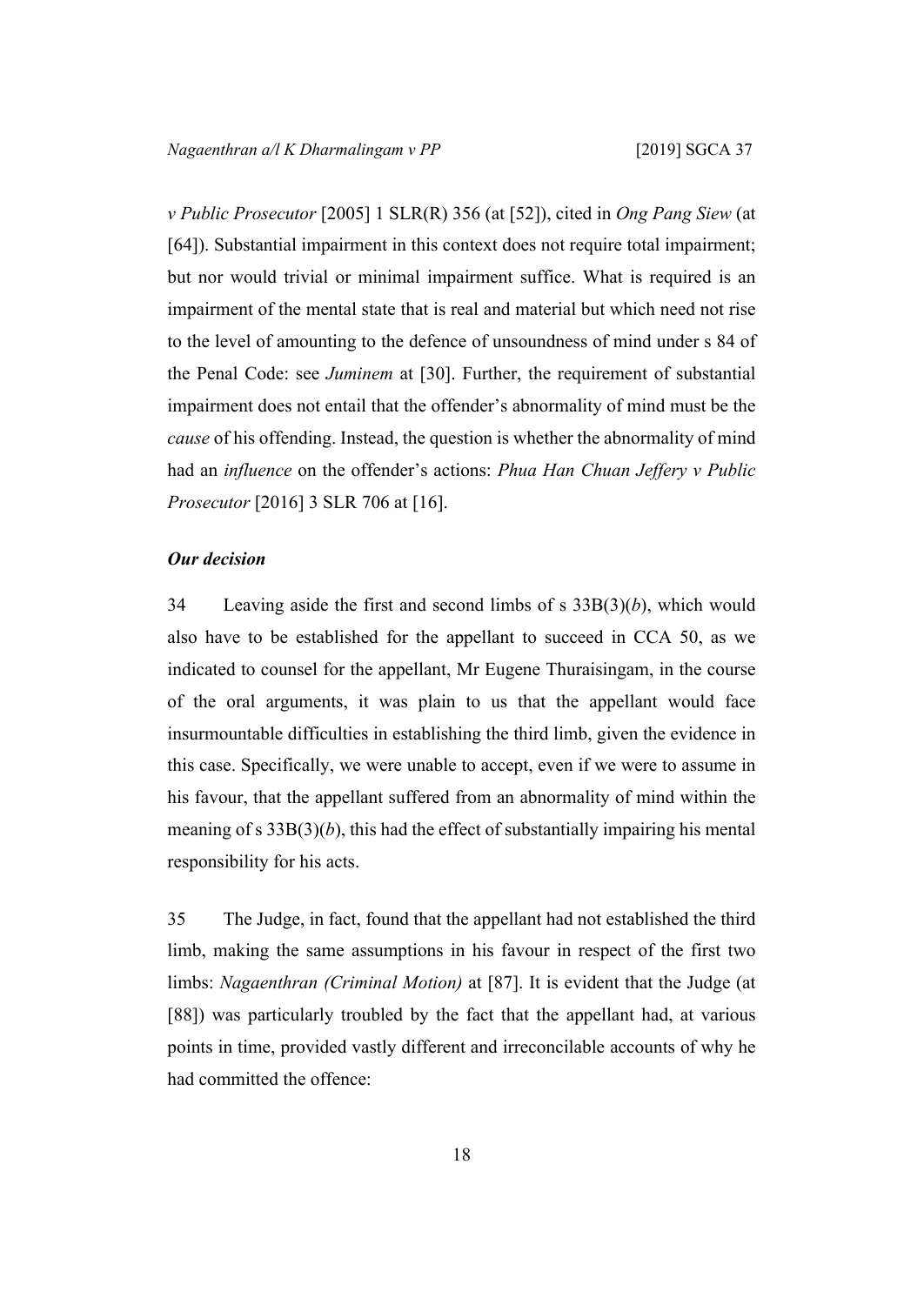*v Public Prosecutor* [2005] 1 SLR(R) 356 (at [52]), cited in *Ong Pang Siew* (at [64]). Substantial impairment in this context does not require total impairment; but nor would trivial or minimal impairment suffice. What is required is an impairment of the mental state that is real and material but which need not rise to the level of amounting to the defence of unsoundness of mind under s 84 of the Penal Code: see *Juminem* at [30]. Further, the requirement of substantial impairment does not entail that the offender's abnormality of mind must be the *cause* of his offending. Instead, the question is whether the abnormality of mind had an *influence* on the offender's actions: *Phua Han Chuan Jeffery v Public Prosecutor* [2016] 3 SLR 706 at [16].

***Our decision***

34 Leaving aside the first and second limbs of s 33B(3)(*b*), which would also have to be established for the appellant to succeed in CCA 50, as we indicated to counsel for the appellant, Mr Eugene Thuraisingam, in the course of the oral arguments, it was plain to us that the appellant would face insurmountable difficulties in establishing the third limb, given the evidence in this case. Specifically, we were unable to accept, even if we were to assume in his favour, that the appellant suffered from an abnormality of mind within the meaning of s 33B(3)(*b*), this had the effect of substantially impairing his mental responsibility for his acts.

35 The Judge, in fact, found that the appellant had not established the third limb, making the same assumptions in his favour in respect of the first two limbs: *Nagaenthran (Criminal Motion)* at [87]. It is evident that the Judge (at [88]) was particularly troubled by the fact that the appellant had, at various points in time, provided vastly different and irreconcilable accounts of why he had committed the offence: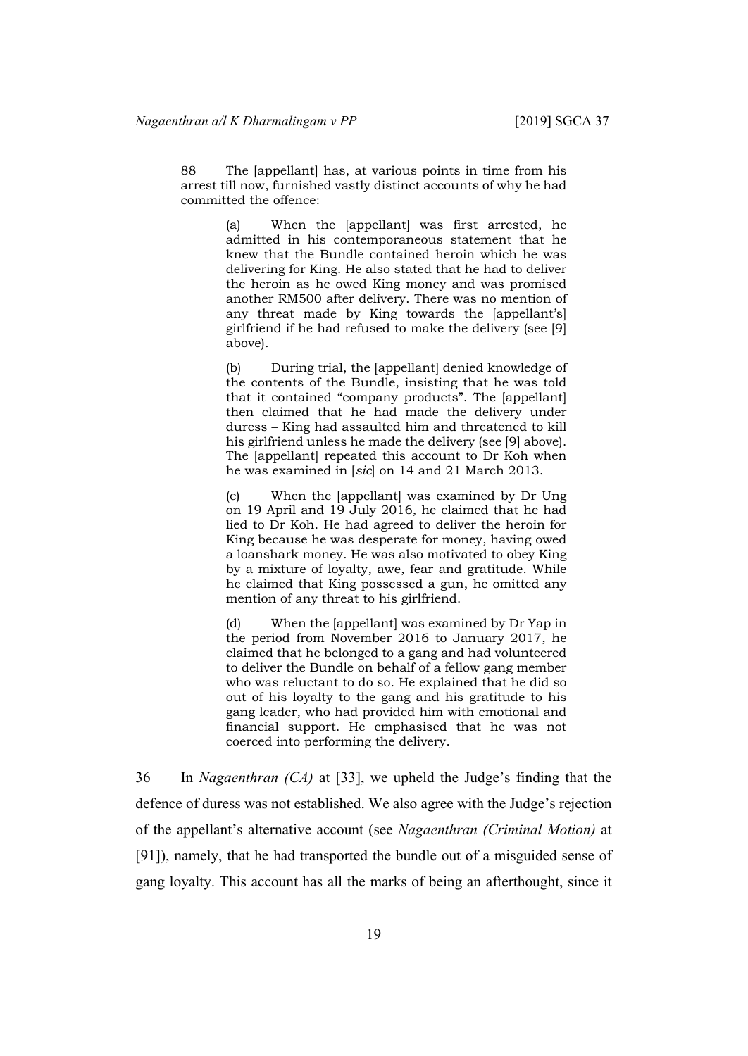> 88 The [appellant] has, at various points in time from his arrest till now, furnished vastly distinct accounts of why he had committed the offence:
>
> > (a) When the [appellant] was first arrested, he admitted in his contemporaneous statement that he knew that the Bundle contained heroin which he was delivering for King. He also stated that he had to deliver the heroin as he owed King money and was promised another RM500 after delivery. There was no mention of any threat made by King towards the [appellant's] girlfriend if he had refused to make the delivery (see [9] above).
> >
> > (b) During trial, the [appellant] denied knowledge of the contents of the Bundle, insisting that he was told that it contained "company products". The [appellant] then claimed that he had made the delivery under duress – King had assaulted him and threatened to kill his girlfriend unless he made the delivery (see [9] above). The [appellant] repeated this account to Dr Koh when he was examined in [*sic*] on 14 and 21 March 2013.
> >
> > (c) When the [appellant] was examined by Dr Ung on 19 April and 19 July 2016, he claimed that he had lied to Dr Koh. He had agreed to deliver the heroin for King because he was desperate for money, having owed a loanshark money. He was also motivated to obey King by a mixture of loyalty, awe, fear and gratitude. While he claimed that King possessed a gun, he omitted any mention of any threat to his girlfriend.
> >
> > (d) When the [appellant] was examined by Dr Yap in the period from November 2016 to January 2017, he claimed that he belonged to a gang and had volunteered to deliver the Bundle on behalf of a fellow gang member who was reluctant to do so. He explained that he did so out of his loyalty to the gang and his gratitude to his gang leader, who had provided him with emotional and financial support. He emphasised that he was not coerced into performing the delivery.

36 In *Nagaenthran (CA)* at [33], we upheld the Judge's finding that the defence of duress was not established. We also agree with the Judge's rejection of the appellant's alternative account (see *Nagaenthran (Criminal Motion)* at [91]), namely, that he had transported the bundle out of a misguided sense of gang loyalty. This account has all the marks of being an afterthought, since it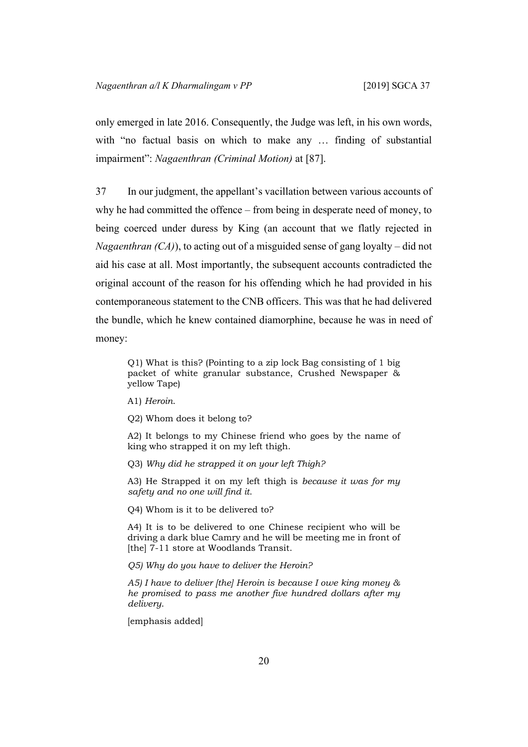only emerged in late 2016. Consequently, the Judge was left, in his own words, with "no factual basis on which to make any … finding of substantial impairment": *Nagaenthran (Criminal Motion)* at [87].

37 In our judgment, the appellant's vacillation between various accounts of why he had committed the offence – from being in desperate need of money, to being coerced under duress by King (an account that we flatly rejected in *Nagaenthran (CA)*), to acting out of a misguided sense of gang loyalty – did not aid his case at all. Most importantly, the subsequent accounts contradicted the original account of the reason for his offending which he had provided in his contemporaneous statement to the CNB officers. This was that he had delivered the bundle, which he knew contained diamorphine, because he was in need of money:

> Q1) What is this? (Pointing to a zip lock Bag consisting of 1 big packet of white granular substance, Crushed Newspaper & yellow Tape)
>
> A1) *Heroin.*
>
> Q2) Whom does it belong to?
>
> A2) It belongs to my Chinese friend who goes by the name of king who strapped it on my left thigh.
>
> Q3) *Why did he strapped it on your left Thigh?*
>
> A3) He Strapped it on my left thigh is *because it was for my safety and no one will find it.*
>
> Q4) Whom is it to be delivered to?
>
> A4) It is to be delivered to one Chinese recipient who will be driving a dark blue Camry and he will be meeting me in front of [the] 7-11 store at Woodlands Transit.
>
> *Q5) Why do you have to deliver the Heroin?*
>
> *A5) I have to deliver [the] Heroin is because I owe king money & he promised to pass me another five hundred dollars after my delivery.*
>
> [emphasis added]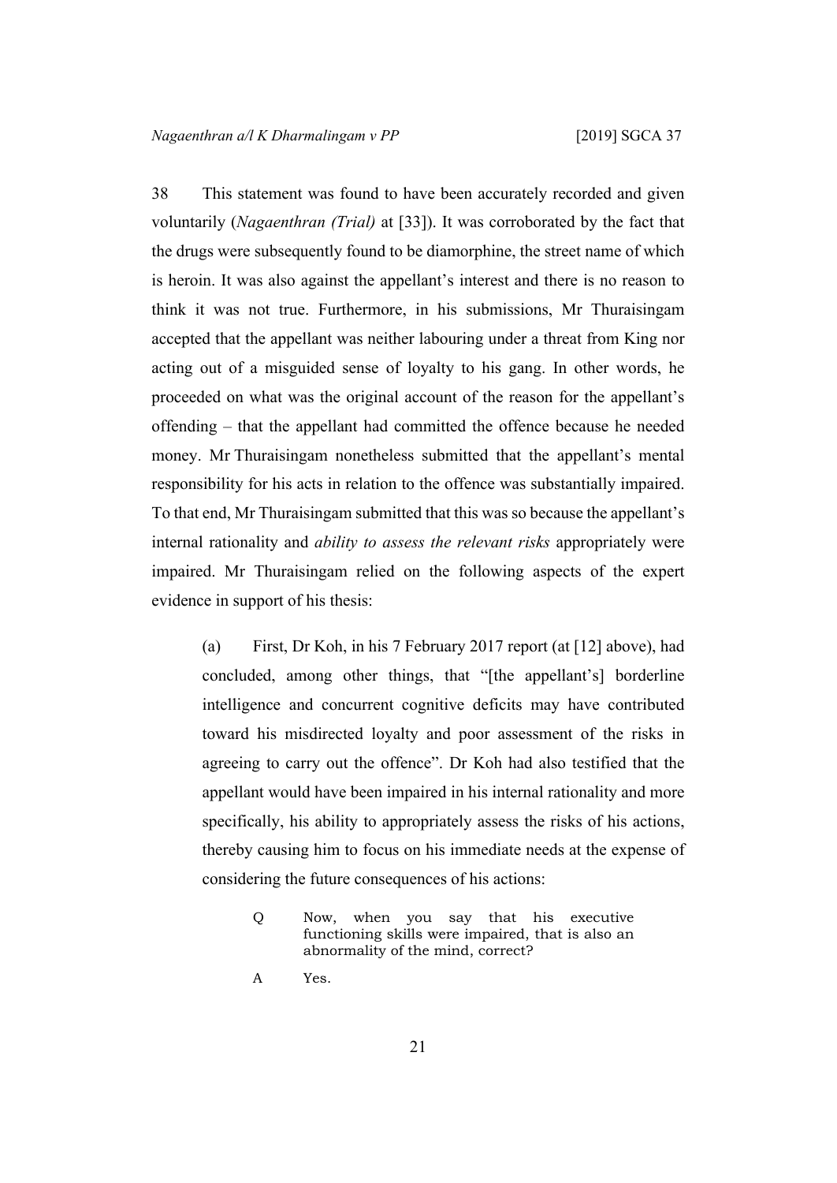38 This statement was found to have been accurately recorded and given voluntarily (*Nagaenthran (Trial)* at [33]). It was corroborated by the fact that the drugs were subsequently found to be diamorphine, the street name of which is heroin. It was also against the appellant's interest and there is no reason to think it was not true. Furthermore, in his submissions, Mr Thuraisingam accepted that the appellant was neither labouring under a threat from King nor acting out of a misguided sense of loyalty to his gang. In other words, he proceeded on what was the original account of the reason for the appellant's offending – that the appellant had committed the offence because he needed money. Mr Thuraisingam nonetheless submitted that the appellant's mental responsibility for his acts in relation to the offence was substantially impaired. To that end, Mr Thuraisingam submitted that this was so because the appellant's internal rationality and *ability to assess the relevant risks* appropriately were impaired. Mr Thuraisingam relied on the following aspects of the expert evidence in support of his thesis:

> (a) First, Dr Koh, in his 7 February 2017 report (at [12] above), had concluded, among other things, that "[the appellant's] borderline intelligence and concurrent cognitive deficits may have contributed toward his misdirected loyalty and poor assessment of the risks in agreeing to carry out the offence". Dr Koh had also testified that the appellant would have been impaired in his internal rationality and more specifically, his ability to appropriately assess the risks of his actions, thereby causing him to focus on his immediate needs at the expense of considering the future consequences of his actions:
>
> > Q Now, when you say that his executive functioning skills were impaired, that is also an abnormality of the mind, correct?
> >
> > A Yes.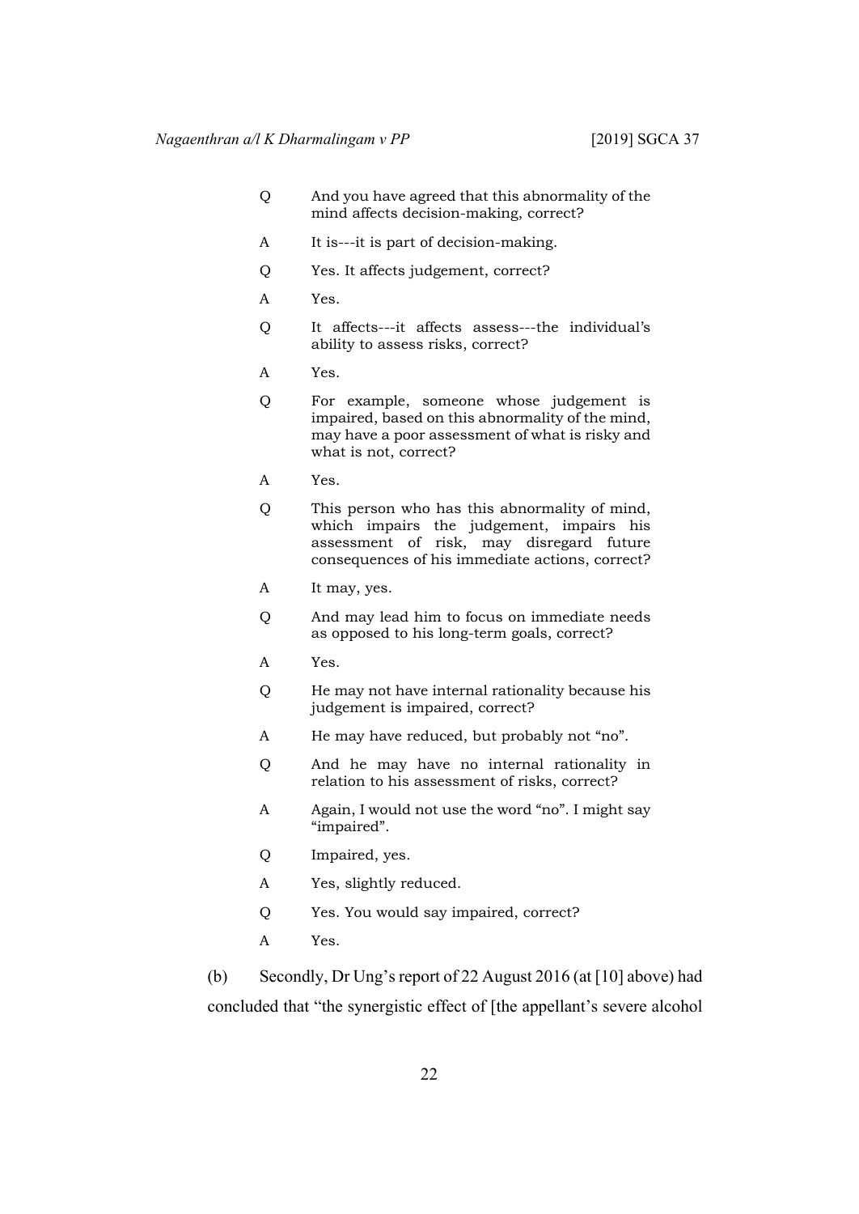| | |
|---|---|
| Q | And you have agreed that this abnormality of the mind affects decision-making, correct? |
| A | It is---it is part of decision-making. |
| Q | Yes. It affects judgement, correct? |
| A | Yes. |
| Q | It affects---it affects assess---the individual's ability to assess risks, correct? |
| A | Yes. |
| Q | For example, someone whose judgement is impaired, based on this abnormality of the mind, may have a poor assessment of what is risky and what is not, correct? |
| A | Yes. |
| Q | This person who has this abnormality of mind, which impairs the judgement, impairs his assessment of risk, may disregard future consequences of his immediate actions, correct? |
| A | It may, yes. |
| Q | And may lead him to focus on immediate needs as opposed to his long-term goals, correct? |
| A | Yes. |
| Q | He may not have internal rationality because his judgement is impaired, correct? |
| A | He may have reduced, but probably not "no". |
| Q | And he may have no internal rationality in relation to his assessment of risks, correct? |
| A | Again, I would not use the word "no". I might say "impaired". |
| Q | Impaired, yes. |
| A | Yes, slightly reduced. |
| Q | Yes. You would say impaired, correct? |
| A | Yes. |

(b) Secondly, Dr Ung's report of 22 August 2016 (at [10] above) had concluded that "the synergistic effect of [the appellant's severe alcohol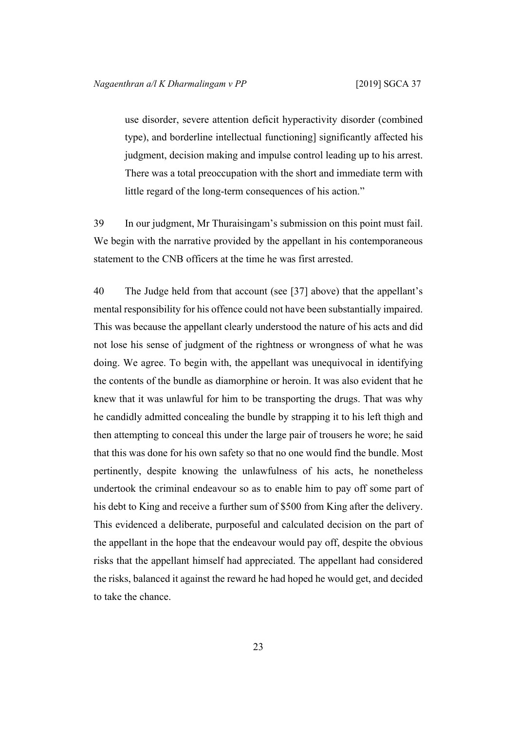use disorder, severe attention deficit hyperactivity disorder (combined type), and borderline intellectual functioning] significantly affected his judgment, decision making and impulse control leading up to his arrest. There was a total preoccupation with the short and immediate term with little regard of the long-term consequences of his action."

39 In our judgment, Mr Thuraisingam's submission on this point must fail. We begin with the narrative provided by the appellant in his contemporaneous statement to the CNB officers at the time he was first arrested.

40 The Judge held from that account (see [37] above) that the appellant's mental responsibility for his offence could not have been substantially impaired. This was because the appellant clearly understood the nature of his acts and did not lose his sense of judgment of the rightness or wrongness of what he was doing. We agree. To begin with, the appellant was unequivocal in identifying the contents of the bundle as diamorphine or heroin. It was also evident that he knew that it was unlawful for him to be transporting the drugs. That was why he candidly admitted concealing the bundle by strapping it to his left thigh and then attempting to conceal this under the large pair of trousers he wore; he said that this was done for his own safety so that no one would find the bundle. Most pertinently, despite knowing the unlawfulness of his acts, he nonetheless undertook the criminal endeavour so as to enable him to pay off some part of his debt to King and receive a further sum of $500 from King after the delivery. This evidenced a deliberate, purposeful and calculated decision on the part of the appellant in the hope that the endeavour would pay off, despite the obvious risks that the appellant himself had appreciated. The appellant had considered the risks, balanced it against the reward he had hoped he would get, and decided to take the chance.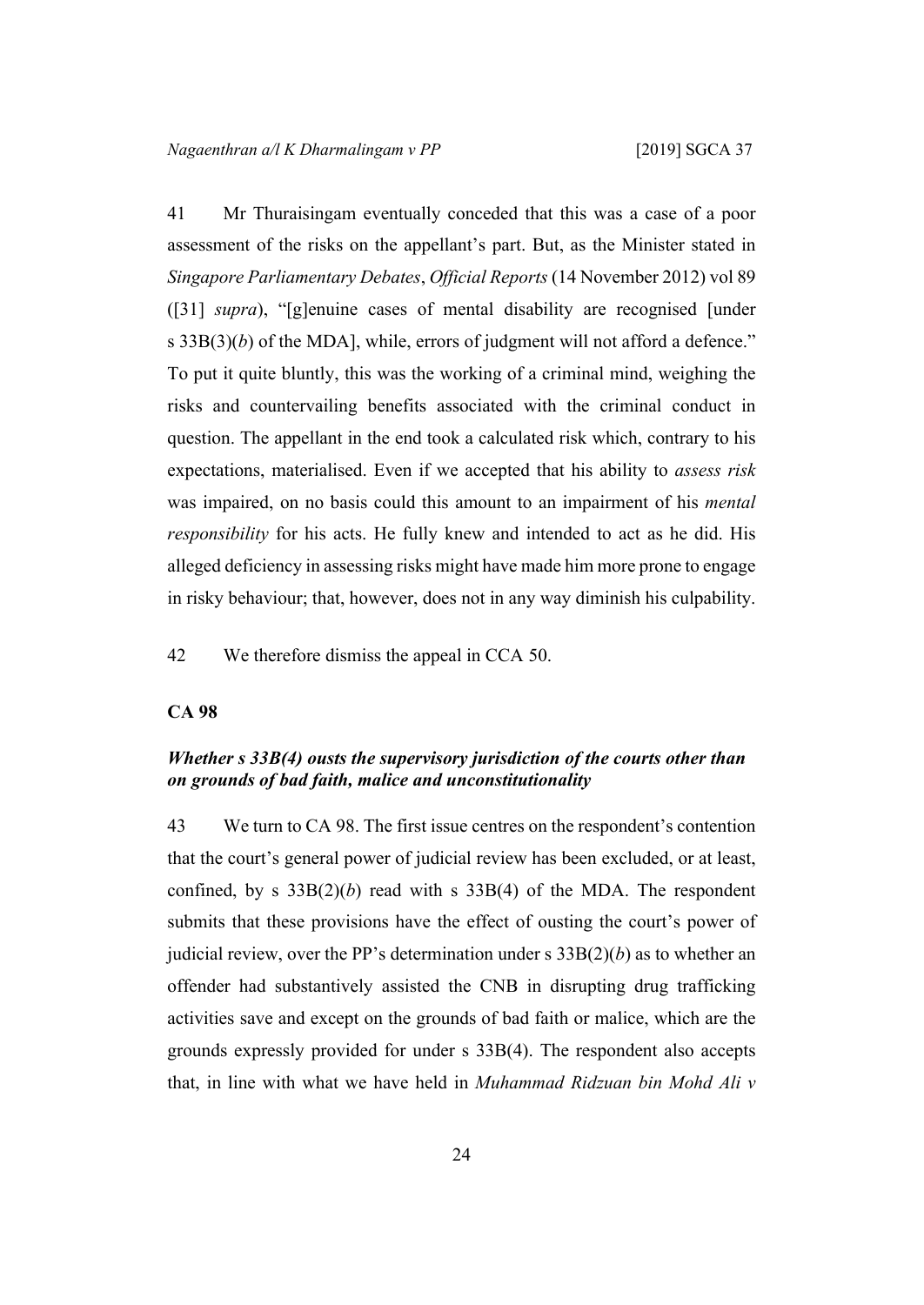41 Mr Thuraisingam eventually conceded that this was a case of a poor assessment of the risks on the appellant's part. But, as the Minister stated in *Singapore Parliamentary Debates*, *Official Reports* (14 November 2012) vol 89 ([31] *supra*), "[g]enuine cases of mental disability are recognised [under s 33B(3)(*b*) of the MDA], while, errors of judgment will not afford a defence." To put it quite bluntly, this was the working of a criminal mind, weighing the risks and countervailing benefits associated with the criminal conduct in question. The appellant in the end took a calculated risk which, contrary to his expectations, materialised. Even if we accepted that his ability to *assess risk* was impaired, on no basis could this amount to an impairment of his *mental responsibility* for his acts. He fully knew and intended to act as he did. His alleged deficiency in assessing risks might have made him more prone to engage in risky behaviour; that, however, does not in any way diminish his culpability.

42 We therefore dismiss the appeal in CCA 50.

**CA 98**

***Whether s 33B(4) ousts the supervisory jurisdiction of the courts other than on grounds of bad faith, malice and unconstitutionality***

43 We turn to CA 98. The first issue centres on the respondent's contention that the court's general power of judicial review has been excluded, or at least, confined, by s 33B(2)(*b*) read with s 33B(4) of the MDA. The respondent submits that these provisions have the effect of ousting the court's power of judicial review, over the PP's determination under s 33B(2)(*b*) as to whether an offender had substantively assisted the CNB in disrupting drug trafficking activities save and except on the grounds of bad faith or malice, which are the grounds expressly provided for under s 33B(4). The respondent also accepts that, in line with what we have held in *Muhammad Ridzuan bin Mohd Ali v*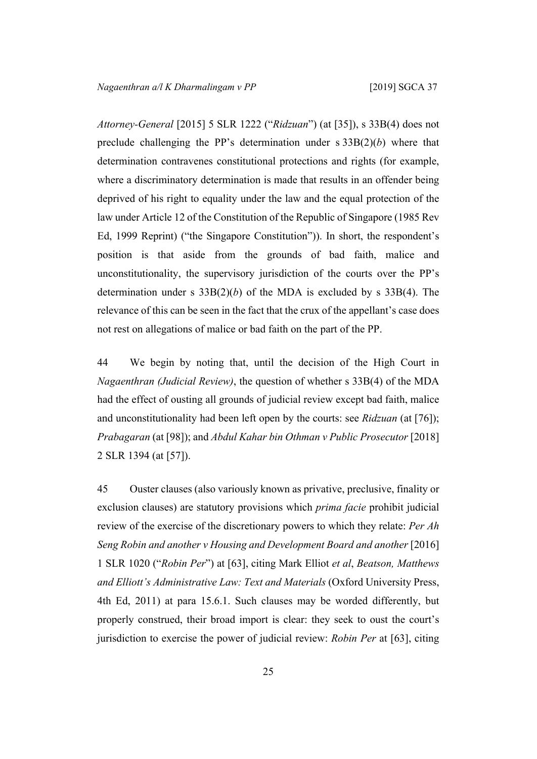*Attorney-General* [2015] 5 SLR 1222 ("*Ridzuan*") (at [35]), s 33B(4) does not preclude challenging the PP's determination under s 33B(2)(*b*) where that determination contravenes constitutional protections and rights (for example, where a discriminatory determination is made that results in an offender being deprived of his right to equality under the law and the equal protection of the law under Article 12 of the Constitution of the Republic of Singapore (1985 Rev Ed, 1999 Reprint) ("the Singapore Constitution")). In short, the respondent's position is that aside from the grounds of bad faith, malice and unconstitutionality, the supervisory jurisdiction of the courts over the PP's determination under s 33B(2)(*b*) of the MDA is excluded by s 33B(4). The relevance of this can be seen in the fact that the crux of the appellant's case does not rest on allegations of malice or bad faith on the part of the PP.

44 We begin by noting that, until the decision of the High Court in *Nagaenthran (Judicial Review)*, the question of whether s 33B(4) of the MDA had the effect of ousting all grounds of judicial review except bad faith, malice and unconstitutionality had been left open by the courts: see *Ridzuan* (at [76]); *Prabagaran* (at [98]); and *Abdul Kahar bin Othman v Public Prosecutor* [2018] 2 SLR 1394 (at [57]).

45 Ouster clauses (also variously known as privative, preclusive, finality or exclusion clauses) are statutory provisions which *prima facie* prohibit judicial review of the exercise of the discretionary powers to which they relate: *Per Ah Seng Robin and another v Housing and Development Board and another* [2016] 1 SLR 1020 ("*Robin Per*") at [63], citing Mark Elliot *et al*, *Beatson, Matthews and Elliott's Administrative Law: Text and Materials* (Oxford University Press, 4th Ed, 2011) at para 15.6.1. Such clauses may be worded differently, but properly construed, their broad import is clear: they seek to oust the court's jurisdiction to exercise the power of judicial review: *Robin Per* at [63], citing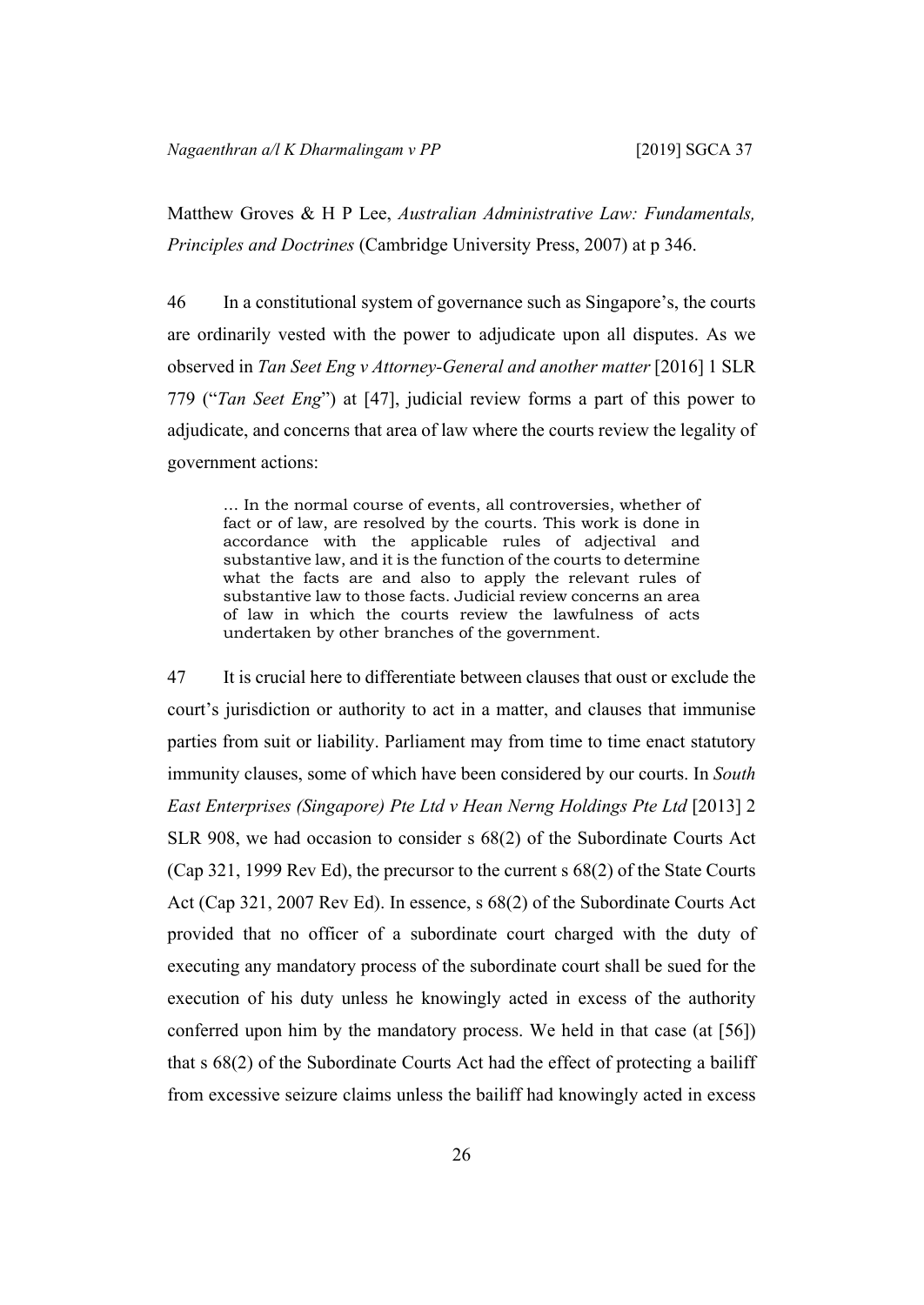Matthew Groves & H P Lee, *Australian Administrative Law: Fundamentals, Principles and Doctrines* (Cambridge University Press, 2007) at p 346.

46 In a constitutional system of governance such as Singapore's, the courts are ordinarily vested with the power to adjudicate upon all disputes. As we observed in *Tan Seet Eng v Attorney-General and another matter* [2016] 1 SLR 779 ("*Tan Seet Eng*") at [47], judicial review forms a part of this power to adjudicate, and concerns that area of law where the courts review the legality of government actions:

> … In the normal course of events, all controversies, whether of fact or of law, are resolved by the courts. This work is done in accordance with the applicable rules of adjectival and substantive law, and it is the function of the courts to determine what the facts are and also to apply the relevant rules of substantive law to those facts. Judicial review concerns an area of law in which the courts review the lawfulness of acts undertaken by other branches of the government.

47 It is crucial here to differentiate between clauses that oust or exclude the court's jurisdiction or authority to act in a matter, and clauses that immunise parties from suit or liability. Parliament may from time to time enact statutory immunity clauses, some of which have been considered by our courts. In *South East Enterprises (Singapore) Pte Ltd v Hean Nerng Holdings Pte Ltd* [2013] 2 SLR 908, we had occasion to consider s 68(2) of the Subordinate Courts Act (Cap 321, 1999 Rev Ed), the precursor to the current s 68(2) of the State Courts Act (Cap 321, 2007 Rev Ed). In essence, s 68(2) of the Subordinate Courts Act provided that no officer of a subordinate court charged with the duty of executing any mandatory process of the subordinate court shall be sued for the execution of his duty unless he knowingly acted in excess of the authority conferred upon him by the mandatory process. We held in that case (at [56]) that s 68(2) of the Subordinate Courts Act had the effect of protecting a bailiff from excessive seizure claims unless the bailiff had knowingly acted in excess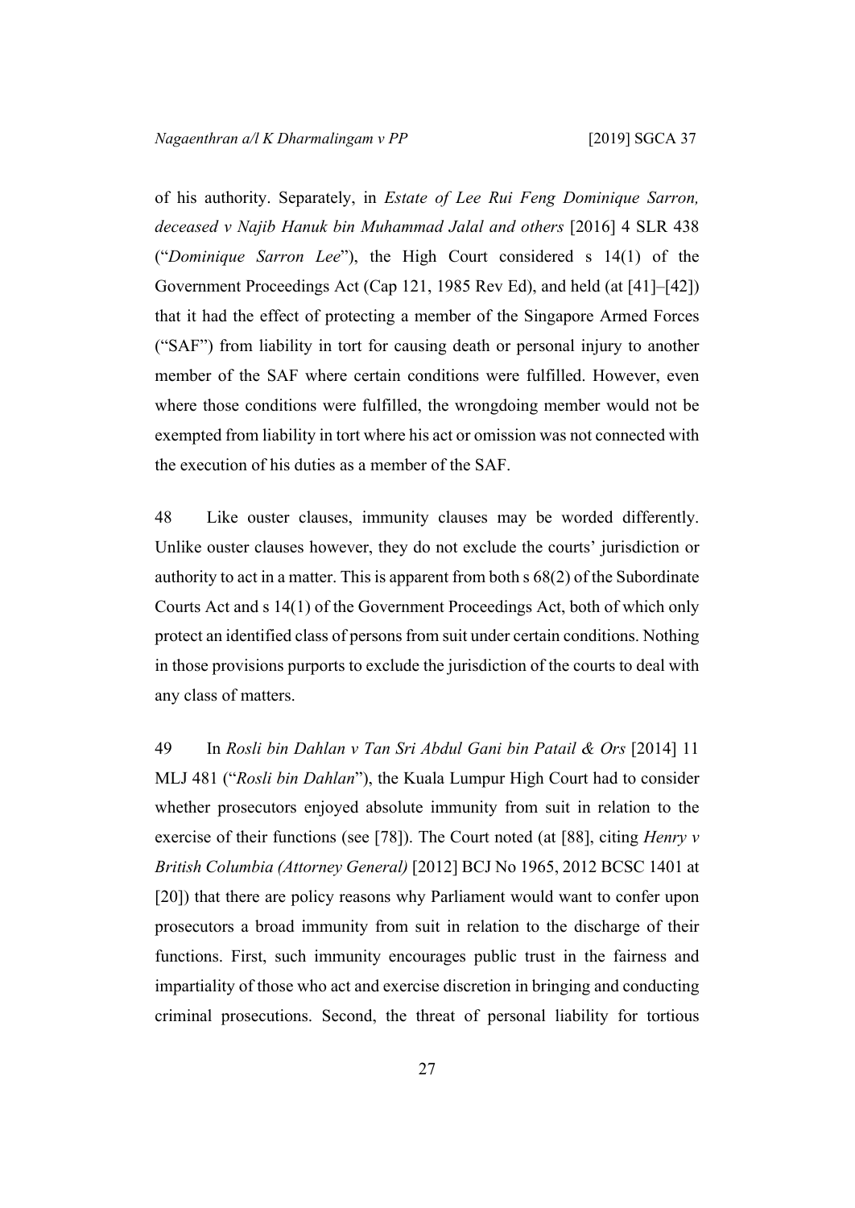of his authority. Separately, in *Estate of Lee Rui Feng Dominique Sarron, deceased v Najib Hanuk bin Muhammad Jalal and others* [2016] 4 SLR 438 ("*Dominique Sarron Lee*"), the High Court considered s 14(1) of the Government Proceedings Act (Cap 121, 1985 Rev Ed), and held (at [41]–[42]) that it had the effect of protecting a member of the Singapore Armed Forces ("SAF") from liability in tort for causing death or personal injury to another member of the SAF where certain conditions were fulfilled. However, even where those conditions were fulfilled, the wrongdoing member would not be exempted from liability in tort where his act or omission was not connected with the execution of his duties as a member of the SAF.

48 Like ouster clauses, immunity clauses may be worded differently. Unlike ouster clauses however, they do not exclude the courts' jurisdiction or authority to act in a matter. This is apparent from both s 68(2) of the Subordinate Courts Act and s 14(1) of the Government Proceedings Act, both of which only protect an identified class of persons from suit under certain conditions. Nothing in those provisions purports to exclude the jurisdiction of the courts to deal with any class of matters.

49 In *Rosli bin Dahlan v Tan Sri Abdul Gani bin Patail & Ors* [2014] 11 MLJ 481 ("*Rosli bin Dahlan*"), the Kuala Lumpur High Court had to consider whether prosecutors enjoyed absolute immunity from suit in relation to the exercise of their functions (see [78]). The Court noted (at [88], citing *Henry v British Columbia (Attorney General)* [2012] BCJ No 1965, 2012 BCSC 1401 at [20]) that there are policy reasons why Parliament would want to confer upon prosecutors a broad immunity from suit in relation to the discharge of their functions. First, such immunity encourages public trust in the fairness and impartiality of those who act and exercise discretion in bringing and conducting criminal prosecutions. Second, the threat of personal liability for tortious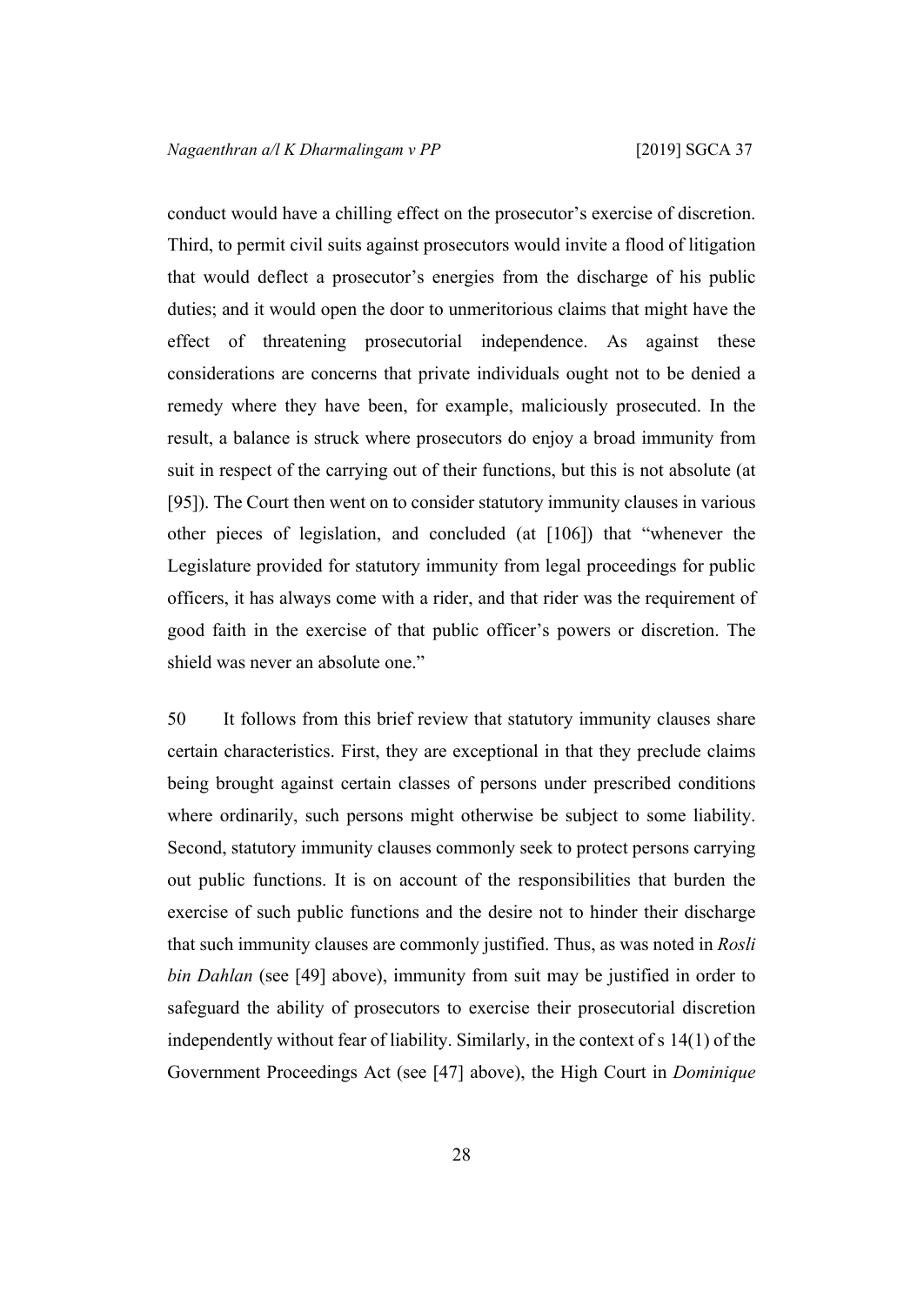conduct would have a chilling effect on the prosecutor's exercise of discretion. Third, to permit civil suits against prosecutors would invite a flood of litigation that would deflect a prosecutor's energies from the discharge of his public duties; and it would open the door to unmeritorious claims that might have the effect of threatening prosecutorial independence. As against these considerations are concerns that private individuals ought not to be denied a remedy where they have been, for example, maliciously prosecuted. In the result, a balance is struck where prosecutors do enjoy a broad immunity from suit in respect of the carrying out of their functions, but this is not absolute (at [95]). The Court then went on to consider statutory immunity clauses in various other pieces of legislation, and concluded (at [106]) that "whenever the Legislature provided for statutory immunity from legal proceedings for public officers, it has always come with a rider, and that rider was the requirement of good faith in the exercise of that public officer's powers or discretion. The shield was never an absolute one."

50 It follows from this brief review that statutory immunity clauses share certain characteristics. First, they are exceptional in that they preclude claims being brought against certain classes of persons under prescribed conditions where ordinarily, such persons might otherwise be subject to some liability. Second, statutory immunity clauses commonly seek to protect persons carrying out public functions. It is on account of the responsibilities that burden the exercise of such public functions and the desire not to hinder their discharge that such immunity clauses are commonly justified. Thus, as was noted in *Rosli bin Dahlan* (see [49] above), immunity from suit may be justified in order to safeguard the ability of prosecutors to exercise their prosecutorial discretion independently without fear of liability. Similarly, in the context of s 14(1) of the Government Proceedings Act (see [47] above), the High Court in *Dominique*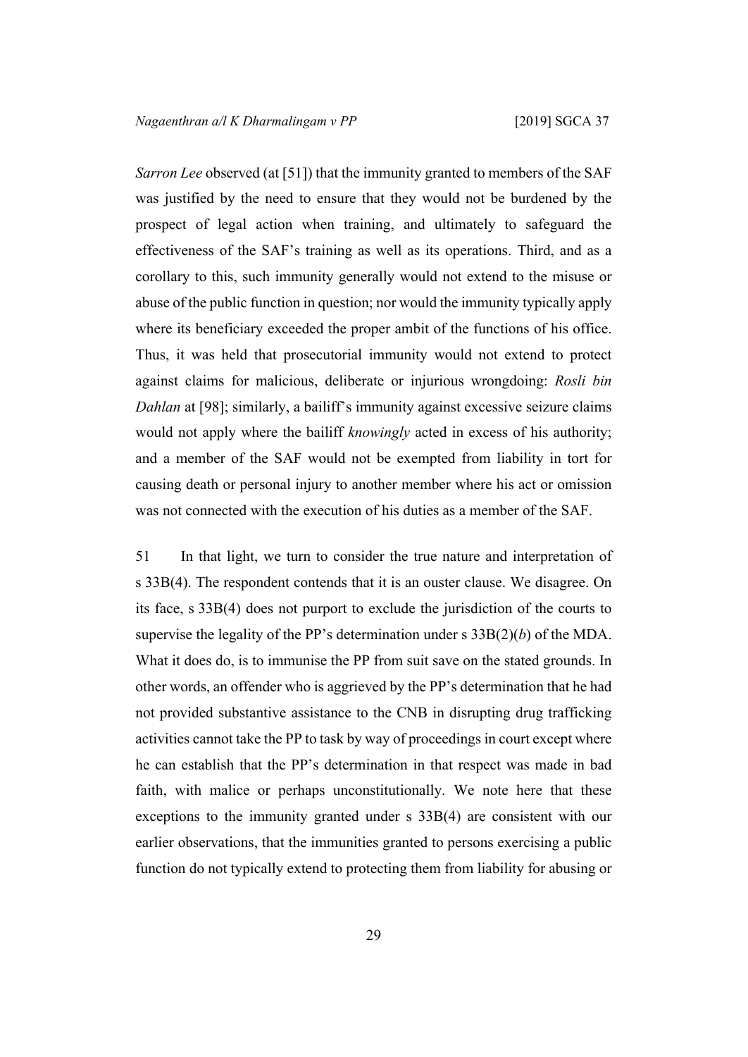*Sarron Lee* observed (at [51]) that the immunity granted to members of the SAF was justified by the need to ensure that they would not be burdened by the prospect of legal action when training, and ultimately to safeguard the effectiveness of the SAF's training as well as its operations. Third, and as a corollary to this, such immunity generally would not extend to the misuse or abuse of the public function in question; nor would the immunity typically apply where its beneficiary exceeded the proper ambit of the functions of his office. Thus, it was held that prosecutorial immunity would not extend to protect against claims for malicious, deliberate or injurious wrongdoing: *Rosli bin Dahlan* at [98]; similarly, a bailiff's immunity against excessive seizure claims would not apply where the bailiff *knowingly* acted in excess of his authority; and a member of the SAF would not be exempted from liability in tort for causing death or personal injury to another member where his act or omission was not connected with the execution of his duties as a member of the SAF.

51 In that light, we turn to consider the true nature and interpretation of s 33B(4). The respondent contends that it is an ouster clause. We disagree. On its face, s 33B(4) does not purport to exclude the jurisdiction of the courts to supervise the legality of the PP's determination under s 33B(2)(*b*) of the MDA. What it does do, is to immunise the PP from suit save on the stated grounds. In other words, an offender who is aggrieved by the PP's determination that he had not provided substantive assistance to the CNB in disrupting drug trafficking activities cannot take the PP to task by way of proceedings in court except where he can establish that the PP's determination in that respect was made in bad faith, with malice or perhaps unconstitutionally. We note here that these exceptions to the immunity granted under s 33B(4) are consistent with our earlier observations, that the immunities granted to persons exercising a public function do not typically extend to protecting them from liability for abusing or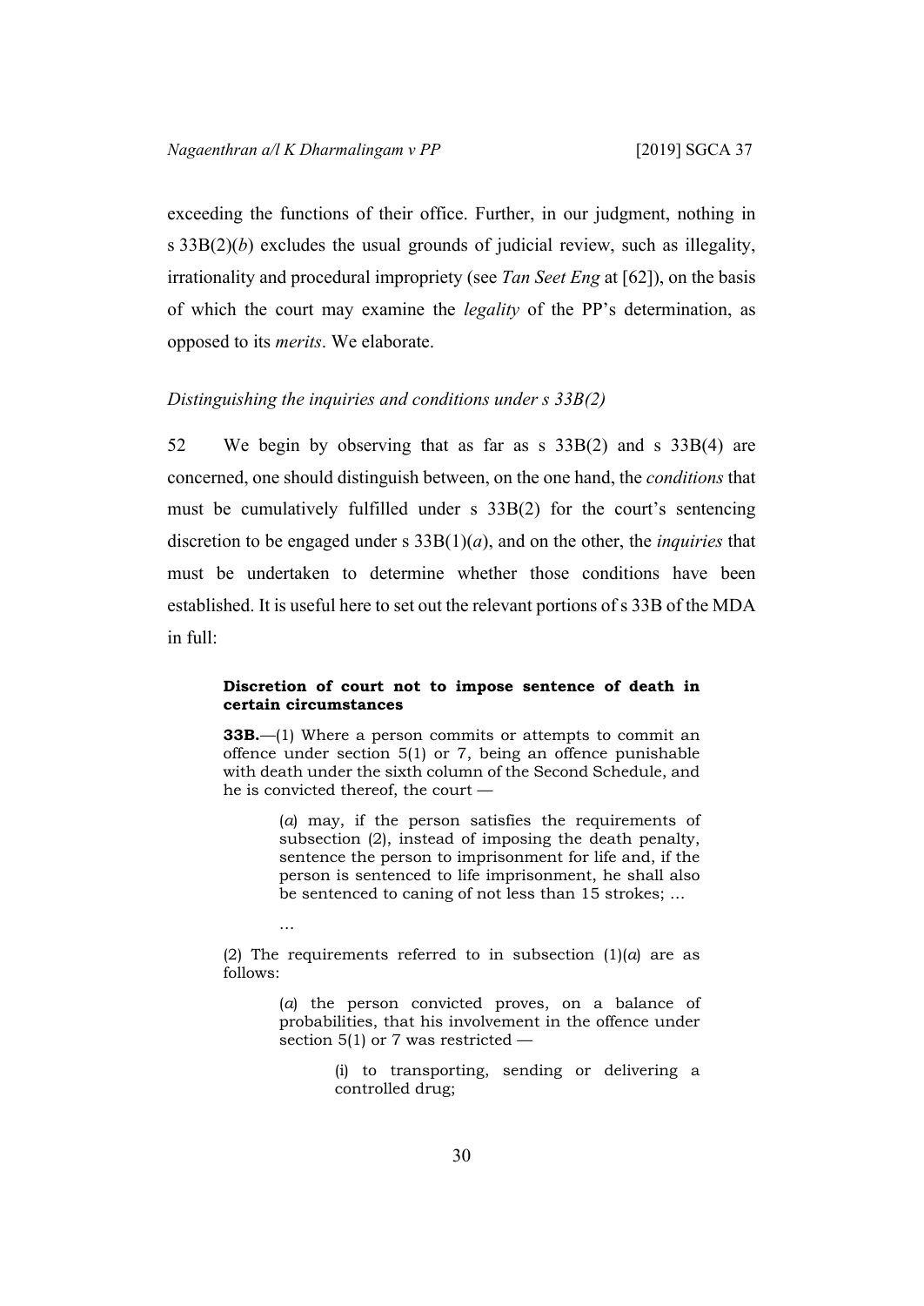exceeding the functions of their office. Further, in our judgment, nothing in s 33B(2)(*b*) excludes the usual grounds of judicial review, such as illegality, irrationality and procedural impropriety (see *Tan Seet Eng* at [62]), on the basis of which the court may examine the *legality* of the PP's determination, as opposed to its *merits*. We elaborate.

*Distinguishing the inquiries and conditions under s 33B(2)*

52 We begin by observing that as far as s 33B(2) and s 33B(4) are concerned, one should distinguish between, on the one hand, the *conditions* that must be cumulatively fulfilled under s 33B(2) for the court's sentencing discretion to be engaged under s 33B(1)(*a*), and on the other, the *inquiries* that must be undertaken to determine whether those conditions have been established. It is useful here to set out the relevant portions of s 33B of the MDA in full:

> **Discretion of court not to impose sentence of death in certain circumstances**
>
> **33B.**—(1) Where a person commits or attempts to commit an offence under section 5(1) or 7, being an offence punishable with death under the sixth column of the Second Schedule, and he is convicted thereof, the court —
>
> > (*a*) may, if the person satisfies the requirements of subsection (2), instead of imposing the death penalty, sentence the person to imprisonment for life and, if the person is sentenced to life imprisonment, he shall also be sentenced to caning of not less than 15 strokes; …
>
> …
>
> (2) The requirements referred to in subsection (1)(*a*) are as follows:
>
> > (*a*) the person convicted proves, on a balance of probabilities, that his involvement in the offence under section 5(1) or 7 was restricted —
> >
> > > (i) to transporting, sending or delivering a controlled drug;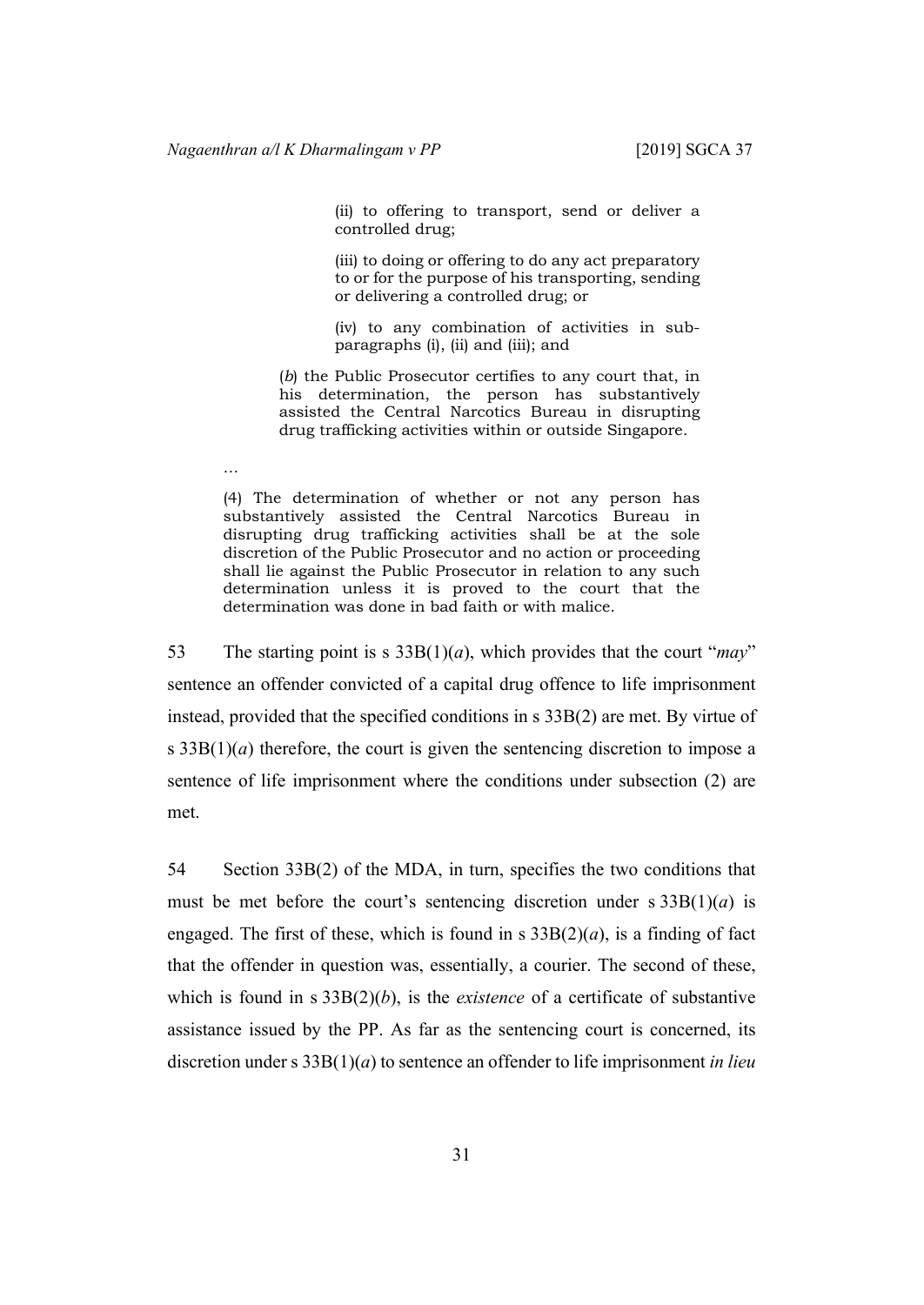> (ii) to offering to transport, send or deliver a controlled drug;
>
> (iii) to doing or offering to do any act preparatory to or for the purpose of his transporting, sending or delivering a controlled drug; or
>
> (iv) to any combination of activities in sub-paragraphs (i), (ii) and (iii); and
>
> (*b*) the Public Prosecutor certifies to any court that, in his determination, the person has substantively assisted the Central Narcotics Bureau in disrupting drug trafficking activities within or outside Singapore.
>
> …
>
> (4) The determination of whether or not any person has substantively assisted the Central Narcotics Bureau in disrupting drug trafficking activities shall be at the sole discretion of the Public Prosecutor and no action or proceeding shall lie against the Public Prosecutor in relation to any such determination unless it is proved to the court that the determination was done in bad faith or with malice.

53 The starting point is s 33B(1)(*a*), which provides that the court "*may*" sentence an offender convicted of a capital drug offence to life imprisonment instead, provided that the specified conditions in s 33B(2) are met. By virtue of s 33B(1)(*a*) therefore, the court is given the sentencing discretion to impose a sentence of life imprisonment where the conditions under subsection (2) are met.

54 Section 33B(2) of the MDA, in turn, specifies the two conditions that must be met before the court's sentencing discretion under s 33B(1)(*a*) is engaged. The first of these, which is found in s 33B(2)(*a*), is a finding of fact that the offender in question was, essentially, a courier. The second of these, which is found in s 33B(2)(*b*), is the *existence* of a certificate of substantive assistance issued by the PP. As far as the sentencing court is concerned, its discretion under s 33B(1)(*a*) to sentence an offender to life imprisonment *in lieu*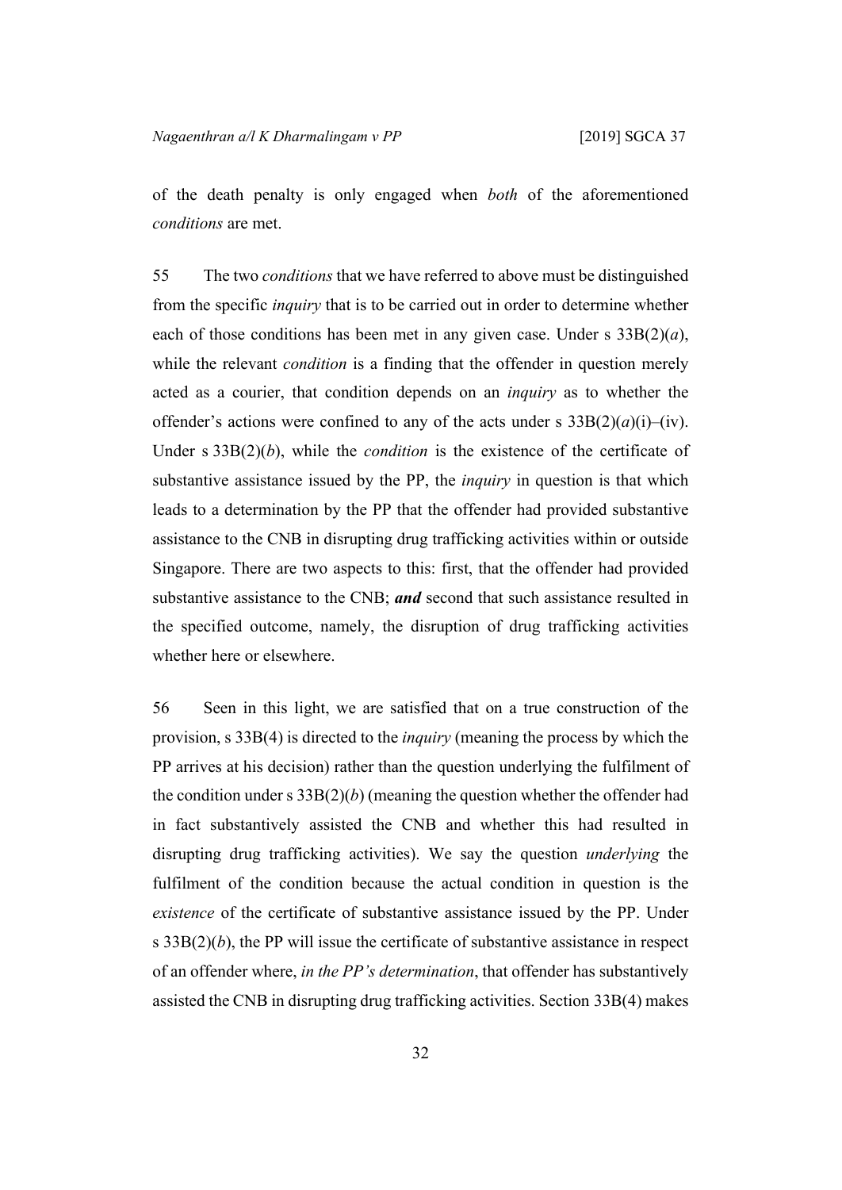of the death penalty is only engaged when *both* of the aforementioned *conditions* are met.

55 The two *conditions* that we have referred to above must be distinguished from the specific *inquiry* that is to be carried out in order to determine whether each of those conditions has been met in any given case. Under s 33B(2)(*a*), while the relevant *condition* is a finding that the offender in question merely acted as a courier, that condition depends on an *inquiry* as to whether the offender's actions were confined to any of the acts under s 33B(2)(*a*)(i)–(iv). Under s 33B(2)(*b*), while the *condition* is the existence of the certificate of substantive assistance issued by the PP, the *inquiry* in question is that which leads to a determination by the PP that the offender had provided substantive assistance to the CNB in disrupting drug trafficking activities within or outside Singapore. There are two aspects to this: first, that the offender had provided substantive assistance to the CNB; ***and*** second that such assistance resulted in the specified outcome, namely, the disruption of drug trafficking activities whether here or elsewhere.

56 Seen in this light, we are satisfied that on a true construction of the provision, s 33B(4) is directed to the *inquiry* (meaning the process by which the PP arrives at his decision) rather than the question underlying the fulfilment of the condition under s 33B(2)(*b*) (meaning the question whether the offender had in fact substantively assisted the CNB and whether this had resulted in disrupting drug trafficking activities). We say the question *underlying* the fulfilment of the condition because the actual condition in question is the *existence* of the certificate of substantive assistance issued by the PP. Under s 33B(2)(*b*), the PP will issue the certificate of substantive assistance in respect of an offender where, *in the PP's determination*, that offender has substantively assisted the CNB in disrupting drug trafficking activities. Section 33B(4) makes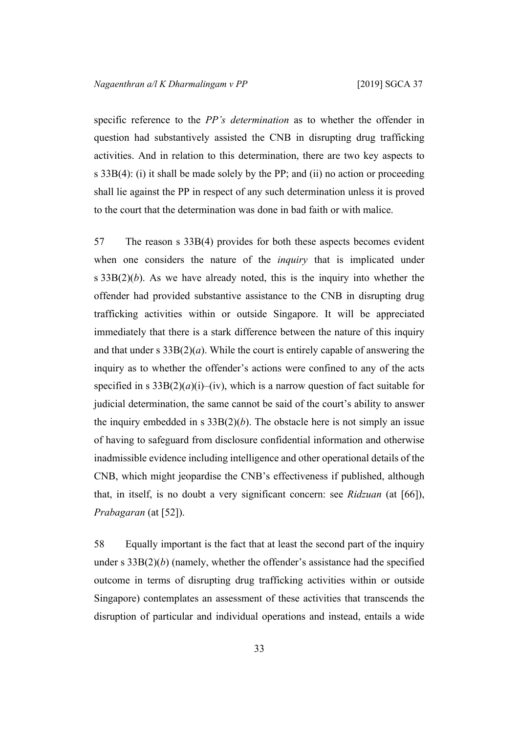specific reference to the *PP's determination* as to whether the offender in question had substantively assisted the CNB in disrupting drug trafficking activities. And in relation to this determination, there are two key aspects to s 33B(4): (i) it shall be made solely by the PP; and (ii) no action or proceeding shall lie against the PP in respect of any such determination unless it is proved to the court that the determination was done in bad faith or with malice.

57 The reason s 33B(4) provides for both these aspects becomes evident when one considers the nature of the *inquiry* that is implicated under s 33B(2)(*b*). As we have already noted, this is the inquiry into whether the offender had provided substantive assistance to the CNB in disrupting drug trafficking activities within or outside Singapore. It will be appreciated immediately that there is a stark difference between the nature of this inquiry and that under s 33B(2)(*a*). While the court is entirely capable of answering the inquiry as to whether the offender's actions were confined to any of the acts specified in s 33B(2)(*a*)(i)–(iv), which is a narrow question of fact suitable for judicial determination, the same cannot be said of the court's ability to answer the inquiry embedded in s 33B(2)(*b*). The obstacle here is not simply an issue of having to safeguard from disclosure confidential information and otherwise inadmissible evidence including intelligence and other operational details of the CNB, which might jeopardise the CNB's effectiveness if published, although that, in itself, is no doubt a very significant concern: see *Ridzuan* (at [66]), *Prabagaran* (at [52]).

58 Equally important is the fact that at least the second part of the inquiry under s 33B(2)(*b*) (namely, whether the offender's assistance had the specified outcome in terms of disrupting drug trafficking activities within or outside Singapore) contemplates an assessment of these activities that transcends the disruption of particular and individual operations and instead, entails a wide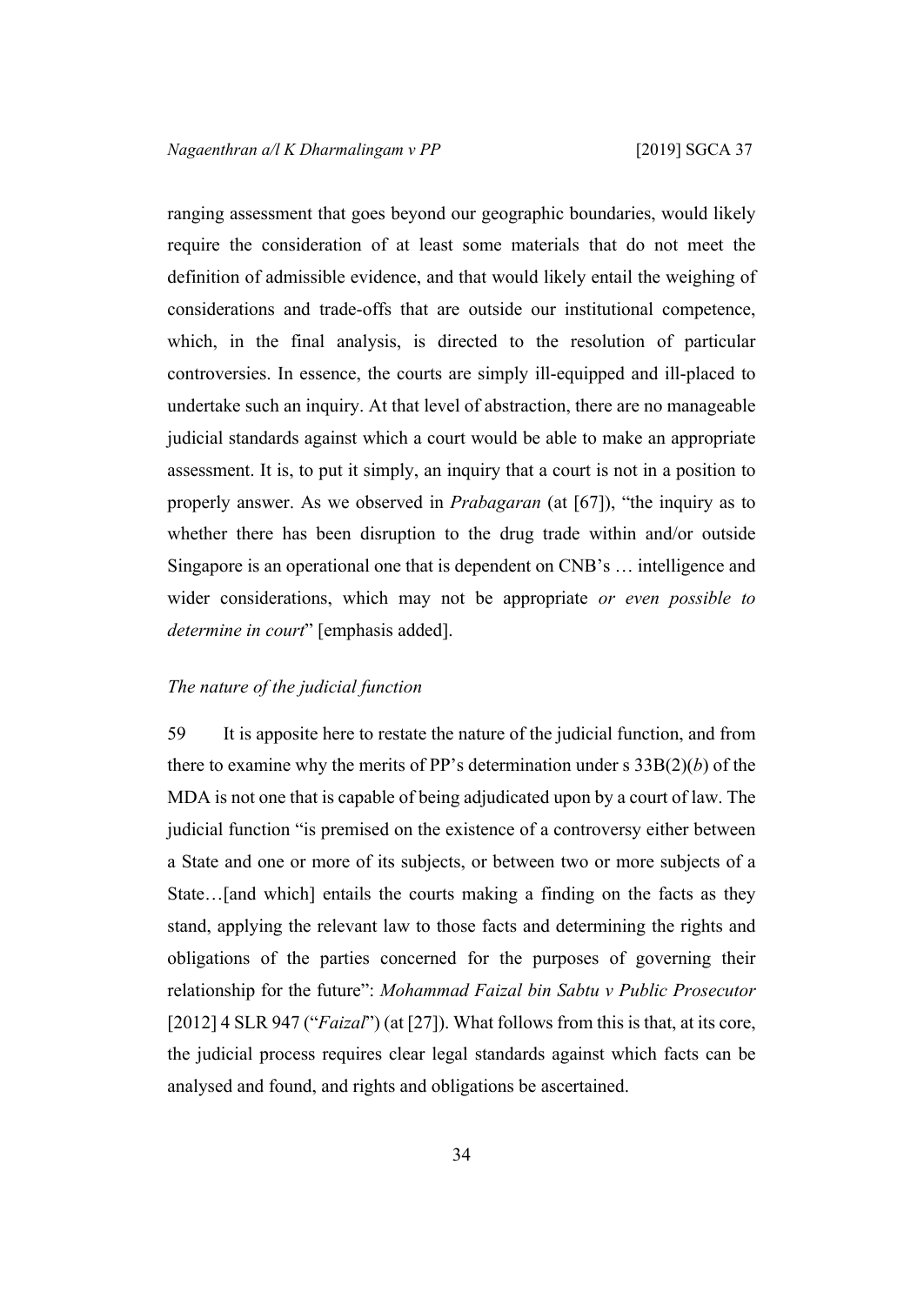ranging assessment that goes beyond our geographic boundaries, would likely require the consideration of at least some materials that do not meet the definition of admissible evidence, and that would likely entail the weighing of considerations and trade-offs that are outside our institutional competence, which, in the final analysis, is directed to the resolution of particular controversies. In essence, the courts are simply ill-equipped and ill-placed to undertake such an inquiry. At that level of abstraction, there are no manageable judicial standards against which a court would be able to make an appropriate assessment. It is, to put it simply, an inquiry that a court is not in a position to properly answer. As we observed in *Prabagaran* (at [67]), "the inquiry as to whether there has been disruption to the drug trade within and/or outside Singapore is an operational one that is dependent on CNB's … intelligence and wider considerations, which may not be appropriate *or even possible to determine in court*" [emphasis added].

*The nature of the judicial function*

59 It is apposite here to restate the nature of the judicial function, and from there to examine why the merits of PP's determination under s 33B(2)(*b*) of the MDA is not one that is capable of being adjudicated upon by a court of law. The judicial function "is premised on the existence of a controversy either between a State and one or more of its subjects, or between two or more subjects of a State…[and which] entails the courts making a finding on the facts as they stand, applying the relevant law to those facts and determining the rights and obligations of the parties concerned for the purposes of governing their relationship for the future": *Mohammad Faizal bin Sabtu v Public Prosecutor* [2012] 4 SLR 947 ("*Faizal*") (at [27]). What follows from this is that, at its core, the judicial process requires clear legal standards against which facts can be analysed and found, and rights and obligations be ascertained.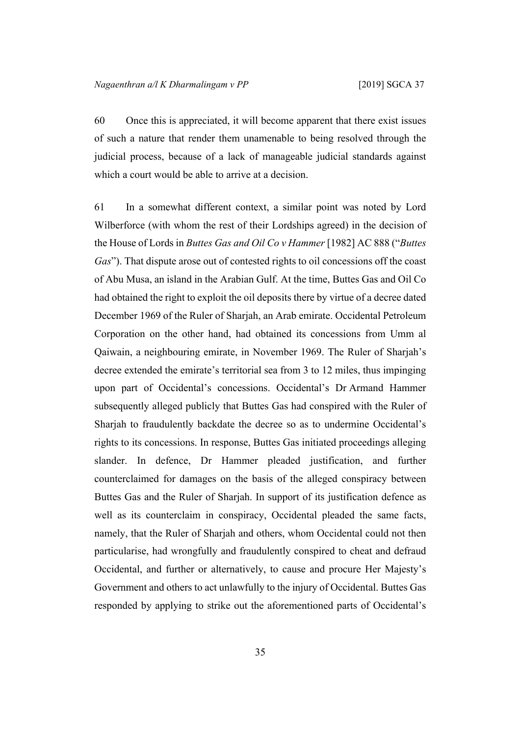60 Once this is appreciated, it will become apparent that there exist issues of such a nature that render them unamenable to being resolved through the judicial process, because of a lack of manageable judicial standards against which a court would be able to arrive at a decision.

61 In a somewhat different context, a similar point was noted by Lord Wilberforce (with whom the rest of their Lordships agreed) in the decision of the House of Lords in *Buttes Gas and Oil Co v Hammer* [1982] AC 888 ("*Buttes Gas*"). That dispute arose out of contested rights to oil concessions off the coast of Abu Musa, an island in the Arabian Gulf. At the time, Buttes Gas and Oil Co had obtained the right to exploit the oil deposits there by virtue of a decree dated December 1969 of the Ruler of Sharjah, an Arab emirate. Occidental Petroleum Corporation on the other hand, had obtained its concessions from Umm al Qaiwain, a neighbouring emirate, in November 1969. The Ruler of Sharjah's decree extended the emirate's territorial sea from 3 to 12 miles, thus impinging upon part of Occidental's concessions. Occidental's Dr Armand Hammer subsequently alleged publicly that Buttes Gas had conspired with the Ruler of Sharjah to fraudulently backdate the decree so as to undermine Occidental's rights to its concessions. In response, Buttes Gas initiated proceedings alleging slander. In defence, Dr Hammer pleaded justification, and further counterclaimed for damages on the basis of the alleged conspiracy between Buttes Gas and the Ruler of Sharjah. In support of its justification defence as well as its counterclaim in conspiracy, Occidental pleaded the same facts, namely, that the Ruler of Sharjah and others, whom Occidental could not then particularise, had wrongfully and fraudulently conspired to cheat and defraud Occidental, and further or alternatively, to cause and procure Her Majesty's Government and others to act unlawfully to the injury of Occidental. Buttes Gas responded by applying to strike out the aforementioned parts of Occidental's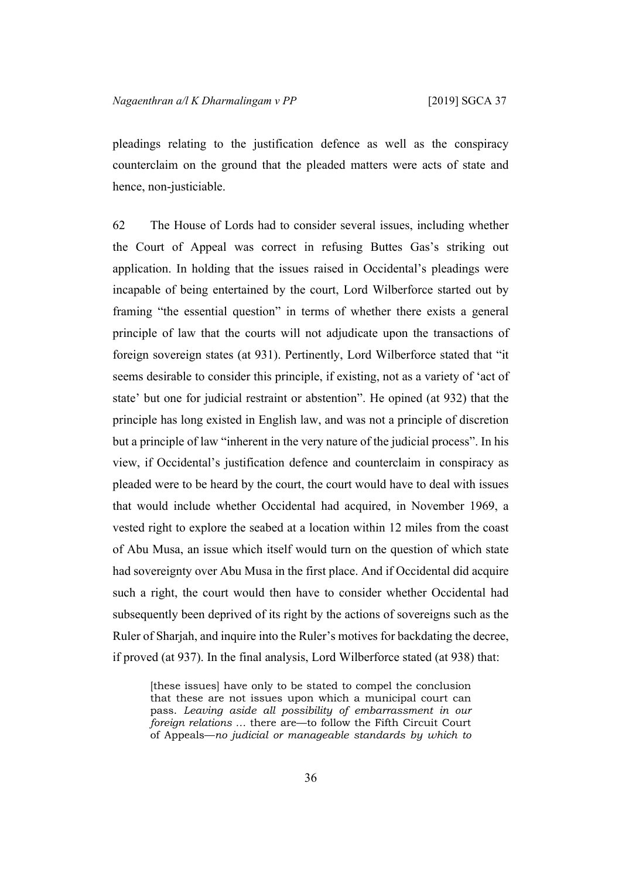pleadings relating to the justification defence as well as the conspiracy counterclaim on the ground that the pleaded matters were acts of state and hence, non-justiciable.

62 The House of Lords had to consider several issues, including whether the Court of Appeal was correct in refusing Buttes Gas's striking out application. In holding that the issues raised in Occidental's pleadings were incapable of being entertained by the court, Lord Wilberforce started out by framing "the essential question" in terms of whether there exists a general principle of law that the courts will not adjudicate upon the transactions of foreign sovereign states (at 931). Pertinently, Lord Wilberforce stated that "it seems desirable to consider this principle, if existing, not as a variety of 'act of state' but one for judicial restraint or abstention". He opined (at 932) that the principle has long existed in English law, and was not a principle of discretion but a principle of law "inherent in the very nature of the judicial process". In his view, if Occidental's justification defence and counterclaim in conspiracy as pleaded were to be heard by the court, the court would have to deal with issues that would include whether Occidental had acquired, in November 1969, a vested right to explore the seabed at a location within 12 miles from the coast of Abu Musa, an issue which itself would turn on the question of which state had sovereignty over Abu Musa in the first place. And if Occidental did acquire such a right, the court would then have to consider whether Occidental had subsequently been deprived of its right by the actions of sovereigns such as the Ruler of Sharjah, and inquire into the Ruler's motives for backdating the decree, if proved (at 937). In the final analysis, Lord Wilberforce stated (at 938) that:

> [these issues] have only to be stated to compel the conclusion that these are not issues upon which a municipal court can pass. *Leaving aside all possibility of embarrassment in our foreign relations* … there are—to follow the Fifth Circuit Court of Appeals—*no judicial or manageable standards by which to*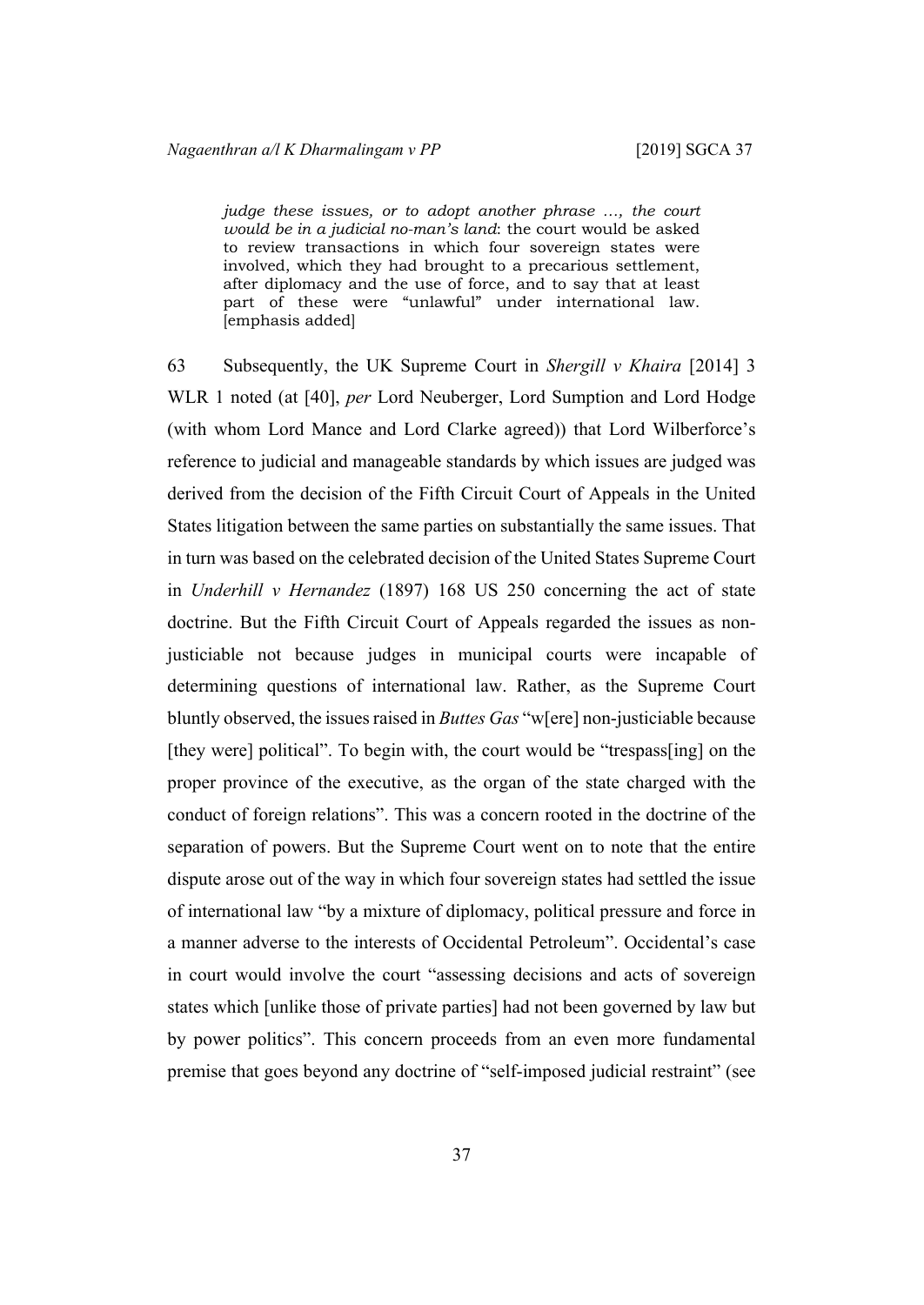> *judge these issues, or to adopt another phrase …, the court would be in a judicial no-man's land*: the court would be asked to review transactions in which four sovereign states were involved, which they had brought to a precarious settlement, after diplomacy and the use of force, and to say that at least part of these were "unlawful" under international law. [emphasis added]

63 Subsequently, the UK Supreme Court in *Shergill v Khaira* [2014] 3 WLR 1 noted (at [40], *per* Lord Neuberger, Lord Sumption and Lord Hodge (with whom Lord Mance and Lord Clarke agreed)) that Lord Wilberforce's reference to judicial and manageable standards by which issues are judged was derived from the decision of the Fifth Circuit Court of Appeals in the United States litigation between the same parties on substantially the same issues. That in turn was based on the celebrated decision of the United States Supreme Court in *Underhill v Hernandez* (1897) 168 US 250 concerning the act of state doctrine. But the Fifth Circuit Court of Appeals regarded the issues as non-justiciable not because judges in municipal courts were incapable of determining questions of international law. Rather, as the Supreme Court bluntly observed, the issues raised in *Buttes Gas* "w[ere] non-justiciable because [they were] political". To begin with, the court would be "trespass[ing] on the proper province of the executive, as the organ of the state charged with the conduct of foreign relations". This was a concern rooted in the doctrine of the separation of powers. But the Supreme Court went on to note that the entire dispute arose out of the way in which four sovereign states had settled the issue of international law "by a mixture of diplomacy, political pressure and force in a manner adverse to the interests of Occidental Petroleum". Occidental's case in court would involve the court "assessing decisions and acts of sovereign states which [unlike those of private parties] had not been governed by law but by power politics". This concern proceeds from an even more fundamental premise that goes beyond any doctrine of "self-imposed judicial restraint" (see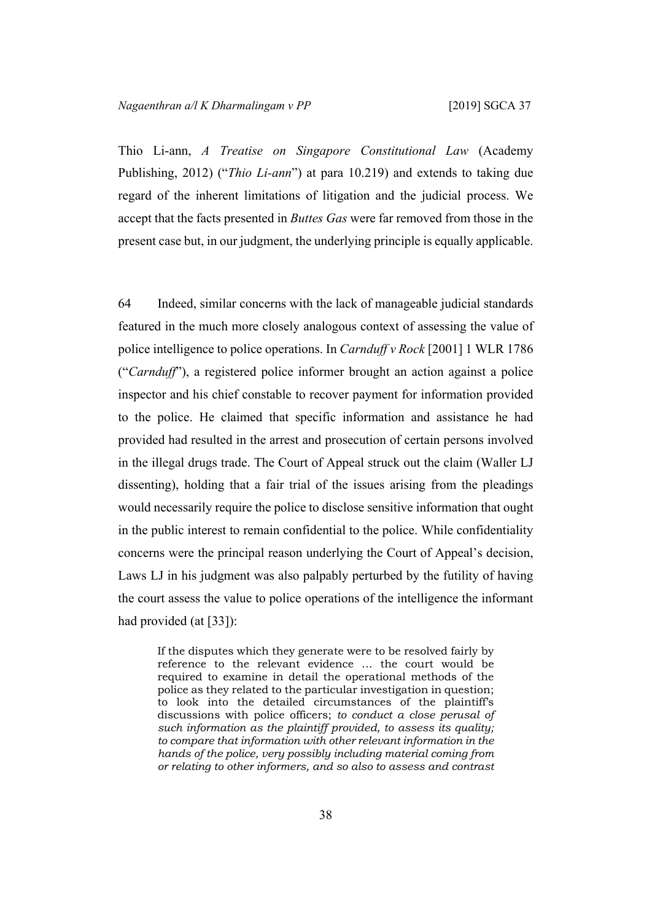Thio Li-ann, *A Treatise on Singapore Constitutional Law* (Academy Publishing, 2012) ("*Thio Li-ann*") at para 10.219) and extends to taking due regard of the inherent limitations of litigation and the judicial process. We accept that the facts presented in *Buttes Gas* were far removed from those in the present case but, in our judgment, the underlying principle is equally applicable.

64 Indeed, similar concerns with the lack of manageable judicial standards featured in the much more closely analogous context of assessing the value of police intelligence to police operations. In *Carnduff v Rock* [2001] 1 WLR 1786 ("*Carnduff*"), a registered police informer brought an action against a police inspector and his chief constable to recover payment for information provided to the police. He claimed that specific information and assistance he had provided had resulted in the arrest and prosecution of certain persons involved in the illegal drugs trade. The Court of Appeal struck out the claim (Waller LJ dissenting), holding that a fair trial of the issues arising from the pleadings would necessarily require the police to disclose sensitive information that ought in the public interest to remain confidential to the police. While confidentiality concerns were the principal reason underlying the Court of Appeal's decision, Laws LJ in his judgment was also palpably perturbed by the futility of having the court assess the value to police operations of the intelligence the informant had provided (at [33]):

> If the disputes which they generate were to be resolved fairly by reference to the relevant evidence … the court would be required to examine in detail the operational methods of the police as they related to the particular investigation in question; to look into the detailed circumstances of the plaintiff's discussions with police officers; *to conduct a close perusal of such information as the plaintiff provided, to assess its quality; to compare that information with other relevant information in the hands of the police, very possibly including material coming from or relating to other informers, and so also to assess and contrast*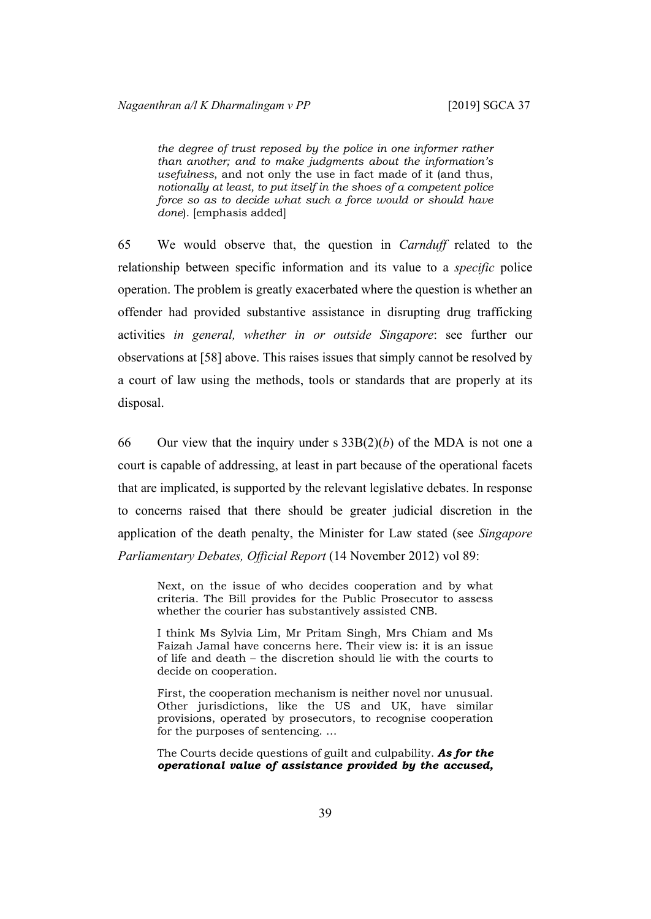> *the degree of trust reposed by the police in one informer rather than another; and to make judgments about the information's usefulness*, and not only the use in fact made of it (and thus, *notionally at least, to put itself in the shoes of a competent police force so as to decide what such a force would or should have done*). [emphasis added]

65 We would observe that, the question in *Carnduff* related to the relationship between specific information and its value to a *specific* police operation. The problem is greatly exacerbated where the question is whether an offender had provided substantive assistance in disrupting drug trafficking activities *in general, whether in or outside Singapore*: see further our observations at [58] above. This raises issues that simply cannot be resolved by a court of law using the methods, tools or standards that are properly at its disposal.

66 Our view that the inquiry under s 33B(2)(*b*) of the MDA is not one a court is capable of addressing, at least in part because of the operational facets that are implicated, is supported by the relevant legislative debates. In response to concerns raised that there should be greater judicial discretion in the application of the death penalty, the Minister for Law stated (see *Singapore Parliamentary Debates, Official Report* (14 November 2012) vol 89:

> Next, on the issue of who decides cooperation and by what criteria. The Bill provides for the Public Prosecutor to assess whether the courier has substantively assisted CNB.
>
> I think Ms Sylvia Lim, Mr Pritam Singh, Mrs Chiam and Ms Faizah Jamal have concerns here. Their view is: it is an issue of life and death – the discretion should lie with the courts to decide on cooperation.
>
> First, the cooperation mechanism is neither novel nor unusual. Other jurisdictions, like the US and UK, have similar provisions, operated by prosecutors, to recognise cooperation for the purposes of sentencing. …
>
> The Courts decide questions of guilt and culpability. ***As for the operational value of assistance provided by the accused,***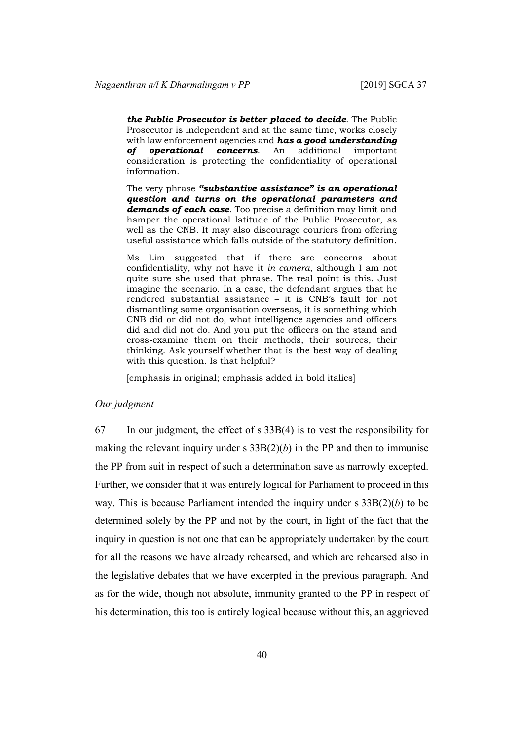> ***the Public Prosecutor is better placed to decide***. The Public Prosecutor is independent and at the same time, works closely with law enforcement agencies and ***has a good understanding of operational concerns***. An additional important consideration is protecting the confidentiality of operational information.
>
> The very phrase ***"substantive assistance" is an operational question and turns on the operational parameters and demands of each case***. Too precise a definition may limit and hamper the operational latitude of the Public Prosecutor, as well as the CNB. It may also discourage couriers from offering useful assistance which falls outside of the statutory definition.
>
> Ms Lim suggested that if there are concerns about confidentiality, why not have it *in camera*, although I am not quite sure she used that phrase. The real point is this. Just imagine the scenario. In a case, the defendant argues that he rendered substantial assistance – it is CNB's fault for not dismantling some organisation overseas, it is something which CNB did or did not do, what intelligence agencies and officers did and did not do. And you put the officers on the stand and cross-examine them on their methods, their sources, their thinking. Ask yourself whether that is the best way of dealing with this question. Is that helpful?
>
> [emphasis in original; emphasis added in bold italics]

*Our judgment*

67 In our judgment, the effect of s 33B(4) is to vest the responsibility for making the relevant inquiry under s 33B(2)(*b*) in the PP and then to immunise the PP from suit in respect of such a determination save as narrowly excepted. Further, we consider that it was entirely logical for Parliament to proceed in this way. This is because Parliament intended the inquiry under s 33B(2)(*b*) to be determined solely by the PP and not by the court, in light of the fact that the inquiry in question is not one that can be appropriately undertaken by the court for all the reasons we have already rehearsed, and which are rehearsed also in the legislative debates that we have excerpted in the previous paragraph. And as for the wide, though not absolute, immunity granted to the PP in respect of his determination, this too is entirely logical because without this, an aggrieved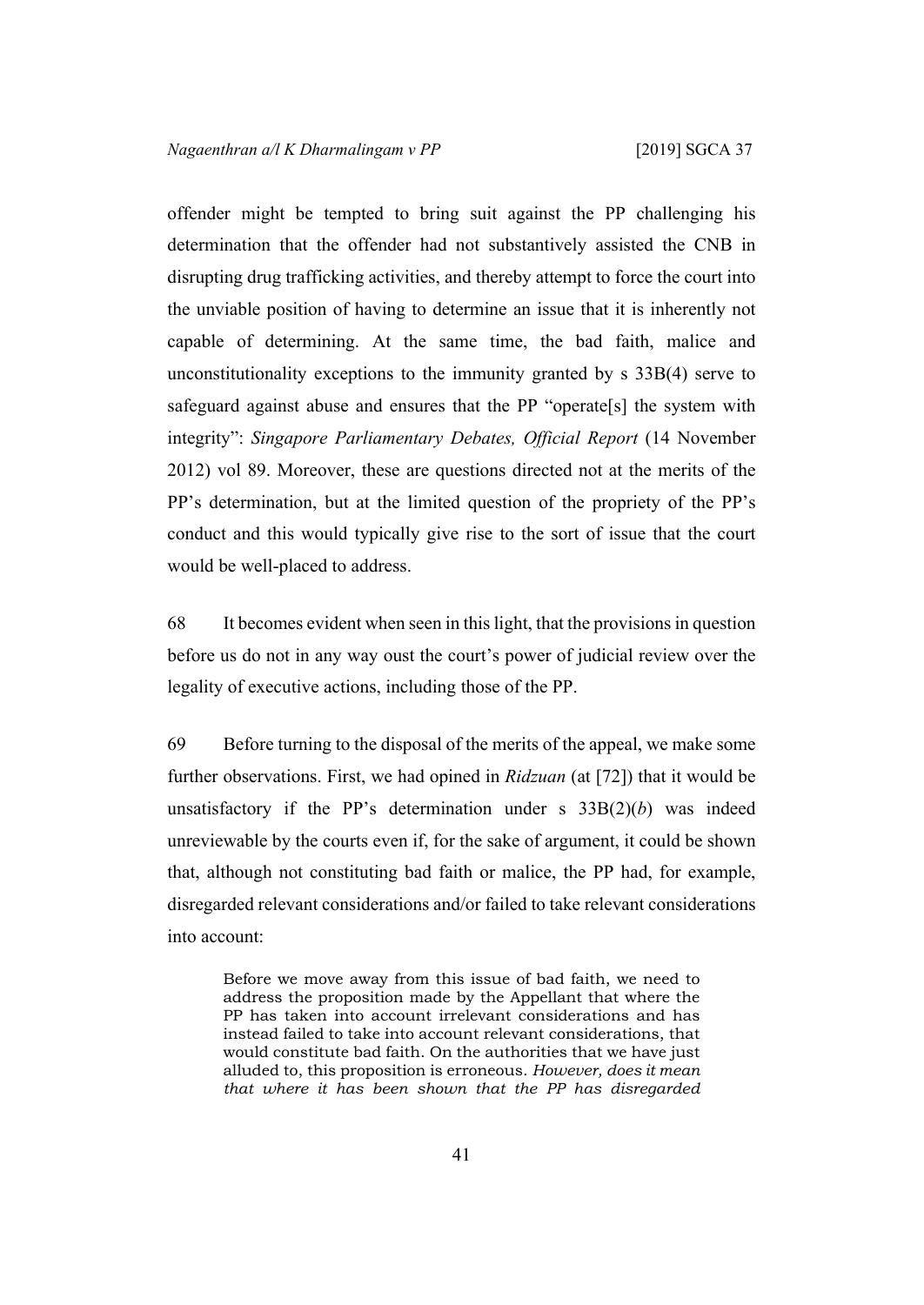offender might be tempted to bring suit against the PP challenging his determination that the offender had not substantively assisted the CNB in disrupting drug trafficking activities, and thereby attempt to force the court into the unviable position of having to determine an issue that it is inherently not capable of determining. At the same time, the bad faith, malice and unconstitutionality exceptions to the immunity granted by s 33B(4) serve to safeguard against abuse and ensures that the PP "operate[s] the system with integrity": *Singapore Parliamentary Debates, Official Report* (14 November 2012) vol 89. Moreover, these are questions directed not at the merits of the PP's determination, but at the limited question of the propriety of the PP's conduct and this would typically give rise to the sort of issue that the court would be well-placed to address.

68 It becomes evident when seen in this light, that the provisions in question before us do not in any way oust the court's power of judicial review over the legality of executive actions, including those of the PP.

69 Before turning to the disposal of the merits of the appeal, we make some further observations. First, we had opined in *Ridzuan* (at [72]) that it would be unsatisfactory if the PP's determination under s 33B(2)(*b*) was indeed unreviewable by the courts even if, for the sake of argument, it could be shown that, although not constituting bad faith or malice, the PP had, for example, disregarded relevant considerations and/or failed to take relevant considerations into account:

> Before we move away from this issue of bad faith, we need to address the proposition made by the Appellant that where the PP has taken into account irrelevant considerations and has instead failed to take into account relevant considerations, that would constitute bad faith. On the authorities that we have just alluded to, this proposition is erroneous. *However, does it mean that where it has been shown that the PP has disregarded*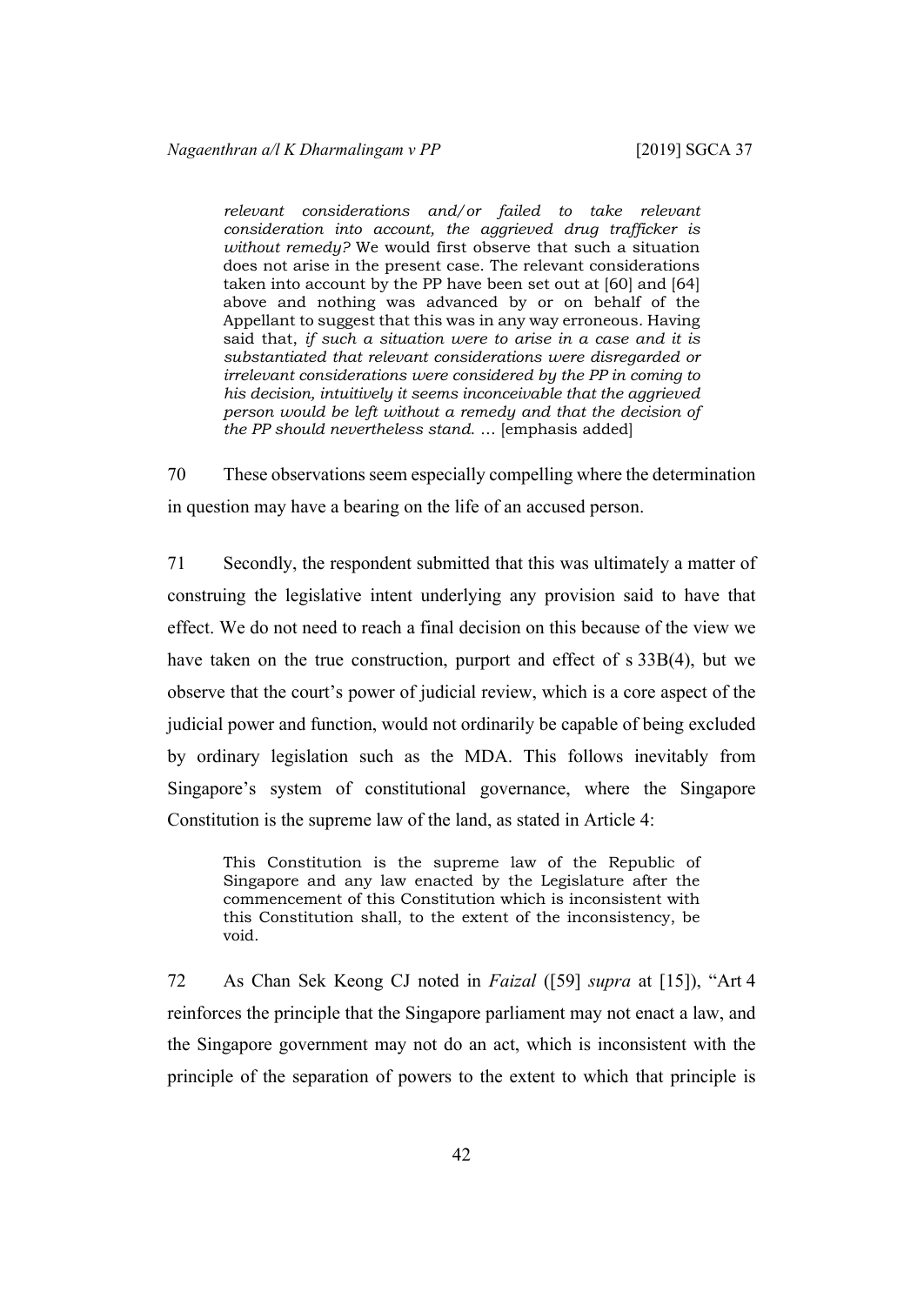> *relevant considerations and/or failed to take relevant consideration into account, the aggrieved drug trafficker is without remedy?* We would first observe that such a situation does not arise in the present case. The relevant considerations taken into account by the PP have been set out at [60] and [64] above and nothing was advanced by or on behalf of the Appellant to suggest that this was in any way erroneous. Having said that, *if such a situation were to arise in a case and it is substantiated that relevant considerations were disregarded or irrelevant considerations were considered by the PP in coming to his decision, intuitively it seems inconceivable that the aggrieved person would be left without a remedy and that the decision of the PP should nevertheless stand.* … [emphasis added]

70 These observations seem especially compelling where the determination in question may have a bearing on the life of an accused person.

71 Secondly, the respondent submitted that this was ultimately a matter of construing the legislative intent underlying any provision said to have that effect. We do not need to reach a final decision on this because of the view we have taken on the true construction, purport and effect of s 33B(4), but we observe that the court's power of judicial review, which is a core aspect of the judicial power and function, would not ordinarily be capable of being excluded by ordinary legislation such as the MDA. This follows inevitably from Singapore's system of constitutional governance, where the Singapore Constitution is the supreme law of the land, as stated in Article 4:

> This Constitution is the supreme law of the Republic of Singapore and any law enacted by the Legislature after the commencement of this Constitution which is inconsistent with this Constitution shall, to the extent of the inconsistency, be void.

72 As Chan Sek Keong CJ noted in *Faizal* ([59] *supra* at [15]), "Art 4 reinforces the principle that the Singapore parliament may not enact a law, and the Singapore government may not do an act, which is inconsistent with the principle of the separation of powers to the extent to which that principle is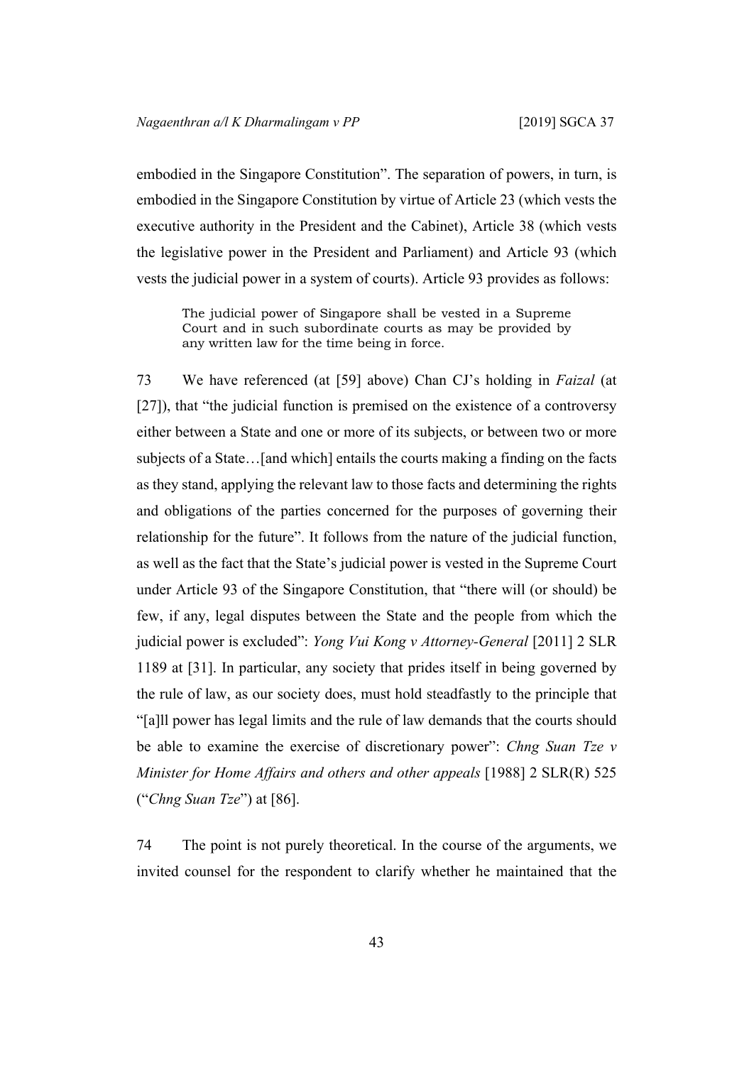embodied in the Singapore Constitution". The separation of powers, in turn, is embodied in the Singapore Constitution by virtue of Article 23 (which vests the executive authority in the President and the Cabinet), Article 38 (which vests the legislative power in the President and Parliament) and Article 93 (which vests the judicial power in a system of courts). Article 93 provides as follows:

> The judicial power of Singapore shall be vested in a Supreme Court and in such subordinate courts as may be provided by any written law for the time being in force.

73 We have referenced (at [59] above) Chan CJ's holding in *Faizal* (at [27]), that "the judicial function is premised on the existence of a controversy either between a State and one or more of its subjects, or between two or more subjects of a State…[and which] entails the courts making a finding on the facts as they stand, applying the relevant law to those facts and determining the rights and obligations of the parties concerned for the purposes of governing their relationship for the future". It follows from the nature of the judicial function, as well as the fact that the State's judicial power is vested in the Supreme Court under Article 93 of the Singapore Constitution, that "there will (or should) be few, if any, legal disputes between the State and the people from which the judicial power is excluded": *Yong Vui Kong v Attorney-General* [2011] 2 SLR 1189 at [31]. In particular, any society that prides itself in being governed by the rule of law, as our society does, must hold steadfastly to the principle that "[a]ll power has legal limits and the rule of law demands that the courts should be able to examine the exercise of discretionary power": *Chng Suan Tze v Minister for Home Affairs and others and other appeals* [1988] 2 SLR(R) 525 ("*Chng Suan Tze*") at [86].

74 The point is not purely theoretical. In the course of the arguments, we invited counsel for the respondent to clarify whether he maintained that the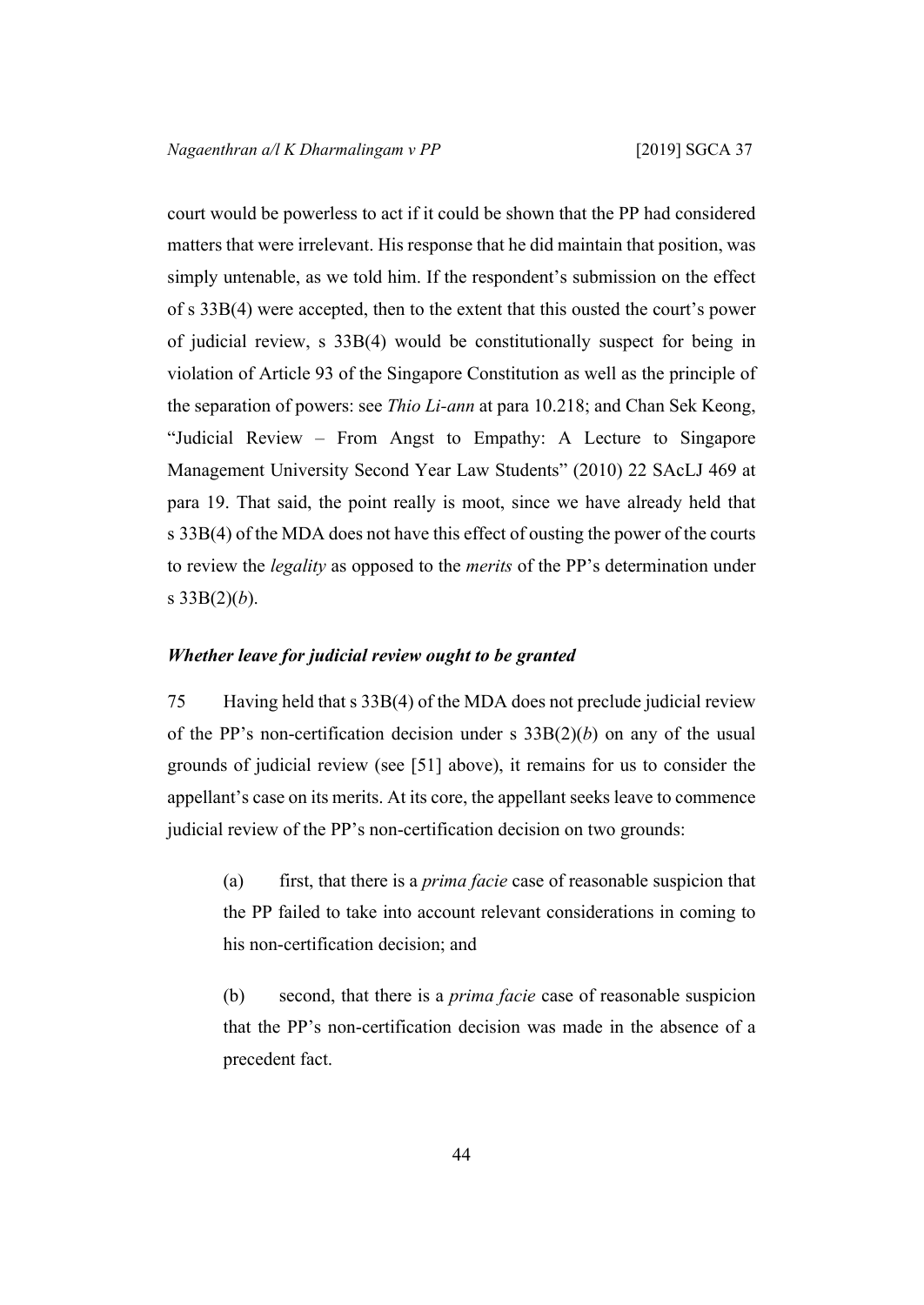court would be powerless to act if it could be shown that the PP had considered matters that were irrelevant. His response that he did maintain that position, was simply untenable, as we told him. If the respondent's submission on the effect of s 33B(4) were accepted, then to the extent that this ousted the court's power of judicial review, s 33B(4) would be constitutionally suspect for being in violation of Article 93 of the Singapore Constitution as well as the principle of the separation of powers: see *Thio Li-ann* at para 10.218; and Chan Sek Keong, "Judicial Review – From Angst to Empathy: A Lecture to Singapore Management University Second Year Law Students" (2010) 22 SAcLJ 469 at para 19. That said, the point really is moot, since we have already held that s 33B(4) of the MDA does not have this effect of ousting the power of the courts to review the *legality* as opposed to the *merits* of the PP's determination under s 33B(2)(*b*).

### *Whether leave for judicial review ought to be granted*

75 Having held that s 33B(4) of the MDA does not preclude judicial review of the PP's non-certification decision under s 33B(2)(*b*) on any of the usual grounds of judicial review (see [51] above), it remains for us to consider the appellant's case on its merits. At its core, the appellant seeks leave to commence judicial review of the PP's non-certification decision on two grounds:

> (a) first, that there is a *prima facie* case of reasonable suspicion that the PP failed to take into account relevant considerations in coming to his non-certification decision; and
>
> (b) second, that there is a *prima facie* case of reasonable suspicion that the PP's non-certification decision was made in the absence of a precedent fact.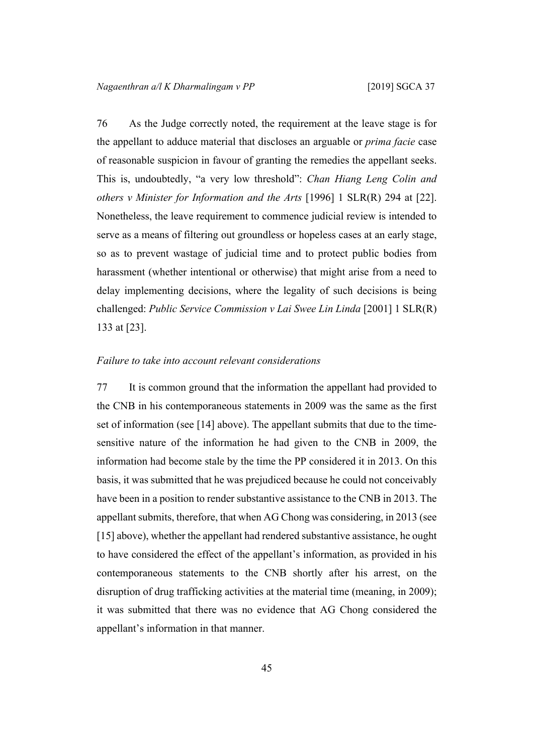76 As the Judge correctly noted, the requirement at the leave stage is for the appellant to adduce material that discloses an arguable or *prima facie* case of reasonable suspicion in favour of granting the remedies the appellant seeks. This is, undoubtedly, "a very low threshold": *Chan Hiang Leng Colin and others v Minister for Information and the Arts* [1996] 1 SLR(R) 294 at [22]. Nonetheless, the leave requirement to commence judicial review is intended to serve as a means of filtering out groundless or hopeless cases at an early stage, so as to prevent wastage of judicial time and to protect public bodies from harassment (whether intentional or otherwise) that might arise from a need to delay implementing decisions, where the legality of such decisions is being challenged: *Public Service Commission v Lai Swee Lin Linda* [2001] 1 SLR(R) 133 at [23].

*Failure to take into account relevant considerations*

77 It is common ground that the information the appellant had provided to the CNB in his contemporaneous statements in 2009 was the same as the first set of information (see [14] above). The appellant submits that due to the time-sensitive nature of the information he had given to the CNB in 2009, the information had become stale by the time the PP considered it in 2013. On this basis, it was submitted that he was prejudiced because he could not conceivably have been in a position to render substantive assistance to the CNB in 2013. The appellant submits, therefore, that when AG Chong was considering, in 2013 (see [15] above), whether the appellant had rendered substantive assistance, he ought to have considered the effect of the appellant's information, as provided in his contemporaneous statements to the CNB shortly after his arrest, on the disruption of drug trafficking activities at the material time (meaning, in 2009); it was submitted that there was no evidence that AG Chong considered the appellant's information in that manner.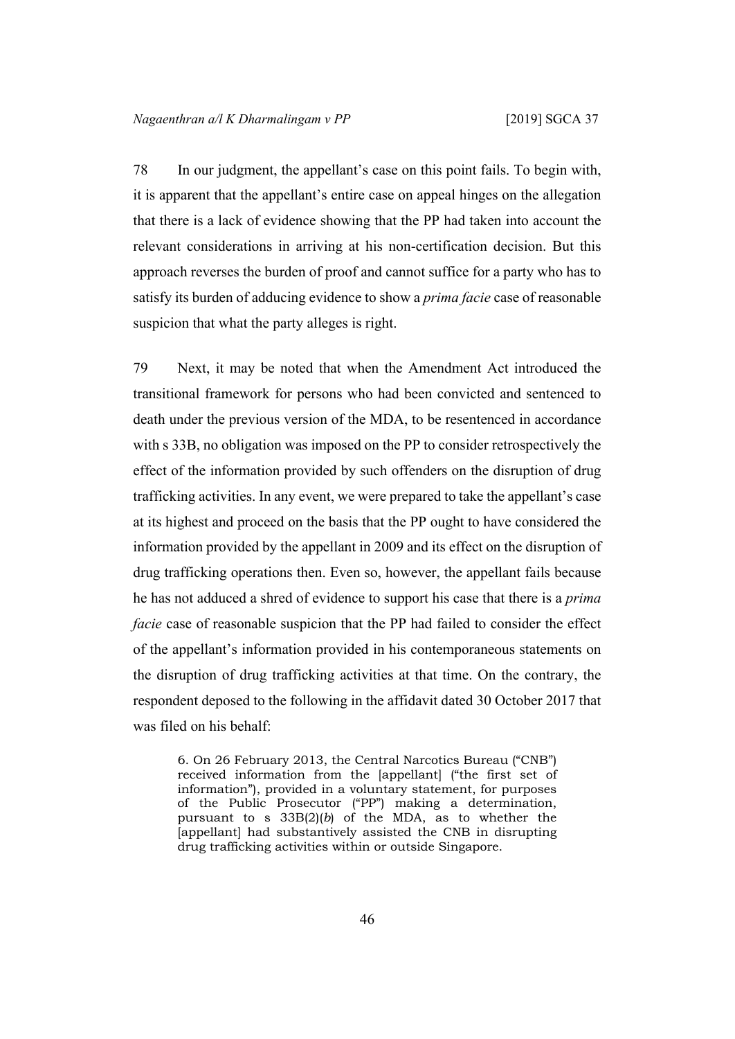78 In our judgment, the appellant's case on this point fails. To begin with, it is apparent that the appellant's entire case on appeal hinges on the allegation that there is a lack of evidence showing that the PP had taken into account the relevant considerations in arriving at his non-certification decision. But this approach reverses the burden of proof and cannot suffice for a party who has to satisfy its burden of adducing evidence to show a *prima facie* case of reasonable suspicion that what the party alleges is right.

79 Next, it may be noted that when the Amendment Act introduced the transitional framework for persons who had been convicted and sentenced to death under the previous version of the MDA, to be resentenced in accordance with s 33B, no obligation was imposed on the PP to consider retrospectively the effect of the information provided by such offenders on the disruption of drug trafficking activities. In any event, we were prepared to take the appellant's case at its highest and proceed on the basis that the PP ought to have considered the information provided by the appellant in 2009 and its effect on the disruption of drug trafficking operations then. Even so, however, the appellant fails because he has not adduced a shred of evidence to support his case that there is a *prima facie* case of reasonable suspicion that the PP had failed to consider the effect of the appellant's information provided in his contemporaneous statements on the disruption of drug trafficking activities at that time. On the contrary, the respondent deposed to the following in the affidavit dated 30 October 2017 that was filed on his behalf:

> 6. On 26 February 2013, the Central Narcotics Bureau ("CNB") received information from the [appellant] ("the first set of information"), provided in a voluntary statement, for purposes of the Public Prosecutor ("PP") making a determination, pursuant to s 33B(2)(*b*) of the MDA, as to whether the [appellant] had substantively assisted the CNB in disrupting drug trafficking activities within or outside Singapore.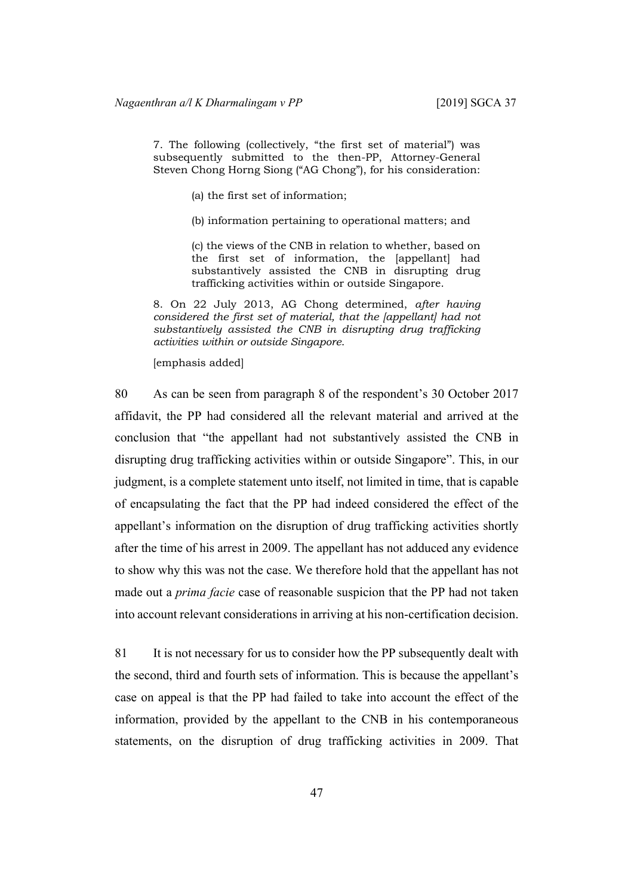> 7. The following (collectively, "the first set of material") was subsequently submitted to the then-PP, Attorney-General Steven Chong Horng Siong ("AG Chong"), for his consideration:
>
> (a) the first set of information;
>
> (b) information pertaining to operational matters; and
>
> (c) the views of the CNB in relation to whether, based on the first set of information, the [appellant] had substantively assisted the CNB in disrupting drug trafficking activities within or outside Singapore.
>
> 8. On 22 July 2013, AG Chong determined, *after having considered the first set of material, that the [appellant] had not substantively assisted the CNB in disrupting drug trafficking activities within or outside Singapore.*
>
> [emphasis added]

80 As can be seen from paragraph 8 of the respondent's 30 October 2017 affidavit, the PP had considered all the relevant material and arrived at the conclusion that "the appellant had not substantively assisted the CNB in disrupting drug trafficking activities within or outside Singapore". This, in our judgment, is a complete statement unto itself, not limited in time, that is capable of encapsulating the fact that the PP had indeed considered the effect of the appellant's information on the disruption of drug trafficking activities shortly after the time of his arrest in 2009. The appellant has not adduced any evidence to show why this was not the case. We therefore hold that the appellant has not made out a *prima facie* case of reasonable suspicion that the PP had not taken into account relevant considerations in arriving at his non-certification decision.

81 It is not necessary for us to consider how the PP subsequently dealt with the second, third and fourth sets of information. This is because the appellant's case on appeal is that the PP had failed to take into account the effect of the information, provided by the appellant to the CNB in his contemporaneous statements, on the disruption of drug trafficking activities in 2009. That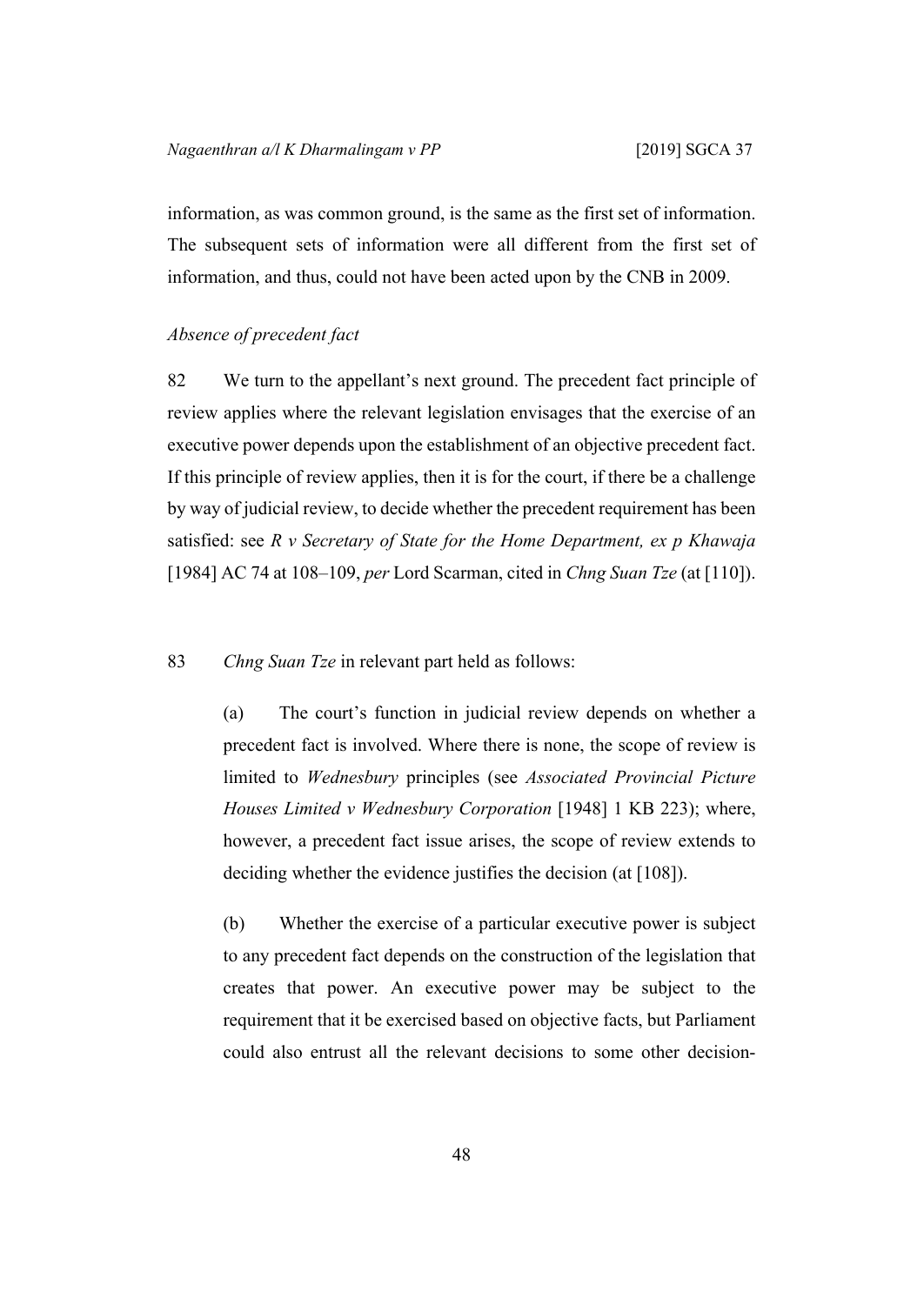information, as was common ground, is the same as the first set of information. The subsequent sets of information were all different from the first set of information, and thus, could not have been acted upon by the CNB in 2009.

*Absence of precedent fact*

82 We turn to the appellant's next ground. The precedent fact principle of review applies where the relevant legislation envisages that the exercise of an executive power depends upon the establishment of an objective precedent fact. If this principle of review applies, then it is for the court, if there be a challenge by way of judicial review, to decide whether the precedent requirement has been satisfied: see *R v Secretary of State for the Home Department, ex p Khawaja* [1984] AC 74 at 108–109, *per* Lord Scarman, cited in *Chng Suan Tze* (at [110]).

83 *Chng Suan Tze* in relevant part held as follows:

(a) The court's function in judicial review depends on whether a precedent fact is involved. Where there is none, the scope of review is limited to *Wednesbury* principles (see *Associated Provincial Picture Houses Limited v Wednesbury Corporation* [1948] 1 KB 223); where, however, a precedent fact issue arises, the scope of review extends to deciding whether the evidence justifies the decision (at [108]).

(b) Whether the exercise of a particular executive power is subject to any precedent fact depends on the construction of the legislation that creates that power. An executive power may be subject to the requirement that it be exercised based on objective facts, but Parliament could also entrust all the relevant decisions to some other decision-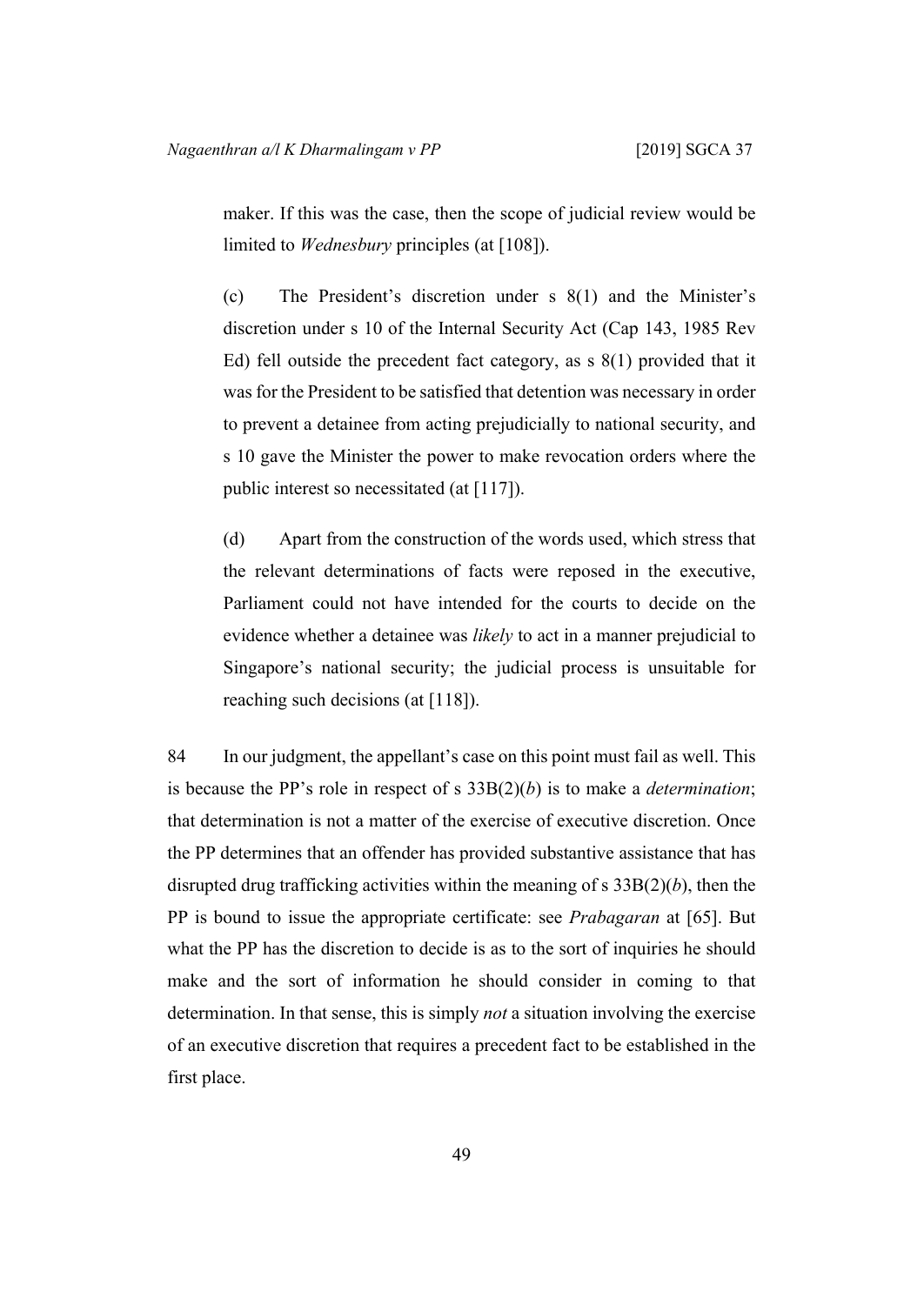maker. If this was the case, then the scope of judicial review would be limited to *Wednesbury* principles (at [108]).

(c) The President's discretion under s 8(1) and the Minister's discretion under s 10 of the Internal Security Act (Cap 143, 1985 Rev Ed) fell outside the precedent fact category, as s 8(1) provided that it was for the President to be satisfied that detention was necessary in order to prevent a detainee from acting prejudicially to national security, and s 10 gave the Minister the power to make revocation orders where the public interest so necessitated (at [117]).

(d) Apart from the construction of the words used, which stress that the relevant determinations of facts were reposed in the executive, Parliament could not have intended for the courts to decide on the evidence whether a detainee was *likely* to act in a manner prejudicial to Singapore's national security; the judicial process is unsuitable for reaching such decisions (at [118]).

84 In our judgment, the appellant's case on this point must fail as well. This is because the PP's role in respect of s 33B(2)(*b*) is to make a *determination*; that determination is not a matter of the exercise of executive discretion. Once the PP determines that an offender has provided substantive assistance that has disrupted drug trafficking activities within the meaning of s 33B(2)(*b*), then the PP is bound to issue the appropriate certificate: see *Prabagaran* at [65]. But what the PP has the discretion to decide is as to the sort of inquiries he should make and the sort of information he should consider in coming to that determination. In that sense, this is simply *not* a situation involving the exercise of an executive discretion that requires a precedent fact to be established in the first place.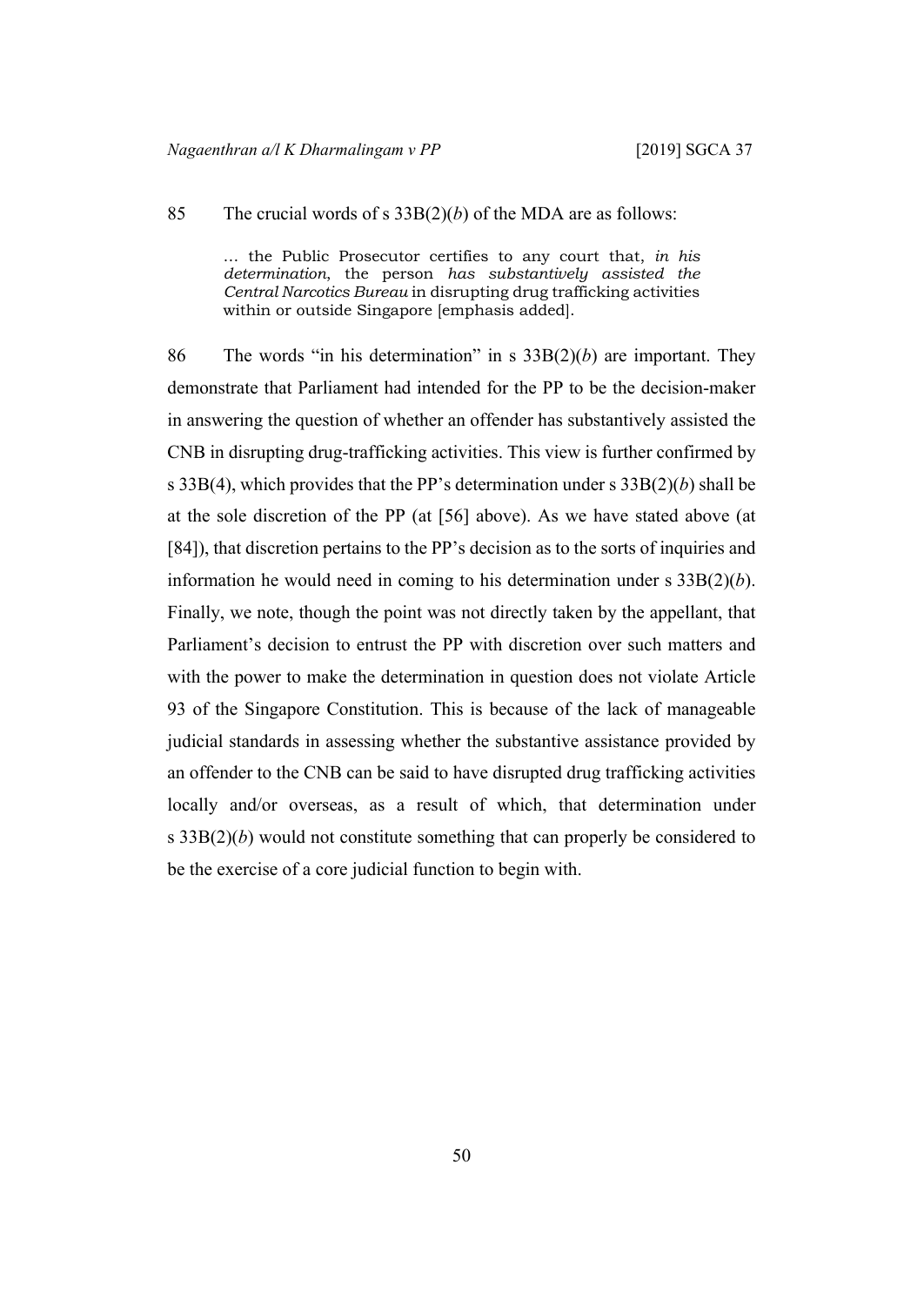85 The crucial words of s 33B(2)(*b*) of the MDA are as follows:

> … the Public Prosecutor certifies to any court that, *in his determination*, the person *has substantively assisted the Central Narcotics Bureau* in disrupting drug trafficking activities within or outside Singapore [emphasis added].

86 The words "in his determination" in s 33B(2)(*b*) are important. They demonstrate that Parliament had intended for the PP to be the decision-maker in answering the question of whether an offender has substantively assisted the CNB in disrupting drug-trafficking activities. This view is further confirmed by s 33B(4), which provides that the PP's determination under s 33B(2)(*b*) shall be at the sole discretion of the PP (at [56] above). As we have stated above (at [84]), that discretion pertains to the PP's decision as to the sorts of inquiries and information he would need in coming to his determination under s 33B(2)(*b*). Finally, we note, though the point was not directly taken by the appellant, that Parliament's decision to entrust the PP with discretion over such matters and with the power to make the determination in question does not violate Article 93 of the Singapore Constitution. This is because of the lack of manageable judicial standards in assessing whether the substantive assistance provided by an offender to the CNB can be said to have disrupted drug trafficking activities locally and/or overseas, as a result of which, that determination under s 33B(2)(*b*) would not constitute something that can properly be considered to be the exercise of a core judicial function to begin with.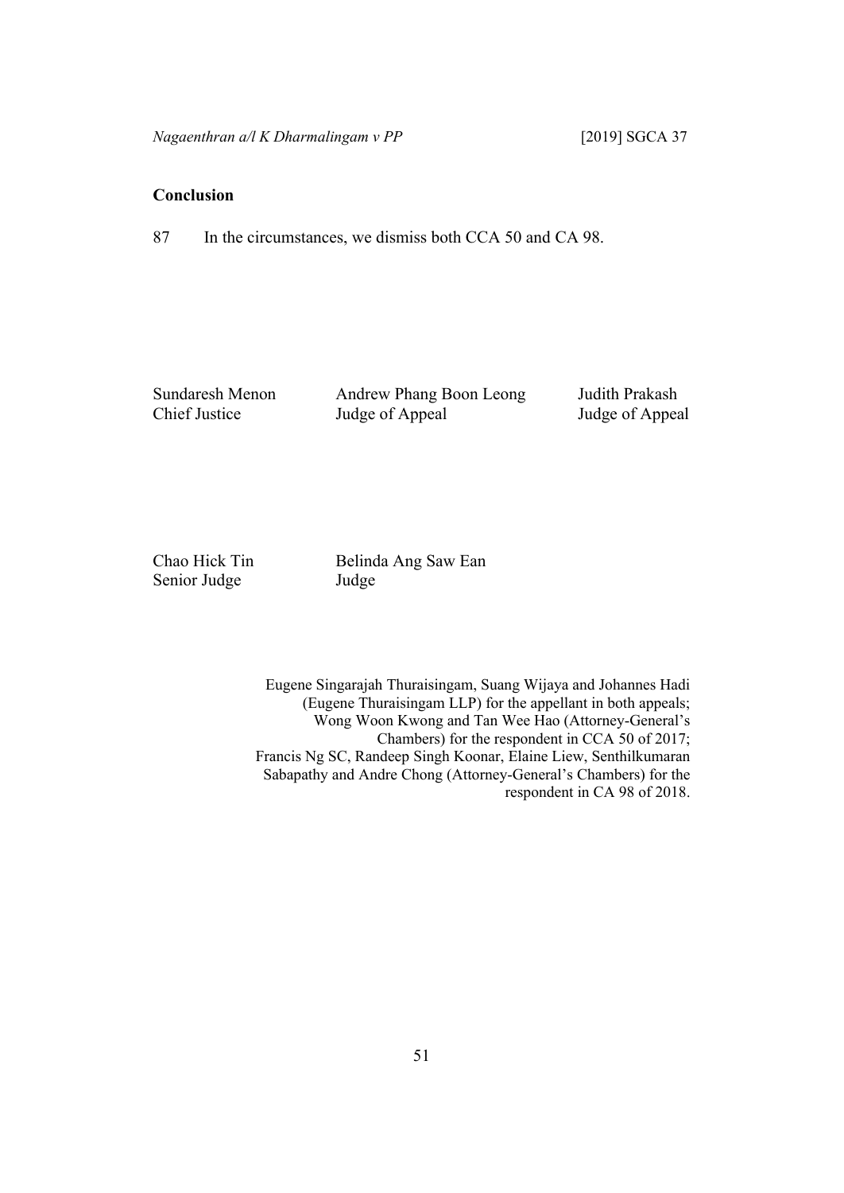## Conclusion

87 In the circumstances, we dismiss both CCA 50 and CA 98.

Sundaresh Menon
Chief Justice

Andrew Phang Boon Leong
Judge of Appeal

Judith Prakash
Judge of Appeal

Chao Hick Tin
Senior Judge

Belinda Ang Saw Ean
Judge

Eugene Singarajah Thuraisingam, Suang Wijaya and Johannes Hadi (Eugene Thuraisingam LLP) for the appellant in both appeals;
Wong Woon Kwong and Tan Wee Hao (Attorney-General's Chambers) for the respondent in CCA 50 of 2017;
Francis Ng SC, Randeep Singh Koonar, Elaine Liew, Senthilkumaran Sabapathy and Andre Chong (Attorney-General's Chambers) for the respondent in CA 98 of 2018.